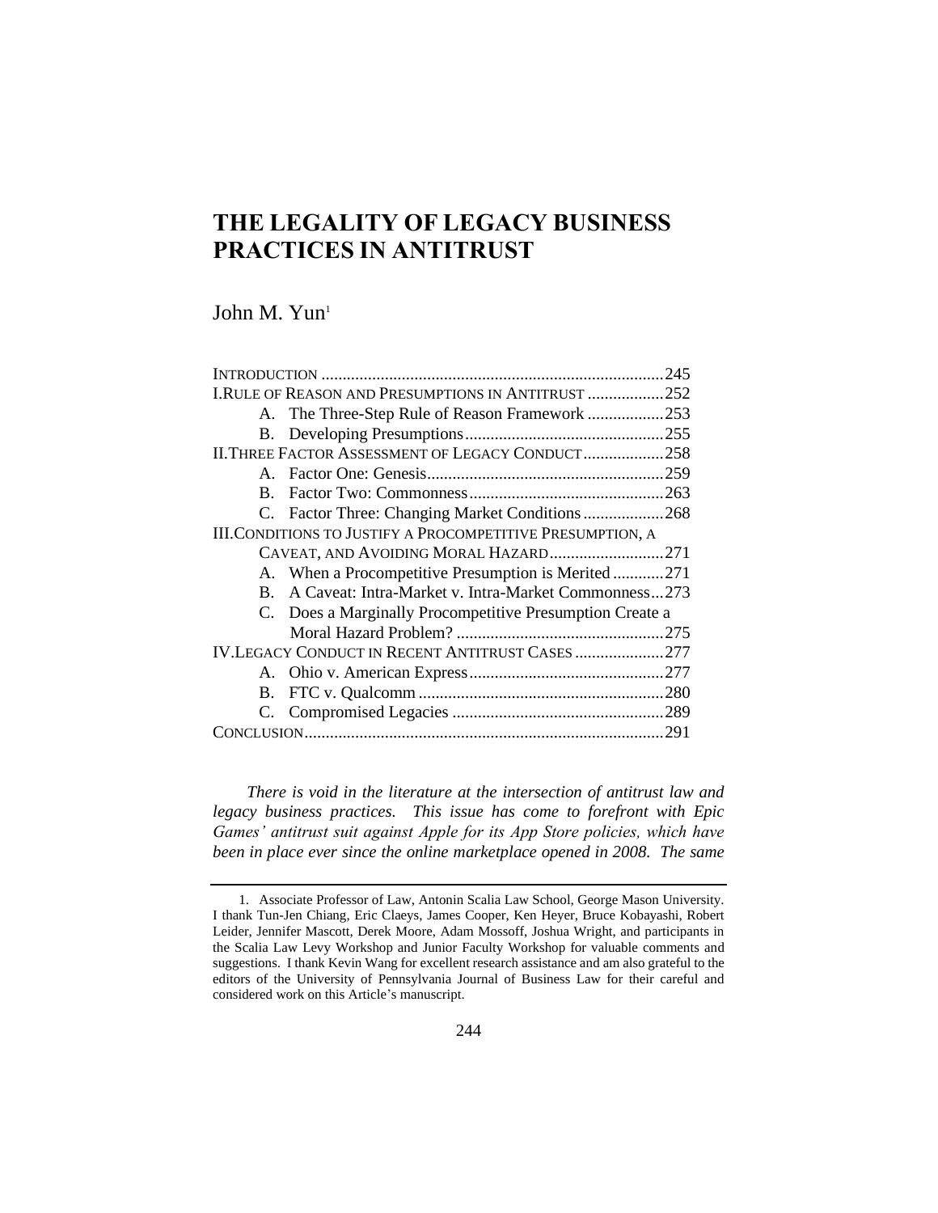# THE LEGALITY OF LEGACY BUSINESS PRACTICES IN ANTITRUST

John M. Yun[1]

| | |
|---|---|
| INTRODUCTION | 245 |
| I. RULE OF REASON AND PRESUMPTIONS IN ANTITRUST | 252 |
| A. The Three-Step Rule of Reason Framework | 253 |
| B. Developing Presumptions | 255 |
| II. THREE FACTOR ASSESSMENT OF LEGACY CONDUCT | 258 |
| A. Factor One: Genesis | 259 |
| B. Factor Two: Commonness | 263 |
| C. Factor Three: Changing Market Conditions | 268 |
| III. CONDITIONS TO JUSTIFY A PROCOMPETITIVE PRESUMPTION, A CAVEAT, AND AVOIDING MORAL HAZARD | 271 |
| A. When a Procompetitive Presumption is Merited | 271 |
| B. A Caveat: Intra-Market v. Intra-Market Commonness | 273 |
| C. Does a Marginally Procompetitive Presumption Create a Moral Hazard Problem? | 275 |
| IV. LEGACY CONDUCT IN RECENT ANTITRUST CASES | 277 |
| A. Ohio v. American Express | 277 |
| B. FTC v. Qualcomm | 280 |
| C. Compromised Legacies | 289 |
| CONCLUSION | 291 |

*There is void in the literature at the intersection of antitrust law and legacy business practices. This issue has come to forefront with Epic Games' antitrust suit against Apple for its App Store policies, which have been in place ever since the online marketplace opened in 2008. The same*

---

1. Associate Professor of Law, Antonin Scalia Law School, George Mason University. I thank Tun-Jen Chiang, Eric Claeys, James Cooper, Ken Heyer, Bruce Kobayashi, Robert Leider, Jennifer Mascott, Derek Moore, Adam Mossoff, Joshua Wright, and participants in the Scalia Law Levy Workshop and Junior Faculty Workshop for valuable comments and suggestions. I thank Kevin Wang for excellent research assistance and am also grateful to the editors of the University of Pennsylvania Journal of Business Law for their careful and considered work on this Article's manuscript.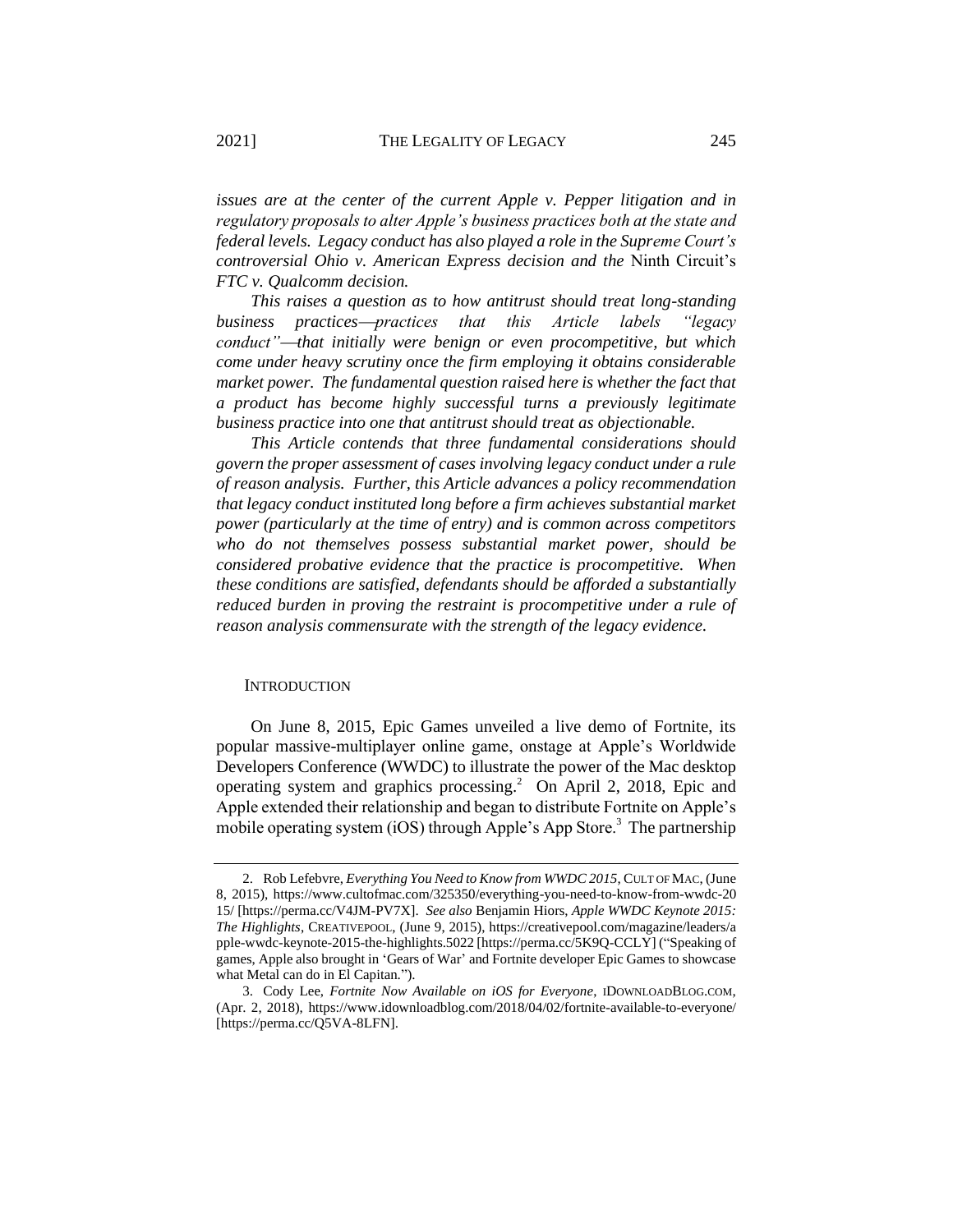*issues are at the center of the current Apple v. Pepper litigation and in regulatory proposals to alter Apple's business practices both at the state and federal levels. Legacy conduct has also played a role in the Supreme Court's controversial Ohio v. American Express decision and the* Ninth Circuit's *FTC v. Qualcomm decision.*

*This raises a question as to how antitrust should treat long-standing business practices—practices that this Article labels "legacy conduct"—that initially were benign or even procompetitive, but which come under heavy scrutiny once the firm employing it obtains considerable market power. The fundamental question raised here is whether the fact that a product has become highly successful turns a previously legitimate business practice into one that antitrust should treat as objectionable.*

*This Article contends that three fundamental considerations should govern the proper assessment of cases involving legacy conduct under a rule of reason analysis. Further, this Article advances a policy recommendation that legacy conduct instituted long before a firm achieves substantial market power (particularly at the time of entry) and is common across competitors who do not themselves possess substantial market power, should be considered probative evidence that the practice is procompetitive. When these conditions are satisfied, defendants should be afforded a substantially reduced burden in proving the restraint is procompetitive under a rule of reason analysis commensurate with the strength of the legacy evidence.*

## INTRODUCTION

On June 8, 2015, Epic Games unveiled a live demo of Fortnite, its popular massive-multiplayer online game, onstage at Apple's Worldwide Developers Conference (WWDC) to illustrate the power of the Mac desktop operating system and graphics processing.[2] On April 2, 2018, Epic and Apple extended their relationship and began to distribute Fortnite on Apple's mobile operating system (iOS) through Apple's App Store.[3] The partnership

---

2. Rob Lefebvre, *Everything You Need to Know from WWDC 2015*, CULT OF MAC, (June 8, 2015), https://www.cultofmac.com/325350/everything-you-need-to-know-from-wwdc-2015/ [https://perma.cc/V4JM-PV7X]. *See also* Benjamin Hiors, *Apple WWDC Keynote 2015: The Highlights*, CREATIVEPOOL, (June 9, 2015), https://creativepool.com/magazine/leaders/apple-wwdc-keynote-2015-the-highlights.5022 [https://perma.cc/5K9Q-CCLY] ("Speaking of games, Apple also brought in 'Gears of War' and Fortnite developer Epic Games to showcase what Metal can do in El Capitan.").

3. Cody Lee, *Fortnite Now Available on iOS for Everyone*, IDOWNLOADBLOG.COM, (Apr. 2, 2018), https://www.idownloadblog.com/2018/04/02/fortnite-available-to-everyone/ [https://perma.cc/Q5VA-8LFN].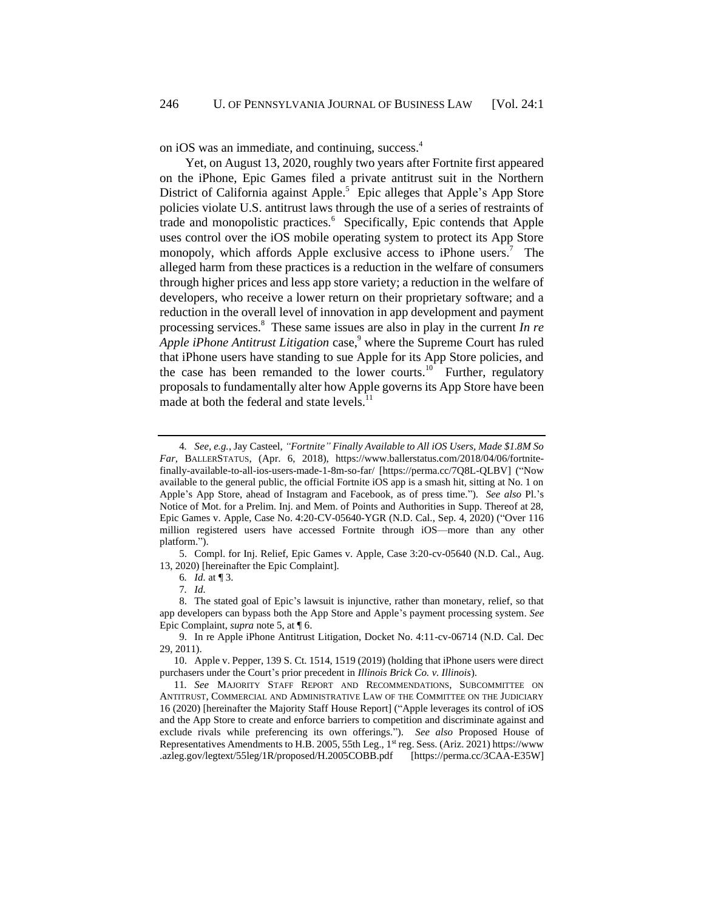on iOS was an immediate, and continuing, success.[4]

Yet, on August 13, 2020, roughly two years after Fortnite first appeared on the iPhone, Epic Games filed a private antitrust suit in the Northern District of California against Apple.[5] Epic alleges that Apple's App Store policies violate U.S. antitrust laws through the use of a series of restraints of trade and monopolistic practices.[6] Specifically, Epic contends that Apple uses control over the iOS mobile operating system to protect its App Store monopoly, which affords Apple exclusive access to iPhone users.[7] The alleged harm from these practices is a reduction in the welfare of consumers through higher prices and less app store variety; a reduction in the welfare of developers, who receive a lower return on their proprietary software; and a reduction in the overall level of innovation in app development and payment processing services.[8] These same issues are also in play in the current *In re Apple iPhone Antitrust Litigation* case,[9] where the Supreme Court has ruled that iPhone users have standing to sue Apple for its App Store policies, and the case has been remanded to the lower courts.[10] Further, regulatory proposals to fundamentally alter how Apple governs its App Store have been made at both the federal and state levels.[11]

---

4. *See, e.g.*, Jay Casteel, *"Fortnite" Finally Available to All iOS Users, Made $1.8M So Far*, BALLERSTATUS, (Apr. 6, 2018), https://www.ballerstatus.com/2018/04/06/fortnite-finally-available-to-all-ios-users-made-1-8m-so-far/ [https://perma.cc/7Q8L-QLBV] ("Now available to the general public, the official Fortnite iOS app is a smash hit, sitting at No. 1 on Apple's App Store, ahead of Instagram and Facebook, as of press time."). *See also* Pl.'s Notice of Mot. for a Prelim. Inj. and Mem. of Points and Authorities in Supp. Thereof at 28, Epic Games v. Apple, Case No. 4:20-CV-05640-YGR (N.D. Cal., Sep. 4, 2020) ("Over 116 million registered users have accessed Fortnite through iOS—more than any other platform.").

5. Compl. for Inj. Relief, Epic Games v. Apple, Case 3:20-cv-05640 (N.D. Cal., Aug. 13, 2020) [hereinafter the Epic Complaint].

6. *Id.* at ¶ 3.

7. *Id.*

8. The stated goal of Epic's lawsuit is injunctive, rather than monetary, relief, so that app developers can bypass both the App Store and Apple's payment processing system. *See* Epic Complaint, *supra* note 5, at ¶ 6.

9. In re Apple iPhone Antitrust Litigation, Docket No. 4:11-cv-06714 (N.D. Cal. Dec 29, 2011).

10. Apple v. Pepper, 139 S. Ct. 1514, 1519 (2019) (holding that iPhone users were direct purchasers under the Court's prior precedent in *Illinois Brick Co. v. Illinois*).

11. *See* MAJORITY STAFF REPORT AND RECOMMENDATIONS, SUBCOMMITTEE ON ANTITRUST, COMMERCIAL AND ADMINISTRATIVE LAW OF THE COMMITTEE ON THE JUDICIARY 16 (2020) [hereinafter the Majority Staff House Report] ("Apple leverages its control of iOS and the App Store to create and enforce barriers to competition and discriminate against and exclude rivals while preferencing its own offerings."). *See also* Proposed House of Representatives Amendments to H.B. 2005, 55th Leg., 1st reg. Sess. (Ariz. 2021) https://www.azleg.gov/legtext/55leg/1R/proposed/H.2005COBB.pdf [https://perma.cc/3CAA-E35W]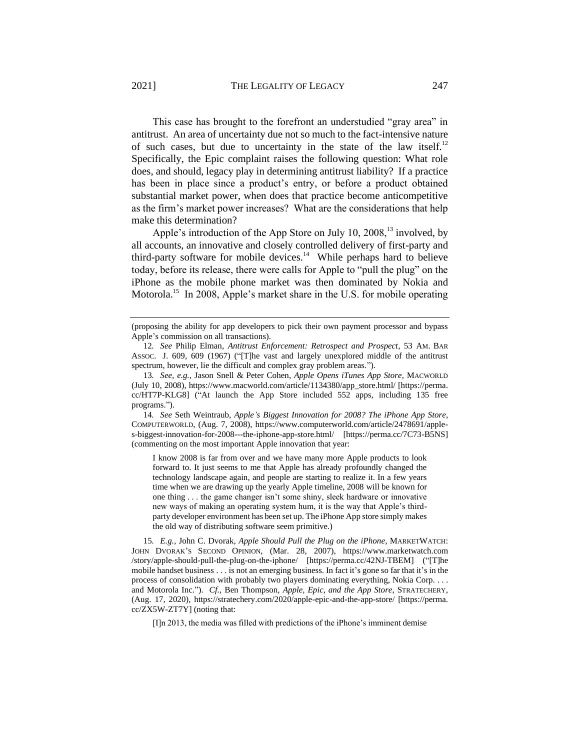This case has brought to the forefront an understudied "gray area" in antitrust. An area of uncertainty due not so much to the fact-intensive nature of such cases, but due to uncertainty in the state of the law itself.[12] Specifically, the Epic complaint raises the following question: What role does, and should, legacy play in determining antitrust liability? If a practice has been in place since a product's entry, or before a product obtained substantial market power, when does that practice become anticompetitive as the firm's market power increases? What are the considerations that help make this determination?

Apple's introduction of the App Store on July 10, 2008,[13] involved, by all accounts, an innovative and closely controlled delivery of first-party and third-party software for mobile devices.[14] While perhaps hard to believe today, before its release, there were calls for Apple to "pull the plug" on the iPhone as the mobile phone market was then dominated by Nokia and Motorola.[15] In 2008, Apple's market share in the U.S. for mobile operating

---

(proposing the ability for app developers to pick their own payment processor and bypass Apple's commission on all transactions).

12. *See* Philip Elman, *Antitrust Enforcement: Retrospect and Prospect*, 53 AM. BAR ASSOC. J. 609, 609 (1967) ("[T]he vast and largely unexplored middle of the antitrust spectrum, however, lie the difficult and complex gray problem areas.").

13. *See, e.g.*, Jason Snell & Peter Cohen, *Apple Opens iTunes App Store*, MACWORLD (July 10, 2008), https://www.macworld.com/article/1134380/app_store.html/ [https://perma.cc/HT7P-KLG8] ("At launch the App Store included 552 apps, including 135 free programs.").

14. *See* Seth Weintraub, *Apple's Biggest Innovation for 2008? The iPhone App Store*, COMPUTERWORLD, (Aug. 7, 2008), https://www.computerworld.com/article/2478691/apple-s-biggest-innovation-for-2008---the-iphone-app-store.html/ [https://perma.cc/7C73-B5NS] (commenting on the most important Apple innovation that year:

> I know 2008 is far from over and we have many more Apple products to look forward to. It just seems to me that Apple has already profoundly changed the technology landscape again, and people are starting to realize it. In a few years time when we are drawing up the yearly Apple timeline, 2008 will be known for one thing . . . the game changer isn't some shiny, sleek hardware or innovative new ways of making an operating system hum, it is the way that Apple's third-party developer environment has been set up. The iPhone App store simply makes the old way of distributing software seem primitive.)

15. *E.g.*, John C. Dvorak, *Apple Should Pull the Plug on the iPhone*, MARKETWATCH: JOHN DVORAK'S SECOND OPINION, (Mar. 28, 2007), https://www.marketwatch.com/story/apple-should-pull-the-plug-on-the-iphone/ [https://perma.cc/42NJ-TBEM] ("[T]he mobile handset business . . . is not an emerging business. In fact it's gone so far that it's in the process of consolidation with probably two players dominating everything, Nokia Corp. . . . and Motorola Inc."). *Cf.*, Ben Thompson, *Apple, Epic, and the App Store*, STRATECHERY, (Aug. 17, 2020), https://stratechery.com/2020/apple-epic-and-the-app-store/ [https://perma.cc/ZX5W-ZT7Y] (noting that:

> [I]n 2013, the media was filled with predictions of the iPhone's imminent demise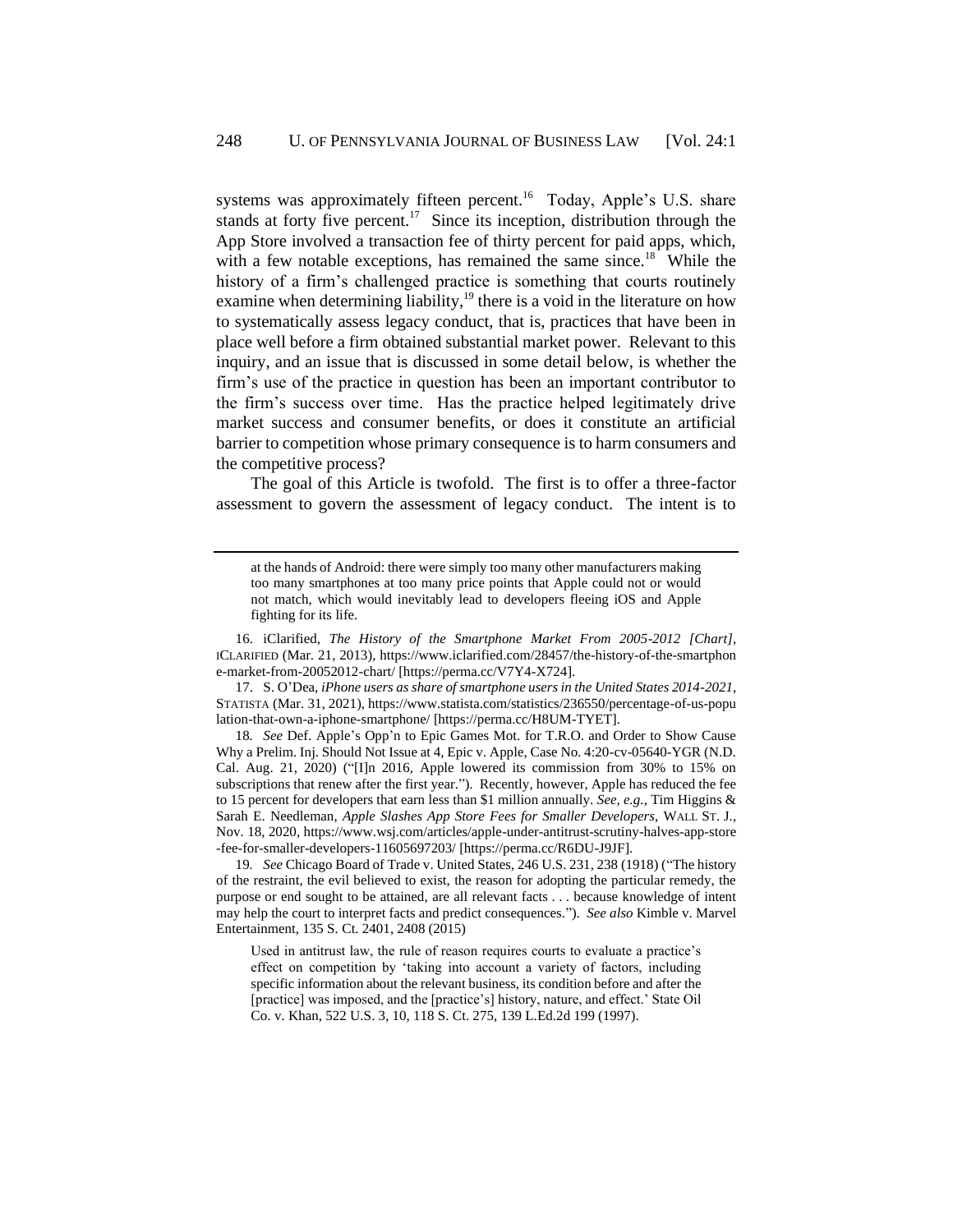systems was approximately fifteen percent.[16] Today, Apple's U.S. share stands at forty five percent.[17] Since its inception, distribution through the App Store involved a transaction fee of thirty percent for paid apps, which, with a few notable exceptions, has remained the same since.[18] While the history of a firm's challenged practice is something that courts routinely examine when determining liability,[19] there is a void in the literature on how to systematically assess legacy conduct, that is, practices that have been in place well before a firm obtained substantial market power. Relevant to this inquiry, and an issue that is discussed in some detail below, is whether the firm's use of the practice in question has been an important contributor to the firm's success over time. Has the practice helped legitimately drive market success and consumer benefits, or does it constitute an artificial barrier to competition whose primary consequence is to harm consumers and the competitive process?

The goal of this Article is twofold. The first is to offer a three-factor assessment to govern the assessment of legacy conduct. The intent is to

---

> at the hands of Android: there were simply too many other manufacturers making too many smartphones at too many price points that Apple could not or would not match, which would inevitably lead to developers fleeing iOS and Apple fighting for its life.

16. iClarified, *The History of the Smartphone Market From 2005-2012 [Chart]*, ICLARIFIED (Mar. 21, 2013), https://www.iclarified.com/28457/the-history-of-the-smartphone-market-from-20052012-chart/ [https://perma.cc/V7Y4-X724].

17. S. O'Dea, *iPhone users as share of smartphone users in the United States 2014-2021*, STATISTA (Mar. 31, 2021), https://www.statista.com/statistics/236550/percentage-of-us-population-that-own-a-iphone-smartphone/ [https://perma.cc/H8UM-TYET].

18. *See* Def. Apple's Opp'n to Epic Games Mot. for T.R.O. and Order to Show Cause Why a Prelim. Inj. Should Not Issue at 4, Epic v. Apple, Case No. 4:20-cv-05640-YGR (N.D. Cal. Aug. 21, 2020) ("[I]n 2016, Apple lowered its commission from 30% to 15% on subscriptions that renew after the first year."). Recently, however, Apple has reduced the fee to 15 percent for developers that earn less than $1 million annually. *See, e.g.*, Tim Higgins & Sarah E. Needleman, *Apple Slashes App Store Fees for Smaller Developers*, WALL ST. J., Nov. 18, 2020, https://www.wsj.com/articles/apple-under-antitrust-scrutiny-halves-app-store-fee-for-smaller-developers-11605697203/ [https://perma.cc/R6DU-J9JF].

19. *See* Chicago Board of Trade v. United States, 246 U.S. 231, 238 (1918) ("The history of the restraint, the evil believed to exist, the reason for adopting the particular remedy, the purpose or end sought to be attained, are all relevant facts . . . because knowledge of intent may help the court to interpret facts and predict consequences."). *See also* Kimble v. Marvel Entertainment, 135 S. Ct. 2401, 2408 (2015)

> Used in antitrust law, the rule of reason requires courts to evaluate a practice's effect on competition by 'taking into account a variety of factors, including specific information about the relevant business, its condition before and after the [practice] was imposed, and the [practice's] history, nature, and effect.' State Oil Co. v. Khan, 522 U.S. 3, 10, 118 S. Ct. 275, 139 L.Ed.2d 199 (1997).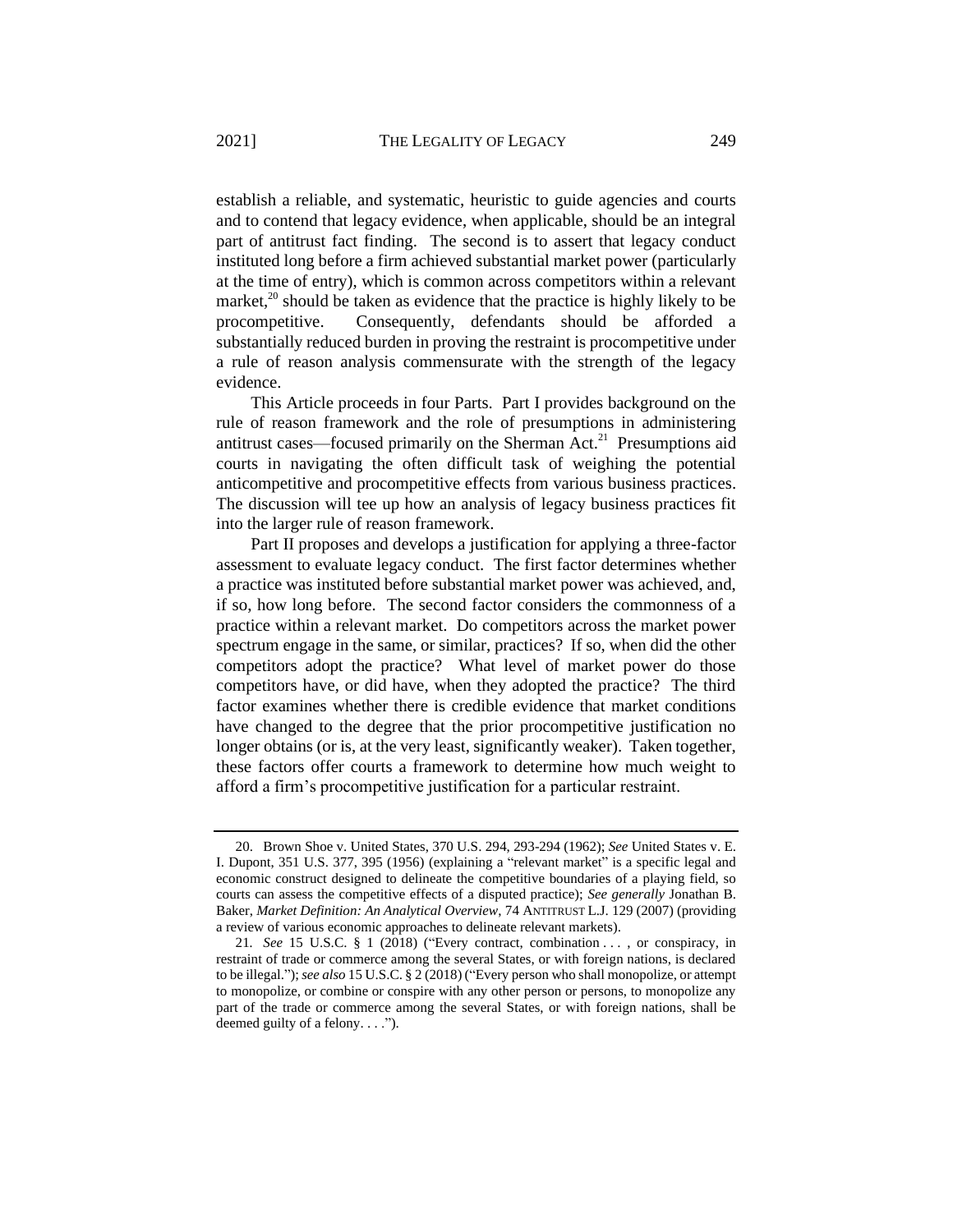establish a reliable, and systematic, heuristic to guide agencies and courts and to contend that legacy evidence, when applicable, should be an integral part of antitrust fact finding. The second is to assert that legacy conduct instituted long before a firm achieved substantial market power (particularly at the time of entry), which is common across competitors within a relevant market,[20] should be taken as evidence that the practice is highly likely to be procompetitive. Consequently, defendants should be afforded a substantially reduced burden in proving the restraint is procompetitive under a rule of reason analysis commensurate with the strength of the legacy evidence.

This Article proceeds in four Parts. Part I provides background on the rule of reason framework and the role of presumptions in administering antitrust cases—focused primarily on the Sherman Act.[21] Presumptions aid courts in navigating the often difficult task of weighing the potential anticompetitive and procompetitive effects from various business practices. The discussion will tee up how an analysis of legacy business practices fit into the larger rule of reason framework.

Part II proposes and develops a justification for applying a three-factor assessment to evaluate legacy conduct. The first factor determines whether a practice was instituted before substantial market power was achieved, and, if so, how long before. The second factor considers the commonness of a practice within a relevant market. Do competitors across the market power spectrum engage in the same, or similar, practices? If so, when did the other competitors adopt the practice? What level of market power do those competitors have, or did have, when they adopted the practice? The third factor examines whether there is credible evidence that market conditions have changed to the degree that the prior procompetitive justification no longer obtains (or is, at the very least, significantly weaker). Taken together, these factors offer courts a framework to determine how much weight to afford a firm's procompetitive justification for a particular restraint.

---

20. Brown Shoe v. United States, 370 U.S. 294, 293-294 (1962); *See* United States v. E. I. Dupont, 351 U.S. 377, 395 (1956) (explaining a "relevant market" is a specific legal and economic construct designed to delineate the competitive boundaries of a playing field, so courts can assess the competitive effects of a disputed practice); *See generally* Jonathan B. Baker, *Market Definition: An Analytical Overview*, 74 ANTITRUST L.J. 129 (2007) (providing a review of various economic approaches to delineate relevant markets).

21. *See* 15 U.S.C. § 1 (2018) ("Every contract, combination . . . , or conspiracy, in restraint of trade or commerce among the several States, or with foreign nations, is declared to be illegal."); *see also* 15 U.S.C. § 2 (2018) ("Every person who shall monopolize, or attempt to monopolize, or combine or conspire with any other person or persons, to monopolize any part of the trade or commerce among the several States, or with foreign nations, shall be deemed guilty of a felony. . . .").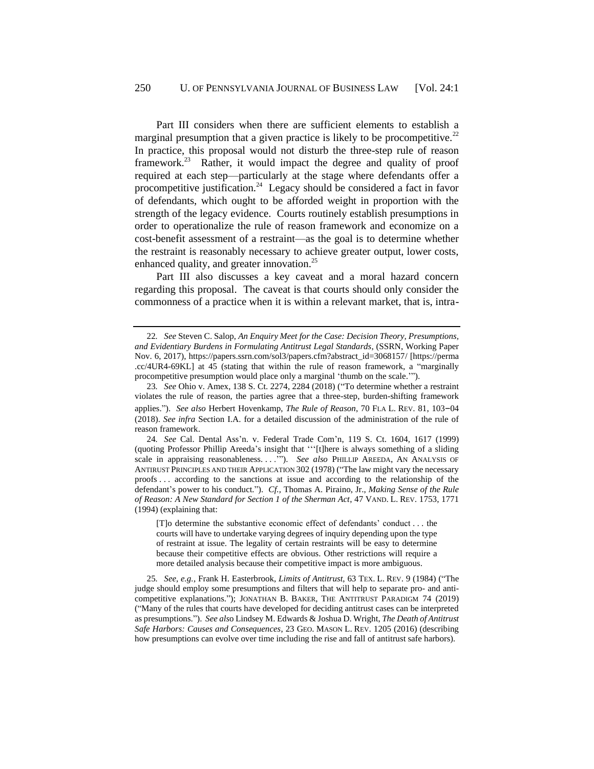Part III considers when there are sufficient elements to establish a marginal presumption that a given practice is likely to be procompetitive.[22] In practice, this proposal would not disturb the three-step rule of reason framework.[23] Rather, it would impact the degree and quality of proof required at each step—particularly at the stage where defendants offer a procompetitive justification.[24] Legacy should be considered a fact in favor of defendants, which ought to be afforded weight in proportion with the strength of the legacy evidence. Courts routinely establish presumptions in order to operationalize the rule of reason framework and economize on a cost-benefit assessment of a restraint—as the goal is to determine whether the restraint is reasonably necessary to achieve greater output, lower costs, enhanced quality, and greater innovation.[25]

Part III also discusses a key caveat and a moral hazard concern regarding this proposal. The caveat is that courts should only consider the commonness of a practice when it is within a relevant market, that is, intra-

---

22. *See* Steven C. Salop, *An Enquiry Meet for the Case: Decision Theory, Presumptions, and Evidentiary Burdens in Formulating Antitrust Legal Standards*, (SSRN, Working Paper Nov. 6, 2017), https://papers.ssrn.com/sol3/papers.cfm?abstract_id=3068157/ [https://perma.cc/4UR4-69KL] at 45 (stating that within the rule of reason framework, a "marginally procompetitive presumption would place only a marginal 'thumb on the scale.'").

23. *See* Ohio v. Amex, 138 S. Ct. 2274, 2284 (2018) ("To determine whether a restraint violates the rule of reason, the parties agree that a three-step, burden-shifting framework applies."). *See also* Herbert Hovenkamp, *The Rule of Reason*, 70 FLA L. REV. 81, 103–04 (2018). *See infra* Section I.A. for a detailed discussion of the administration of the rule of reason framework.

24. *See* Cal. Dental Ass'n. v. Federal Trade Com'n, 119 S. Ct. 1604, 1617 (1999) (quoting Professor Phillip Areeda's insight that '''[t]here is always something of a sliding scale in appraising reasonableness. . . .'"). *See also* PHILLIP AREEDA, AN ANALYSIS OF ANTIRUST PRINCIPLES AND THEIR APPLICATION 302 (1978) ("The law might vary the necessary proofs . . . according to the sanctions at issue and according to the relationship of the defendant's power to his conduct."). *Cf.*, Thomas A. Piraino, Jr., *Making Sense of the Rule of Reason: A New Standard for Section 1 of the Sherman Act*, 47 VAND. L. REV. 1753, 1771 (1994) (explaining that:

> [T]o determine the substantive economic effect of defendants' conduct . . . the courts will have to undertake varying degrees of inquiry depending upon the type of restraint at issue. The legality of certain restraints will be easy to determine because their competitive effects are obvious. Other restrictions will require a more detailed analysis because their competitive impact is more ambiguous.

25. *See, e.g.*, Frank H. Easterbrook, *Limits of Antitrust*, 63 TEX. L. REV. 9 (1984) ("The judge should employ some presumptions and filters that will help to separate pro- and anti-competitive explanations."); JONATHAN B. BAKER, THE ANTITRUST PARADIGM 74 (2019) ("Many of the rules that courts have developed for deciding antitrust cases can be interpreted as presumptions."). *See also* Lindsey M. Edwards & Joshua D. Wright, *The Death of Antitrust Safe Harbors: Causes and Consequences*, 23 GEO. MASON L. REV. 1205 (2016) (describing how presumptions can evolve over time including the rise and fall of antitrust safe harbors).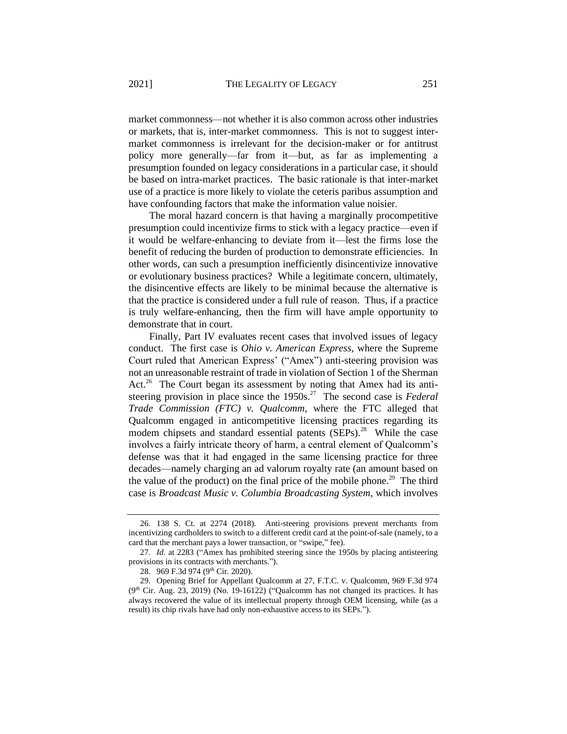market commonness—not whether it is also common across other industries or markets, that is, inter-market commonness. This is not to suggest inter-market commonness is irrelevant for the decision-maker or for antitrust policy more generally—far from it—but, as far as implementing a presumption founded on legacy considerations in a particular case, it should be based on intra-market practices. The basic rationale is that inter-market use of a practice is more likely to violate the ceteris paribus assumption and have confounding factors that make the information value noisier.

The moral hazard concern is that having a marginally procompetitive presumption could incentivize firms to stick with a legacy practice—even if it would be welfare-enhancing to deviate from it—lest the firms lose the benefit of reducing the burden of production to demonstrate efficiencies. In other words, can such a presumption inefficiently disincentivize innovative or evolutionary business practices? While a legitimate concern, ultimately, the disincentive effects are likely to be minimal because the alternative is that the practice is considered under a full rule of reason. Thus, if a practice is truly welfare-enhancing, then the firm will have ample opportunity to demonstrate that in court.

Finally, Part IV evaluates recent cases that involved issues of legacy conduct. The first case is *Ohio v. American Express*, where the Supreme Court ruled that American Express' ("Amex") anti-steering provision was not an unreasonable restraint of trade in violation of Section 1 of the Sherman Act.[26] The Court began its assessment by noting that Amex had its anti-steering provision in place since the 1950s.[27] The second case is *Federal Trade Commission (FTC) v. Qualcomm*, where the FTC alleged that Qualcomm engaged in anticompetitive licensing practices regarding its modem chipsets and standard essential patents (SEPs).[28] While the case involves a fairly intricate theory of harm, a central element of Qualcomm's defense was that it had engaged in the same licensing practice for three decades—namely charging an ad valorum royalty rate (an amount based on the value of the product) on the final price of the mobile phone.[29] The third case is *Broadcast Music v. Columbia Broadcasting System*, which involves

---

26. 138 S. Ct. at 2274 (2018). Anti-steering provisions prevent merchants from incentivizing cardholders to switch to a different credit card at the point-of-sale (namely, to a card that the merchant pays a lower transaction, or "swipe," fee).

27. *Id.* at 2283 ("Amex has prohibited steering since the 1950s by placing antisteering provisions in its contracts with merchants.").

28. 969 F.3d 974 (9th Cir. 2020).

29. Opening Brief for Appellant Qualcomm at 27, F.T.C. v. Qualcomm, 969 F.3d 974 (9th Cir. Aug. 23, 2019) (No. 19-16122) ("Qualcomm has not changed its practices. It has always recovered the value of its intellectual property through OEM licensing, while (as a result) its chip rivals have had only non-exhaustive access to its SEPs.").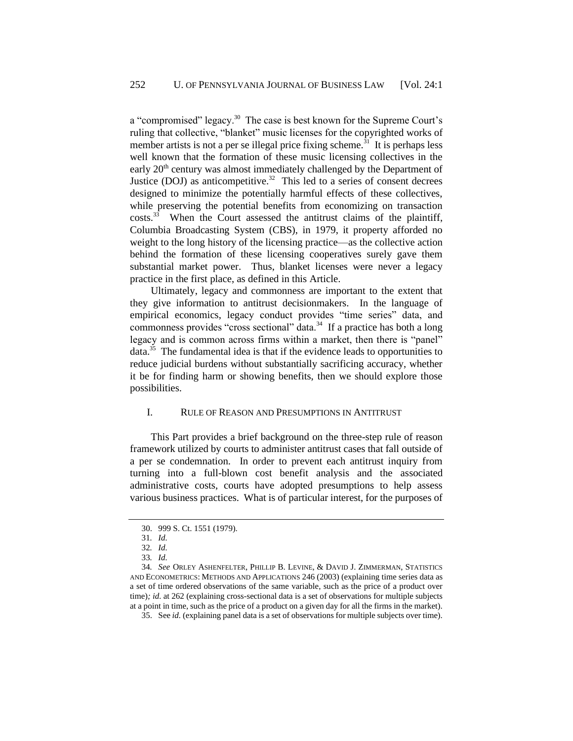a "compromised" legacy.[30] The case is best known for the Supreme Court's ruling that collective, "blanket" music licenses for the copyrighted works of member artists is not a per se illegal price fixing scheme.[31] It is perhaps less well known that the formation of these music licensing collectives in the early 20th century was almost immediately challenged by the Department of Justice (DOJ) as anticompetitive.[32] This led to a series of consent decrees designed to minimize the potentially harmful effects of these collectives, while preserving the potential benefits from economizing on transaction costs.[33] When the Court assessed the antitrust claims of the plaintiff, Columbia Broadcasting System (CBS), in 1979, it property afforded no weight to the long history of the licensing practice—as the collective action behind the formation of these licensing cooperatives surely gave them substantial market power. Thus, blanket licenses were never a legacy practice in the first place, as defined in this Article.

Ultimately, legacy and commonness are important to the extent that they give information to antitrust decisionmakers. In the language of empirical economics, legacy conduct provides "time series" data, and commonness provides "cross sectional" data.[34] If a practice has both a long legacy and is common across firms within a market, then there is "panel" data.[35] The fundamental idea is that if the evidence leads to opportunities to reduce judicial burdens without substantially sacrificing accuracy, whether it be for finding harm or showing benefits, then we should explore those possibilities.

## I. RULE OF REASON AND PRESUMPTIONS IN ANTITRUST

This Part provides a brief background on the three-step rule of reason framework utilized by courts to administer antitrust cases that fall outside of a per se condemnation. In order to prevent each antitrust inquiry from turning into a full-blown cost benefit analysis and the associated administrative costs, courts have adopted presumptions to help assess various business practices. What is of particular interest, for the purposes of

---

30. 999 S. Ct. 1551 (1979).

31. *Id.*

32. *Id.*

33. *Id.*

34. *See* ORLEY ASHENFELTER, PHILLIP B. LEVINE, & DAVID J. ZIMMERMAN, STATISTICS AND ECONOMETRICS: METHODS AND APPLICATIONS 246 (2003) (explaining time series data as a set of time ordered observations of the same variable, such as the price of a product over time)*; id.* at 262 (explaining cross-sectional data is a set of observations for multiple subjects at a point in time, such as the price of a product on a given day for all the firms in the market).

35. See *id.* (explaining panel data is a set of observations for multiple subjects over time).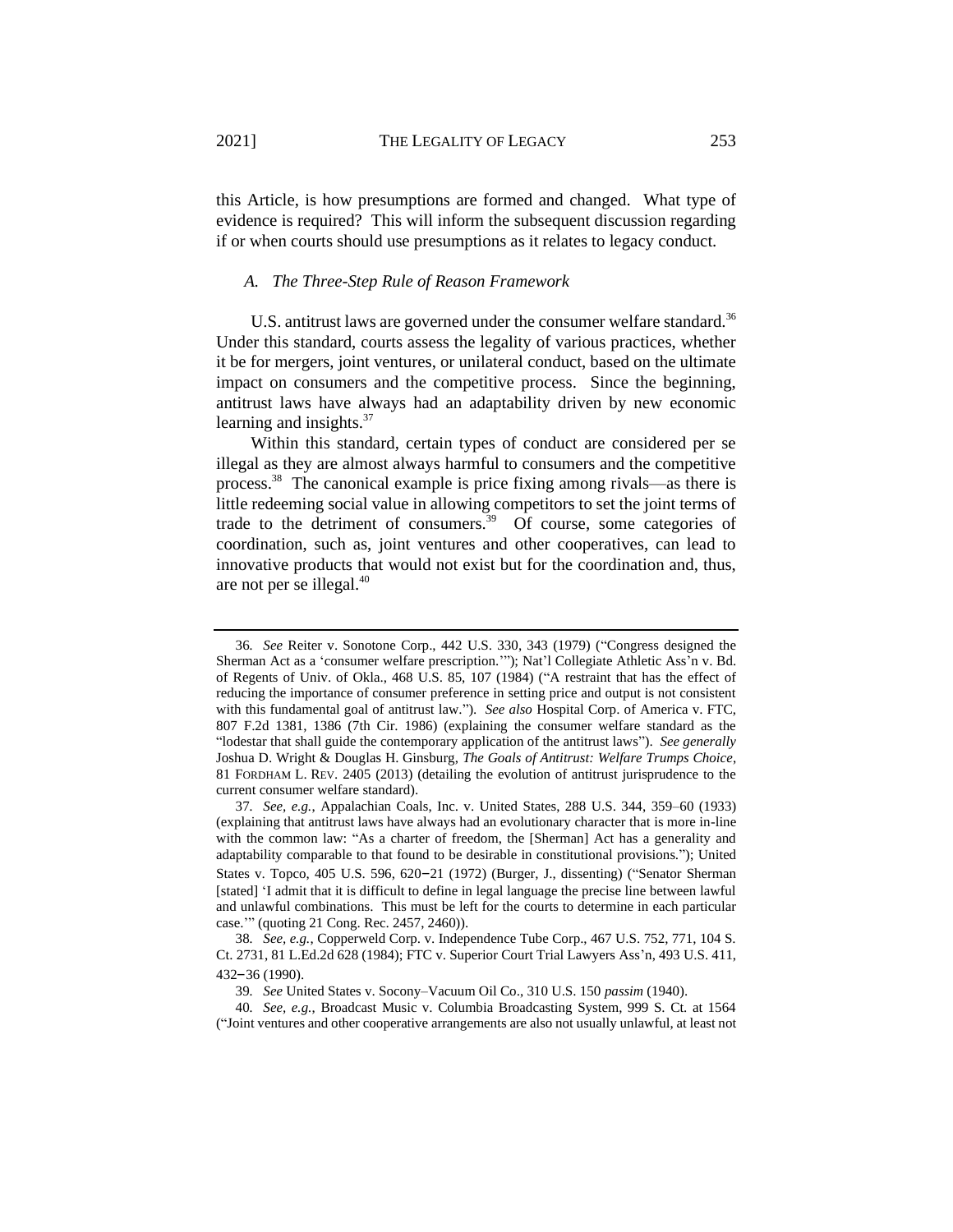this Article, is how presumptions are formed and changed. What type of evidence is required? This will inform the subsequent discussion regarding if or when courts should use presumptions as it relates to legacy conduct.

### *A. The Three-Step Rule of Reason Framework*

U.S. antitrust laws are governed under the consumer welfare standard.[36] Under this standard, courts assess the legality of various practices, whether it be for mergers, joint ventures, or unilateral conduct, based on the ultimate impact on consumers and the competitive process. Since the beginning, antitrust laws have always had an adaptability driven by new economic learning and insights.[37]

Within this standard, certain types of conduct are considered per se illegal as they are almost always harmful to consumers and the competitive process.[38] The canonical example is price fixing among rivals—as there is little redeeming social value in allowing competitors to set the joint terms of trade to the detriment of consumers.[39] Of course, some categories of coordination, such as, joint ventures and other cooperatives, can lead to innovative products that would not exist but for the coordination and, thus, are not per se illegal.[40]

---

36. *See* Reiter v. Sonotone Corp., 442 U.S. 330, 343 (1979) ("Congress designed the Sherman Act as a 'consumer welfare prescription.'"); Nat'l Collegiate Athletic Ass'n v. Bd. of Regents of Univ. of Okla., 468 U.S. 85, 107 (1984) ("A restraint that has the effect of reducing the importance of consumer preference in setting price and output is not consistent with this fundamental goal of antitrust law."). *See also* Hospital Corp. of America v. FTC, 807 F.2d 1381, 1386 (7th Cir. 1986) (explaining the consumer welfare standard as the "lodestar that shall guide the contemporary application of the antitrust laws"). *See generally* Joshua D. Wright & Douglas H. Ginsburg, *The Goals of Antitrust: Welfare Trumps Choice*, 81 FORDHAM L. REV. 2405 (2013) (detailing the evolution of antitrust jurisprudence to the current consumer welfare standard).

37. *See, e.g.*, Appalachian Coals, Inc. v. United States, 288 U.S. 344, 359–60 (1933) (explaining that antitrust laws have always had an evolutionary character that is more in-line with the common law: "As a charter of freedom, the [Sherman] Act has a generality and adaptability comparable to that found to be desirable in constitutional provisions."); United States v. Topco, 405 U.S. 596, 620–21 (1972) (Burger, J., dissenting) ("Senator Sherman [stated] 'I admit that it is difficult to define in legal language the precise line between lawful and unlawful combinations. This must be left for the courts to determine in each particular case.'" (quoting 21 Cong. Rec. 2457, 2460)).

38. *See, e.g.*, Copperweld Corp. v. Independence Tube Corp., 467 U.S. 752, 771, 104 S. Ct. 2731, 81 L.Ed.2d 628 (1984); FTC v. Superior Court Trial Lawyers Ass'n, 493 U.S. 411, 432–36 (1990).

39. *See* United States v. Socony–Vacuum Oil Co., 310 U.S. 150 *passim* (1940).

40. *See, e.g.*, Broadcast Music v. Columbia Broadcasting System, 999 S. Ct. at 1564 ("Joint ventures and other cooperative arrangements are also not usually unlawful, at least not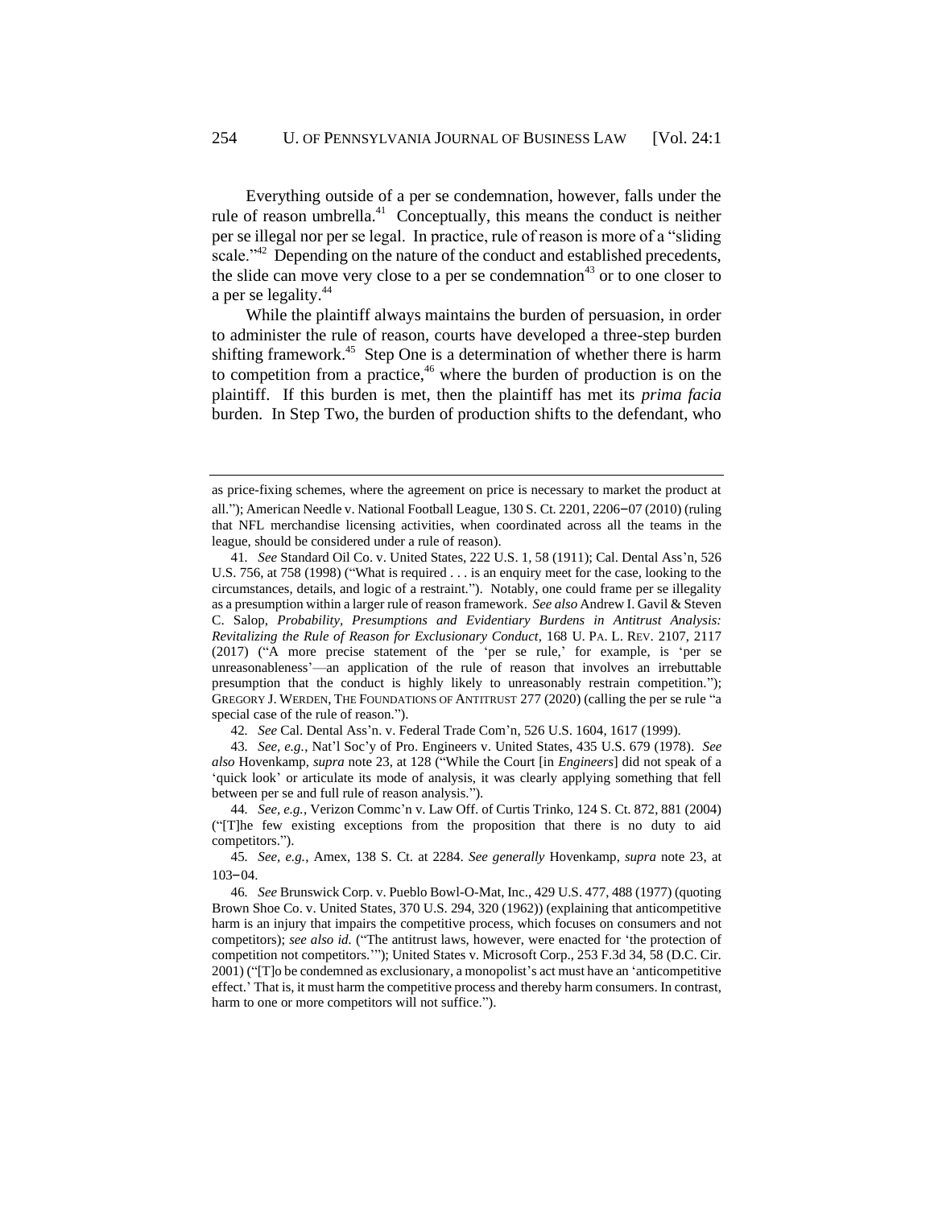Everything outside of a per se condemnation, however, falls under the rule of reason umbrella.[41] Conceptually, this means the conduct is neither per se illegal nor per se legal. In practice, rule of reason is more of a "sliding scale."[42] Depending on the nature of the conduct and established precedents, the slide can move very close to a per se condemnation[43] or to one closer to a per se legality.[44]

While the plaintiff always maintains the burden of persuasion, in order to administer the rule of reason, courts have developed a three-step burden shifting framework.[45] Step One is a determination of whether there is harm to competition from a practice,[46] where the burden of production is on the plaintiff. If this burden is met, then the plaintiff has met its *prima facia* burden. In Step Two, the burden of production shifts to the defendant, who

---

as price-fixing schemes, where the agreement on price is necessary to market the product at all."); American Needle v. National Football League, 130 S. Ct. 2201, 2206–07 (2010) (ruling that NFL merchandise licensing activities, when coordinated across all the teams in the league, should be considered under a rule of reason).

41. *See* Standard Oil Co. v. United States, 222 U.S. 1, 58 (1911); Cal. Dental Ass'n, 526 U.S. 756, at 758 (1998) ("What is required . . . is an enquiry meet for the case, looking to the circumstances, details, and logic of a restraint."). Notably, one could frame per se illegality as a presumption within a larger rule of reason framework. *See also* Andrew I. Gavil & Steven C. Salop, *Probability, Presumptions and Evidentiary Burdens in Antitrust Analysis: Revitalizing the Rule of Reason for Exclusionary Conduct*, 168 U. PA. L. REV. 2107, 2117 (2017) ("A more precise statement of the 'per se rule,' for example, is 'per se unreasonableness'—an application of the rule of reason that involves an irrebuttable presumption that the conduct is highly likely to unreasonably restrain competition."); GREGORY J. WERDEN, THE FOUNDATIONS OF ANTITRUST 277 (2020) (calling the per se rule "a special case of the rule of reason.").

42. *See* Cal. Dental Ass'n. v. Federal Trade Com'n, 526 U.S. 1604, 1617 (1999).

43. *See, e.g.*, Nat'l Soc'y of Pro. Engineers v. United States, 435 U.S. 679 (1978). *See also* Hovenkamp, *supra* note 23, at 128 ("While the Court [in *Engineers*] did not speak of a 'quick look' or articulate its mode of analysis, it was clearly applying something that fell between per se and full rule of reason analysis.").

44. *See, e.g.*, Verizon Commc'n v. Law Off. of Curtis Trinko, 124 S. Ct. 872, 881 (2004) ("[T]he few existing exceptions from the proposition that there is no duty to aid competitors.").

45. *See, e.g.*, Amex, 138 S. Ct. at 2284. *See generally* Hovenkamp, *supra* note 23, at 103–04.

46. *See* Brunswick Corp. v. Pueblo Bowl-O-Mat, Inc., 429 U.S. 477, 488 (1977) (quoting Brown Shoe Co. v. United States, 370 U.S. 294, 320 (1962)) (explaining that anticompetitive harm is an injury that impairs the competitive process, which focuses on consumers and not competitors); *see also id.* ("The antitrust laws, however, were enacted for 'the protection of competition not competitors.'"); United States v. Microsoft Corp., 253 F.3d 34, 58 (D.C. Cir. 2001) ("[T]o be condemned as exclusionary, a monopolist's act must have an 'anticompetitive effect.' That is, it must harm the competitive process and thereby harm consumers. In contrast, harm to one or more competitors will not suffice.").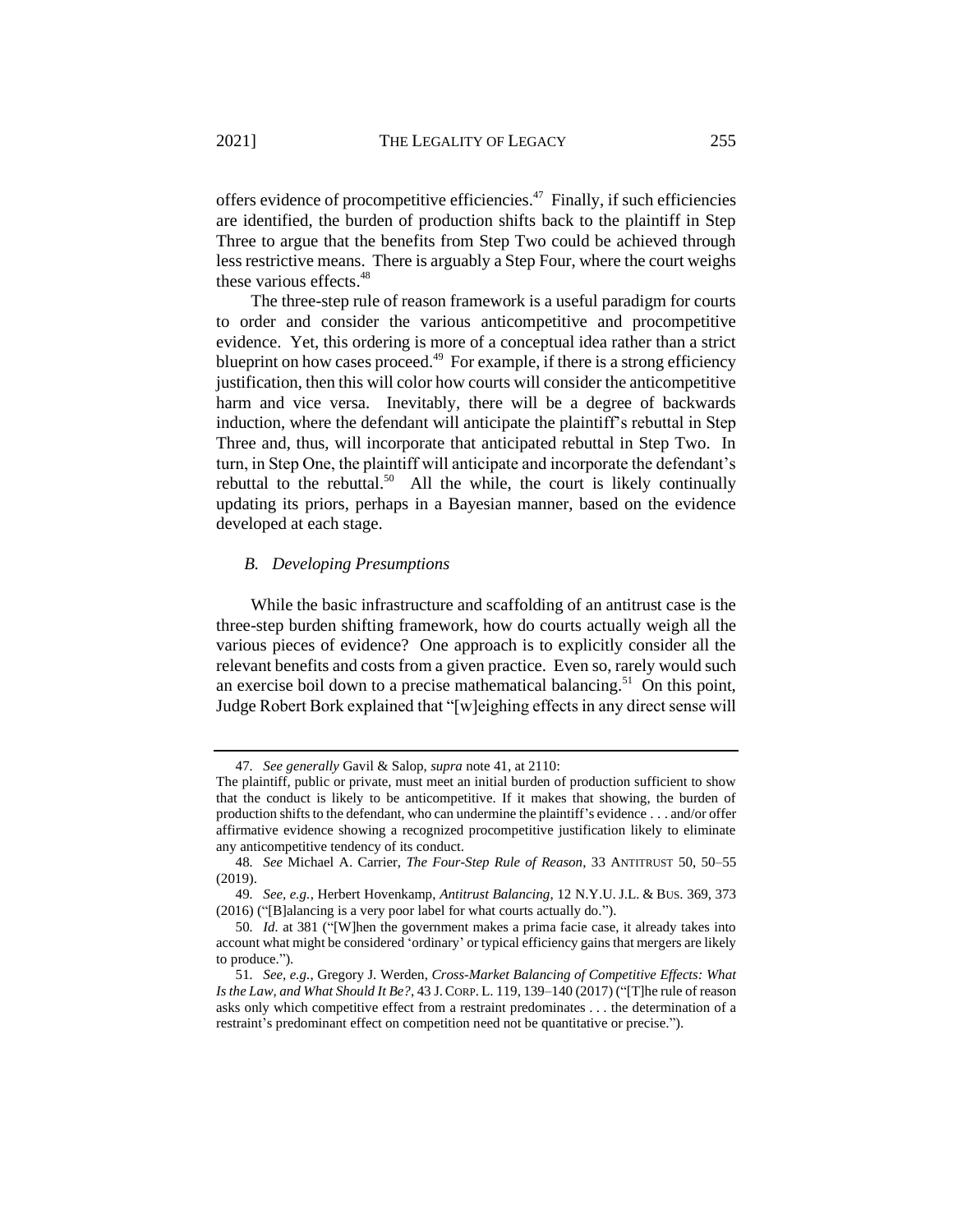offers evidence of procompetitive efficiencies.[47] Finally, if such efficiencies are identified, the burden of production shifts back to the plaintiff in Step Three to argue that the benefits from Step Two could be achieved through less restrictive means. There is arguably a Step Four, where the court weighs these various effects.[48]

The three-step rule of reason framework is a useful paradigm for courts to order and consider the various anticompetitive and procompetitive evidence. Yet, this ordering is more of a conceptual idea rather than a strict blueprint on how cases proceed.[49] For example, if there is a strong efficiency justification, then this will color how courts will consider the anticompetitive harm and vice versa. Inevitably, there will be a degree of backwards induction, where the defendant will anticipate the plaintiff's rebuttal in Step Three and, thus, will incorporate that anticipated rebuttal in Step Two. In turn, in Step One, the plaintiff will anticipate and incorporate the defendant's rebuttal to the rebuttal.[50] All the while, the court is likely continually updating its priors, perhaps in a Bayesian manner, based on the evidence developed at each stage.

### *B. Developing Presumptions*

While the basic infrastructure and scaffolding of an antitrust case is the three-step burden shifting framework, how do courts actually weigh all the various pieces of evidence? One approach is to explicitly consider all the relevant benefits and costs from a given practice. Even so, rarely would such an exercise boil down to a precise mathematical balancing.[51] On this point, Judge Robert Bork explained that "[w]eighing effects in any direct sense will

---

47. *See generally* Gavil & Salop, *supra* note 41, at 2110:

The plaintiff, public or private, must meet an initial burden of production sufficient to show that the conduct is likely to be anticompetitive. If it makes that showing, the burden of production shifts to the defendant, who can undermine the plaintiff's evidence . . . and/or offer affirmative evidence showing a recognized procompetitive justification likely to eliminate any anticompetitive tendency of its conduct.

48. *See* Michael A. Carrier, *The Four-Step Rule of Reason*, 33 ANTITRUST 50, 50–55 (2019).

49. *See, e.g.*, Herbert Hovenkamp, *Antitrust Balancing*, 12 N.Y.U. J.L. & BUS. 369, 373 (2016) ("[B]alancing is a very poor label for what courts actually do.").

50. *Id.* at 381 ("[W]hen the government makes a prima facie case, it already takes into account what might be considered 'ordinary' or typical efficiency gains that mergers are likely to produce.").

51. *See, e.g.*, Gregory J. Werden, *Cross-Market Balancing of Competitive Effects: What Is the Law, and What Should It Be?*, 43 J. CORP. L. 119, 139–140 (2017) ("[T]he rule of reason asks only which competitive effect from a restraint predominates . . . the determination of a restraint's predominant effect on competition need not be quantitative or precise.").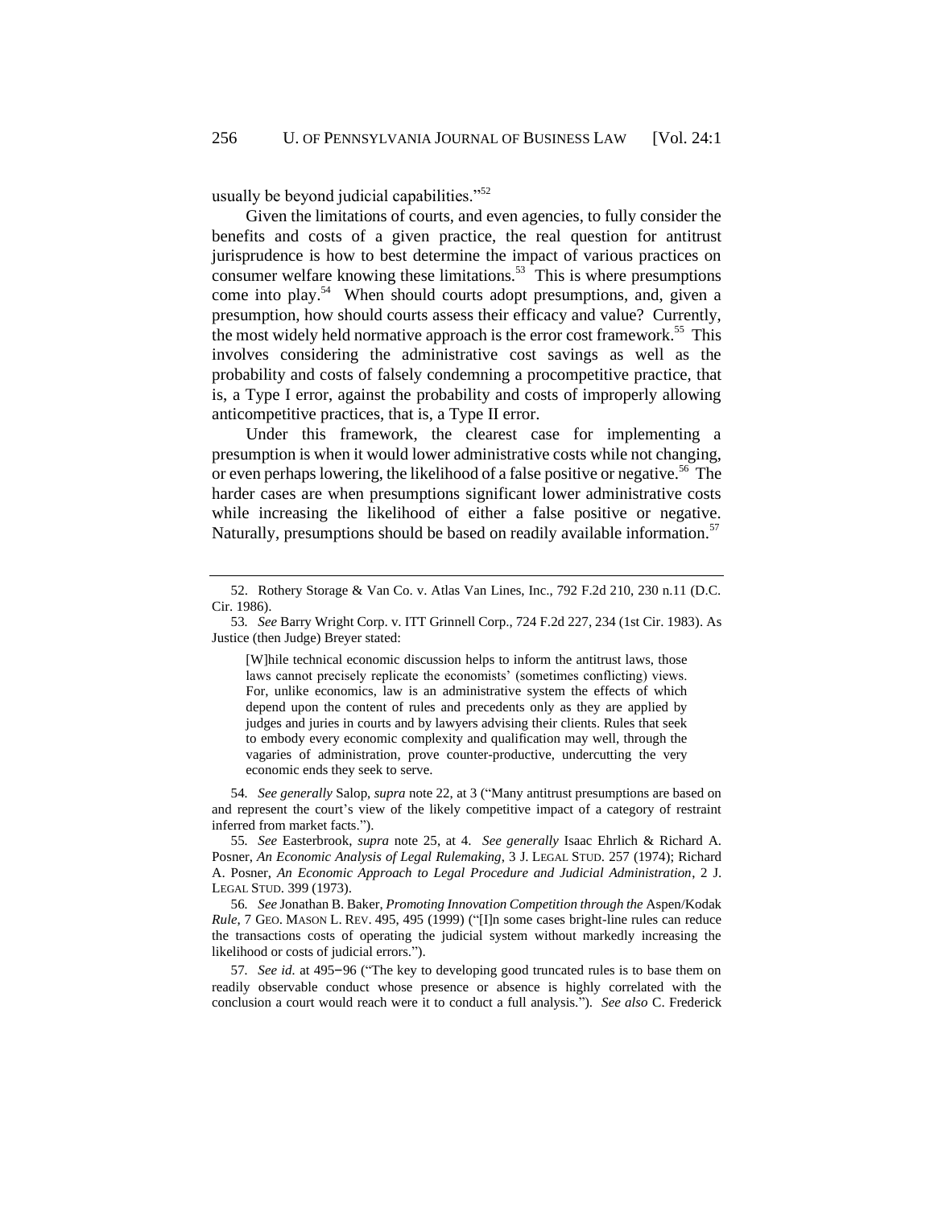usually be beyond judicial capabilities."[52]

Given the limitations of courts, and even agencies, to fully consider the benefits and costs of a given practice, the real question for antitrust jurisprudence is how to best determine the impact of various practices on consumer welfare knowing these limitations.[53] This is where presumptions come into play.[54] When should courts adopt presumptions, and, given a presumption, how should courts assess their efficacy and value? Currently, the most widely held normative approach is the error cost framework.[55] This involves considering the administrative cost savings as well as the probability and costs of falsely condemning a procompetitive practice, that is, a Type I error, against the probability and costs of improperly allowing anticompetitive practices, that is, a Type II error.

Under this framework, the clearest case for implementing a presumption is when it would lower administrative costs while not changing, or even perhaps lowering, the likelihood of a false positive or negative.[56] The harder cases are when presumptions significant lower administrative costs while increasing the likelihood of either a false positive or negative. Naturally, presumptions should be based on readily available information.[57]

---

52. Rothery Storage & Van Co. v. Atlas Van Lines, Inc., 792 F.2d 210, 230 n.11 (D.C. Cir. 1986).

53. *See* Barry Wright Corp. v. ITT Grinnell Corp., 724 F.2d 227, 234 (1st Cir. 1983). As Justice (then Judge) Breyer stated:

> [W]hile technical economic discussion helps to inform the antitrust laws, those laws cannot precisely replicate the economists' (sometimes conflicting) views. For, unlike economics, law is an administrative system the effects of which depend upon the content of rules and precedents only as they are applied by judges and juries in courts and by lawyers advising their clients. Rules that seek to embody every economic complexity and qualification may well, through the vagaries of administration, prove counter-productive, undercutting the very economic ends they seek to serve.

54. *See generally* Salop, *supra* note 22, at 3 ("Many antitrust presumptions are based on and represent the court's view of the likely competitive impact of a category of restraint inferred from market facts.").

55. *See* Easterbrook, *supra* note 25, at 4. *See generally* Isaac Ehrlich & Richard A. Posner, *An Economic Analysis of Legal Rulemaking*, 3 J. LEGAL STUD. 257 (1974); Richard A. Posner, *An Economic Approach to Legal Procedure and Judicial Administration*, 2 J. LEGAL STUD. 399 (1973).

56. *See* Jonathan B. Baker, *Promoting Innovation Competition through the* Aspen/Kodak *Rule*, 7 GEO. MASON L. REV. 495, 495 (1999) ("[I]n some cases bright-line rules can reduce the transactions costs of operating the judicial system without markedly increasing the likelihood or costs of judicial errors.").

57. *See id.* at 495–96 ("The key to developing good truncated rules is to base them on readily observable conduct whose presence or absence is highly correlated with the conclusion a court would reach were it to conduct a full analysis."). *See also* C. Frederick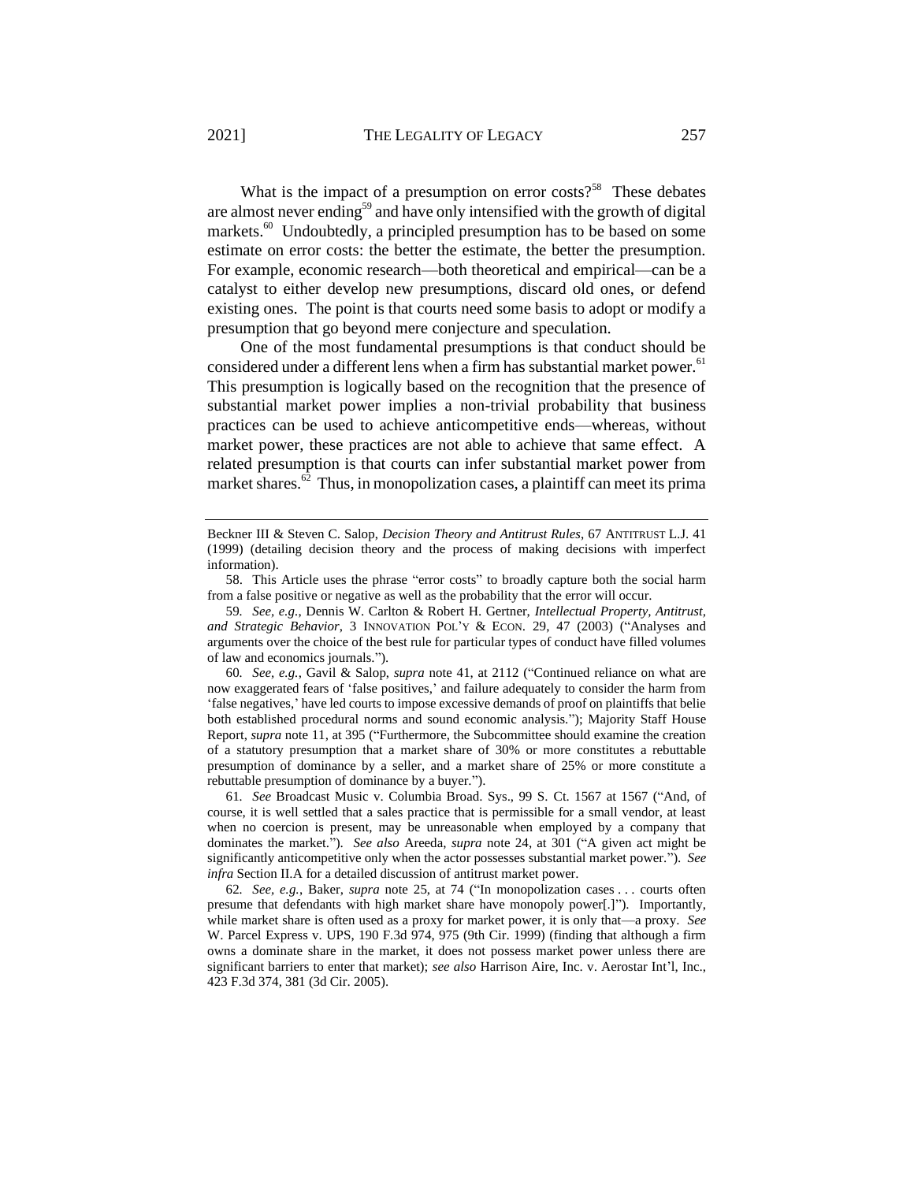What is the impact of a presumption on error costs?[58] These debates are almost never ending[59] and have only intensified with the growth of digital markets.[60] Undoubtedly, a principled presumption has to be based on some estimate on error costs: the better the estimate, the better the presumption. For example, economic research—both theoretical and empirical—can be a catalyst to either develop new presumptions, discard old ones, or defend existing ones. The point is that courts need some basis to adopt or modify a presumption that go beyond mere conjecture and speculation.

One of the most fundamental presumptions is that conduct should be considered under a different lens when a firm has substantial market power.[61] This presumption is logically based on the recognition that the presence of substantial market power implies a non-trivial probability that business practices can be used to achieve anticompetitive ends—whereas, without market power, these practices are not able to achieve that same effect. A related presumption is that courts can infer substantial market power from market shares.[62] Thus, in monopolization cases, a plaintiff can meet its prima

---

Beckner III & Steven C. Salop, *Decision Theory and Antitrust Rules*, 67 ANTITRUST L.J. 41 (1999) (detailing decision theory and the process of making decisions with imperfect information).

58. This Article uses the phrase "error costs" to broadly capture both the social harm from a false positive or negative as well as the probability that the error will occur.

59. *See, e.g.*, Dennis W. Carlton & Robert H. Gertner, *Intellectual Property, Antitrust, and Strategic Behavior*, 3 INNOVATION POL'Y & ECON. 29, 47 (2003) ("Analyses and arguments over the choice of the best rule for particular types of conduct have filled volumes of law and economics journals.").

60. *See, e.g.*, Gavil & Salop, *supra* note 41, at 2112 ("Continued reliance on what are now exaggerated fears of 'false positives,' and failure adequately to consider the harm from 'false negatives,' have led courts to impose excessive demands of proof on plaintiffs that belie both established procedural norms and sound economic analysis."); Majority Staff House Report, *supra* note 11, at 395 ("Furthermore, the Subcommittee should examine the creation of a statutory presumption that a market share of 30% or more constitutes a rebuttable presumption of dominance by a seller, and a market share of 25% or more constitute a rebuttable presumption of dominance by a buyer.").

61. *See* Broadcast Music v. Columbia Broad. Sys., 99 S. Ct. 1567 at 1567 ("And, of course, it is well settled that a sales practice that is permissible for a small vendor, at least when no coercion is present, may be unreasonable when employed by a company that dominates the market."). *See also* Areeda, *supra* note 24, at 301 ("A given act might be significantly anticompetitive only when the actor possesses substantial market power."). *See infra* Section II.A for a detailed discussion of antitrust market power.

62. *See, e.g.*, Baker, *supra* note 25, at 74 ("In monopolization cases . . . courts often presume that defendants with high market share have monopoly power[.]"). Importantly, while market share is often used as a proxy for market power, it is only that—a proxy. *See* W. Parcel Express v. UPS, 190 F.3d 974, 975 (9th Cir. 1999) (finding that although a firm owns a dominate share in the market, it does not possess market power unless there are significant barriers to enter that market); *see also* Harrison Aire, Inc. v. Aerostar Int'l, Inc., 423 F.3d 374, 381 (3d Cir. 2005).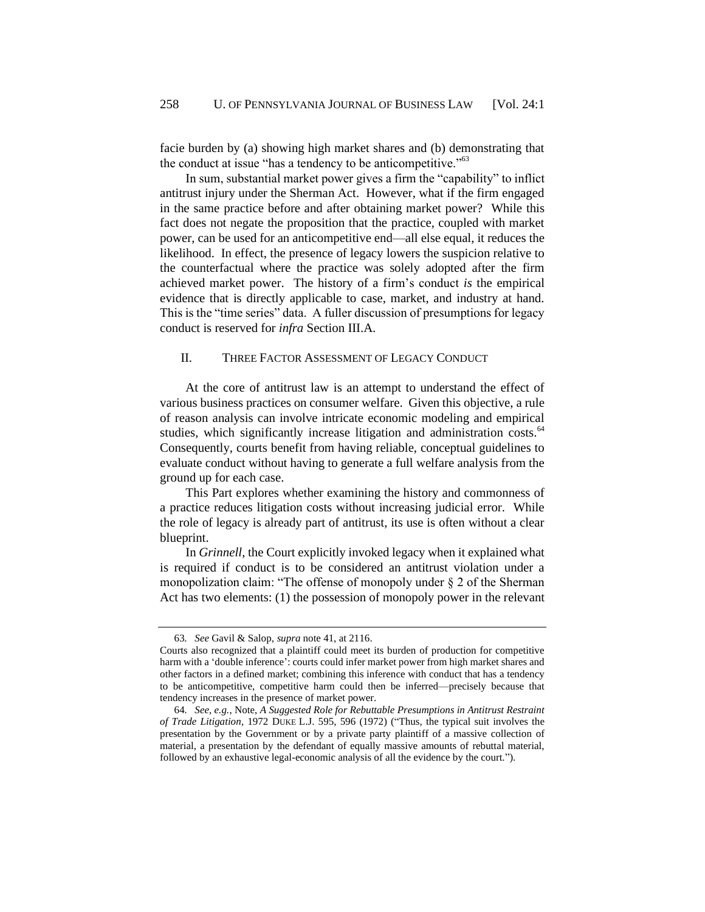facie burden by (a) showing high market shares and (b) demonstrating that the conduct at issue "has a tendency to be anticompetitive."[63]

In sum, substantial market power gives a firm the "capability" to inflict antitrust injury under the Sherman Act. However, what if the firm engaged in the same practice before and after obtaining market power? While this fact does not negate the proposition that the practice, coupled with market power, can be used for an anticompetitive end—all else equal, it reduces the likelihood. In effect, the presence of legacy lowers the suspicion relative to the counterfactual where the practice was solely adopted after the firm achieved market power. The history of a firm's conduct *is* the empirical evidence that is directly applicable to case, market, and industry at hand. This is the "time series" data. A fuller discussion of presumptions for legacy conduct is reserved for *infra* Section III.A.

## II. THREE FACTOR ASSESSMENT OF LEGACY CONDUCT

At the core of antitrust law is an attempt to understand the effect of various business practices on consumer welfare. Given this objective, a rule of reason analysis can involve intricate economic modeling and empirical studies, which significantly increase litigation and administration costs.[64] Consequently, courts benefit from having reliable, conceptual guidelines to evaluate conduct without having to generate a full welfare analysis from the ground up for each case.

This Part explores whether examining the history and commonness of a practice reduces litigation costs without increasing judicial error. While the role of legacy is already part of antitrust, its use is often without a clear blueprint.

In *Grinnell*, the Court explicitly invoked legacy when it explained what is required if conduct is to be considered an antitrust violation under a monopolization claim: "The offense of monopoly under § 2 of the Sherman Act has two elements: (1) the possession of monopoly power in the relevant

---

63. *See* Gavil & Salop, *supra* note 41, at 2116.
Courts also recognized that a plaintiff could meet its burden of production for competitive harm with a 'double inference': courts could infer market power from high market shares and other factors in a defined market; combining this inference with conduct that has a tendency to be anticompetitive, competitive harm could then be inferred—precisely because that tendency increases in the presence of market power.

64. *See, e.g.*, Note, *A Suggested Role for Rebuttable Presumptions in Antitrust Restraint of Trade Litigation*, 1972 DUKE L.J. 595, 596 (1972) ("Thus, the typical suit involves the presentation by the Government or by a private party plaintiff of a massive collection of material, a presentation by the defendant of equally massive amounts of rebuttal material, followed by an exhaustive legal-economic analysis of all the evidence by the court.").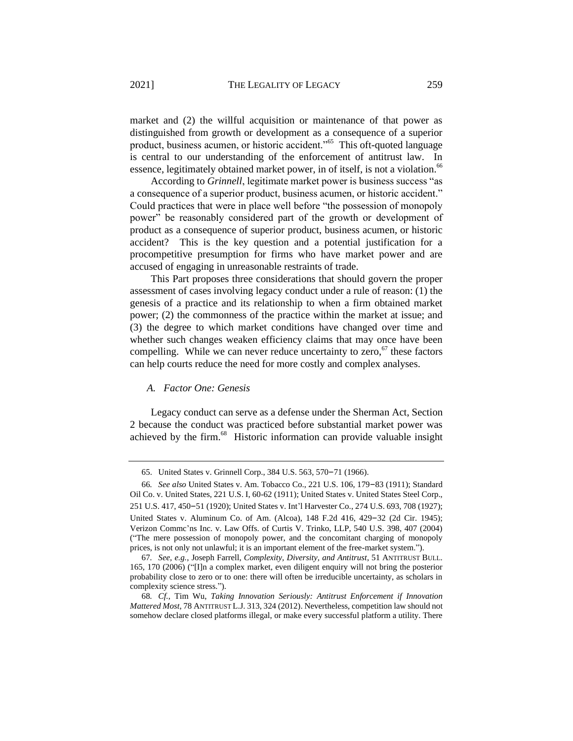market and (2) the willful acquisition or maintenance of that power as distinguished from growth or development as a consequence of a superior product, business acumen, or historic accident."[65] This oft-quoted language is central to our understanding of the enforcement of antitrust law. In essence, legitimately obtained market power, in of itself, is not a violation.[66]

According to *Grinnell*, legitimate market power is business success "as a consequence of a superior product, business acumen, or historic accident." Could practices that were in place well before "the possession of monopoly power" be reasonably considered part of the growth or development of product as a consequence of superior product, business acumen, or historic accident? This is the key question and a potential justification for a procompetitive presumption for firms who have market power and are accused of engaging in unreasonable restraints of trade.

This Part proposes three considerations that should govern the proper assessment of cases involving legacy conduct under a rule of reason: (1) the genesis of a practice and its relationship to when a firm obtained market power; (2) the commonness of the practice within the market at issue; and (3) the degree to which market conditions have changed over time and whether such changes weaken efficiency claims that may once have been compelling. While we can never reduce uncertainty to zero,[67] these factors can help courts reduce the need for more costly and complex analyses.

### *A. Factor One: Genesis*

Legacy conduct can serve as a defense under the Sherman Act, Section 2 because the conduct was practiced before substantial market power was achieved by the firm.[68] Historic information can provide valuable insight

---

65. United States v. Grinnell Corp., 384 U.S. 563, 570–71 (1966).

66. *See also* United States v. Am. Tobacco Co., 221 U.S. 106, 179–83 (1911); Standard Oil Co. v. United States, 221 U.S. I, 60-62 (1911); United States v. United States Steel Corp., 251 U.S. 417, 450–51 (1920); United States v. Int'l Harvester Co., 274 U.S. 693, 708 (1927); United States v. Aluminum Co. of Am. (Alcoa), 148 F.2d 416, 429–32 (2d Cir. 1945); Verizon Commc'ns Inc. v. Law Offs. of Curtis V. Trinko, LLP, 540 U.S. 398, 407 (2004) ("The mere possession of monopoly power, and the concomitant charging of monopoly prices, is not only not unlawful; it is an important element of the free-market system.").

67. *See, e.g.*, Joseph Farrell, *Complexity, Diversity, and Antitrust*, 51 ANTITRUST BULL. 165, 170 (2006) ("[I]n a complex market, even diligent enquiry will not bring the posterior probability close to zero or to one: there will often be irreducible uncertainty, as scholars in complexity science stress.").

68. *Cf.*, Tim Wu, *Taking Innovation Seriously: Antitrust Enforcement if Innovation Mattered Most*, 78 ANTITRUST L.J. 313, 324 (2012). Nevertheless, competition law should not somehow declare closed platforms illegal, or make every successful platform a utility. There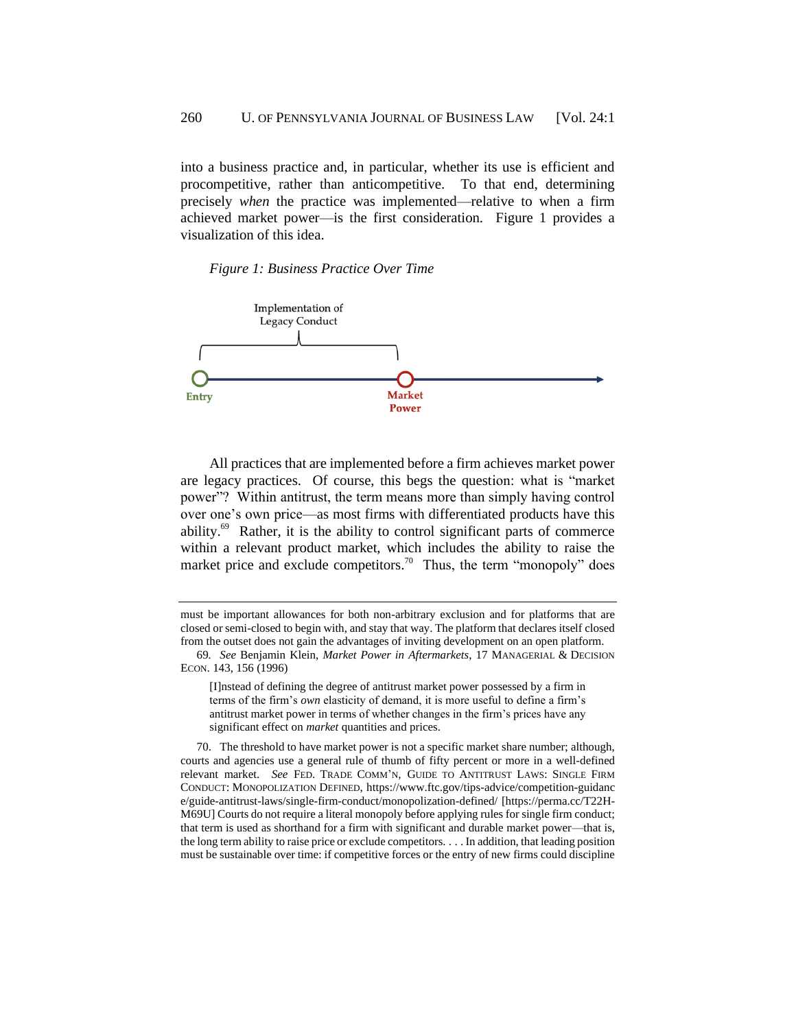into a business practice and, in particular, whether its use is efficient and procompetitive, rather than anticompetitive. To that end, determining precisely *when* the practice was implemented—relative to when a firm achieved market power—is the first consideration. Figure 1 provides a visualization of this idea.

*Figure 1: Business Practice Over Time*

Implementation of Legacy Conduct

Entry

Market Power

All practices that are implemented before a firm achieves market power are legacy practices. Of course, this begs the question: what is "market power"? Within antitrust, the term means more than simply having control over one's own price—as most firms with differentiated products have this ability.[69] Rather, it is the ability to control significant parts of commerce within a relevant product market, which includes the ability to raise the market price and exclude competitors.[70] Thus, the term "monopoly" does

---

must be important allowances for both non-arbitrary exclusion and for platforms that are closed or semi-closed to begin with, and stay that way. The platform that declares itself closed from the outset does not gain the advantages of inviting development on an open platform.

69. *See* Benjamin Klein, *Market Power in Aftermarkets*, 17 MANAGERIAL & DECISION ECON. 143, 156 (1996)

> [I]nstead of defining the degree of antitrust market power possessed by a firm in terms of the firm's *own* elasticity of demand, it is more useful to define a firm's antitrust market power in terms of whether changes in the firm's prices have any significant effect on *market* quantities and prices.

70. The threshold to have market power is not a specific market share number; although, courts and agencies use a general rule of thumb of fifty percent or more in a well-defined relevant market. *See* FED. TRADE COMM'N, GUIDE TO ANTITRUST LAWS: SINGLE FIRM CONDUCT: MONOPOLIZATION DEFINED, https://www.ftc.gov/tips-advice/competition-guidance/guide-antitrust-laws/single-firm-conduct/monopolization-defined/ [https://perma.cc/T22H-M69U] Courts do not require a literal monopoly before applying rules for single firm conduct; that term is used as shorthand for a firm with significant and durable market power—that is, the long term ability to raise price or exclude competitors. . . . In addition, that leading position must be sustainable over time: if competitive forces or the entry of new firms could discipline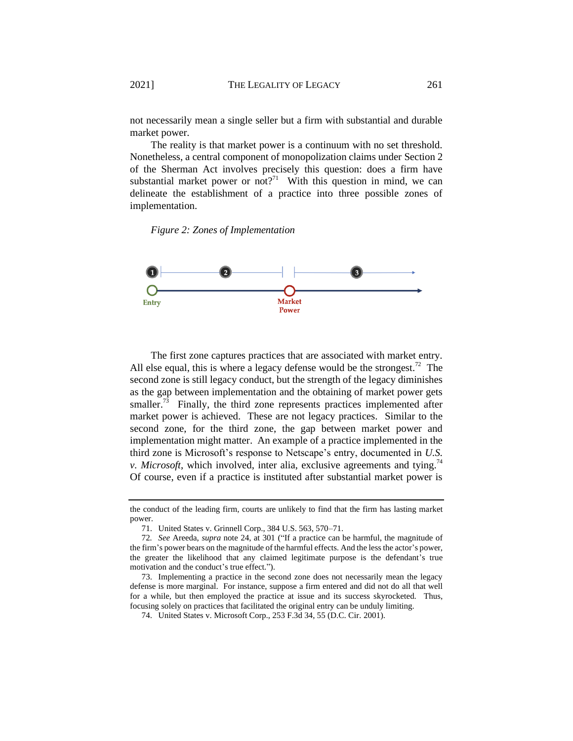not necessarily mean a single seller but a firm with substantial and durable market power.

The reality is that market power is a continuum with no set threshold. Nonetheless, a central component of monopolization claims under Section 2 of the Sherman Act involves precisely this question: does a firm have substantial market power or not?[71] With this question in mind, we can delineate the establishment of a practice into three possible zones of implementation.

*Figure 2: Zones of Implementation*

1 2 3

Entry

Market Power

The first zone captures practices that are associated with market entry. All else equal, this is where a legacy defense would be the strongest.[72] The second zone is still legacy conduct, but the strength of the legacy diminishes as the gap between implementation and the obtaining of market power gets smaller.[73] Finally, the third zone represents practices implemented after market power is achieved. These are not legacy practices. Similar to the second zone, for the third zone, the gap between market power and implementation might matter. An example of a practice implemented in the third zone is Microsoft's response to Netscape's entry, documented in *U.S. v. Microsoft*, which involved, inter alia, exclusive agreements and tying.[74] Of course, even if a practice is instituted after substantial market power is

---

the conduct of the leading firm, courts are unlikely to find that the firm has lasting market power.

71. United States v. Grinnell Corp., 384 U.S. 563, 570–71.

72. *See* Areeda, *supra* note 24, at 301 ("If a practice can be harmful, the magnitude of the firm's power bears on the magnitude of the harmful effects. And the less the actor's power, the greater the likelihood that any claimed legitimate purpose is the defendant's true motivation and the conduct's true effect.").

73. Implementing a practice in the second zone does not necessarily mean the legacy defense is more marginal. For instance, suppose a firm entered and did not do all that well for a while, but then employed the practice at issue and its success skyrocketed. Thus, focusing solely on practices that facilitated the original entry can be unduly limiting.

74. United States v. Microsoft Corp., 253 F.3d 34, 55 (D.C. Cir. 2001).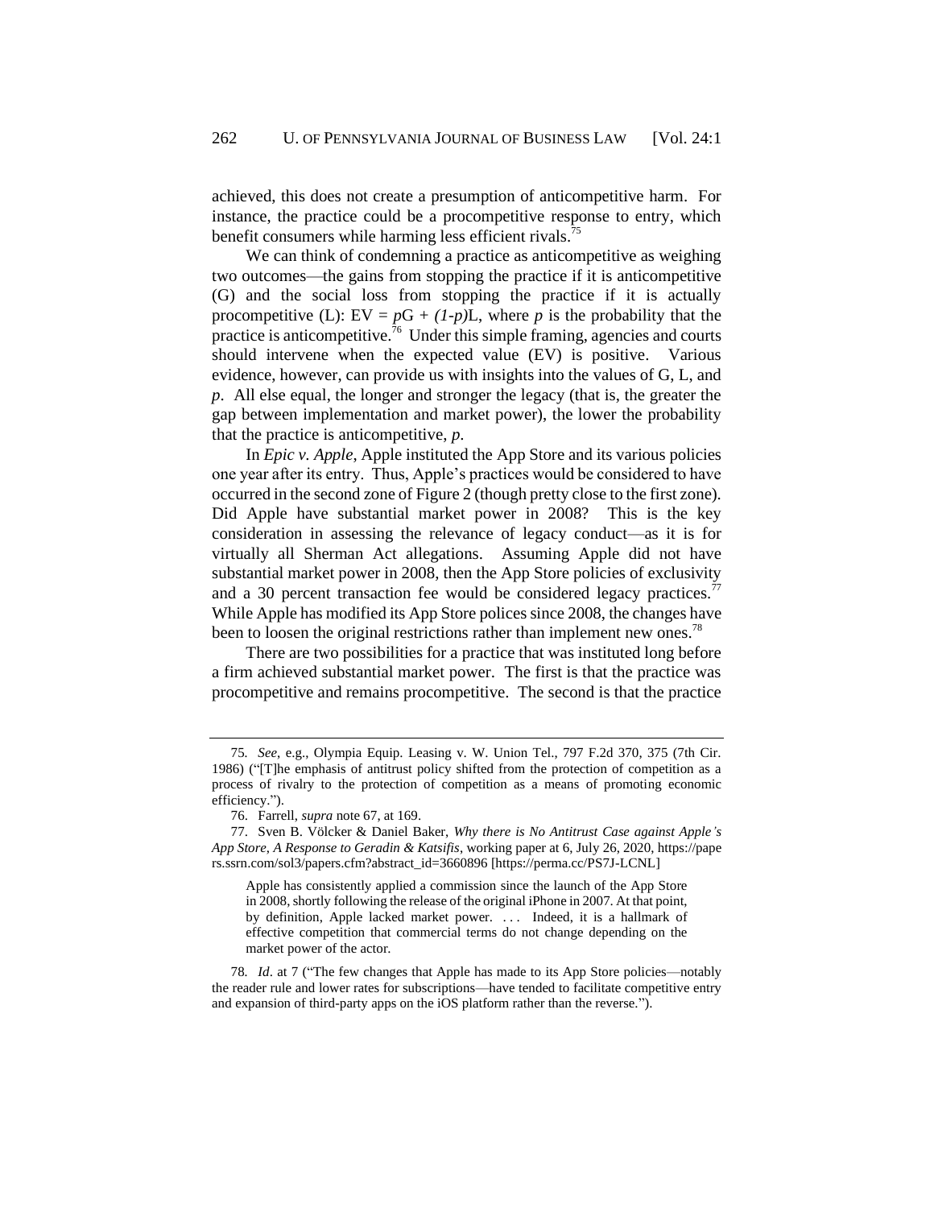achieved, this does not create a presumption of anticompetitive harm. For instance, the practice could be a procompetitive response to entry, which benefit consumers while harming less efficient rivals.[75]

We can think of condemning a practice as anticompetitive as weighing two outcomes—the gains from stopping the practice if it is anticompetitive (G) and the social loss from stopping the practice if it is actually procompetitive (L): $EV = pG + (1-p)L$, where $p$ is the probability that the practice is anticompetitive.[76] Under this simple framing, agencies and courts should intervene when the expected value (EV) is positive. Various evidence, however, can provide us with insights into the values of G, L, and $p$. All else equal, the longer and stronger the legacy (that is, the greater the gap between implementation and market power), the lower the probability that the practice is anticompetitive, $p$.

In *Epic v. Apple*, Apple instituted the App Store and its various policies one year after its entry. Thus, Apple's practices would be considered to have occurred in the second zone of Figure 2 (though pretty close to the first zone). Did Apple have substantial market power in 2008? This is the key consideration in assessing the relevance of legacy conduct—as it is for virtually all Sherman Act allegations. Assuming Apple did not have substantial market power in 2008, then the App Store policies of exclusivity and a 30 percent transaction fee would be considered legacy practices.[77] While Apple has modified its App Store polices since 2008, the changes have been to loosen the original restrictions rather than implement new ones.[78]

There are two possibilities for a practice that was instituted long before a firm achieved substantial market power. The first is that the practice was procompetitive and remains procompetitive. The second is that the practice

---

75. *See*, e.g., Olympia Equip. Leasing v. W. Union Tel., 797 F.2d 370, 375 (7th Cir. 1986) ("[T]he emphasis of antitrust policy shifted from the protection of competition as a process of rivalry to the protection of competition as a means of promoting economic efficiency.").

76. Farrell, *supra* note 67, at 169.

77. Sven B. Völcker & Daniel Baker, *Why there is No Antitrust Case against Apple's App Store, A Response to Geradin & Katsifis*, working paper at 6, July 26, 2020, https://papers.ssrn.com/sol3/papers.cfm?abstract_id=3660896 [https://perma.cc/PS7J-LCNL]

> Apple has consistently applied a commission since the launch of the App Store in 2008, shortly following the release of the original iPhone in 2007. At that point, by definition, Apple lacked market power. . . . Indeed, it is a hallmark of effective competition that commercial terms do not change depending on the market power of the actor.

78. *Id*. at 7 ("The few changes that Apple has made to its App Store policies—notably the reader rule and lower rates for subscriptions—have tended to facilitate competitive entry and expansion of third-party apps on the iOS platform rather than the reverse.").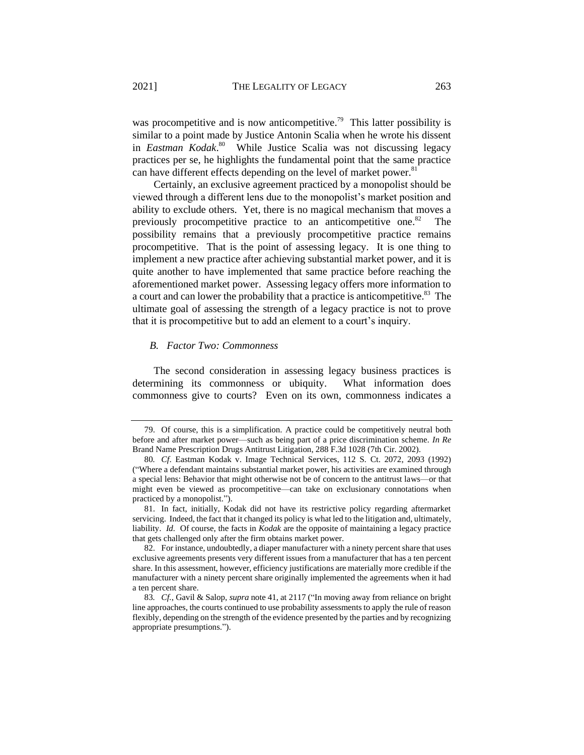was procompetitive and is now anticompetitive.[79] This latter possibility is similar to a point made by Justice Antonin Scalia when he wrote his dissent in *Eastman Kodak*.[80] While Justice Scalia was not discussing legacy practices per se, he highlights the fundamental point that the same practice can have different effects depending on the level of market power.[81]

Certainly, an exclusive agreement practiced by a monopolist should be viewed through a different lens due to the monopolist's market position and ability to exclude others. Yet, there is no magical mechanism that moves a previously procompetitive practice to an anticompetitive one.[82] The possibility remains that a previously procompetitive practice remains procompetitive. That is the point of assessing legacy. It is one thing to implement a new practice after achieving substantial market power, and it is quite another to have implemented that same practice before reaching the aforementioned market power. Assessing legacy offers more information to a court and can lower the probability that a practice is anticompetitive.[83] The ultimate goal of assessing the strength of a legacy practice is not to prove that it is procompetitive but to add an element to a court's inquiry.

### *B. Factor Two: Commonness*

The second consideration in assessing legacy business practices is determining its commonness or ubiquity. What information does commonness give to courts? Even on its own, commonness indicates a

---

79. Of course, this is a simplification. A practice could be competitively neutral both before and after market power—such as being part of a price discrimination scheme. *In Re* Brand Name Prescription Drugs Antitrust Litigation, 288 F.3d 1028 (7th Cir. 2002).

80. *Cf*. Eastman Kodak v. Image Technical Services, 112 S. Ct. 2072, 2093 (1992) ("Where a defendant maintains substantial market power, his activities are examined through a special lens: Behavior that might otherwise not be of concern to the antitrust laws—or that might even be viewed as procompetitive—can take on exclusionary connotations when practiced by a monopolist.").

81. In fact, initially, Kodak did not have its restrictive policy regarding aftermarket servicing. Indeed, the fact that it changed its policy is what led to the litigation and, ultimately, liability. *Id*. Of course, the facts in *Kodak* are the opposite of maintaining a legacy practice that gets challenged only after the firm obtains market power.

82. For instance, undoubtedly, a diaper manufacturer with a ninety percent share that uses exclusive agreements presents very different issues from a manufacturer that has a ten percent share. In this assessment, however, efficiency justifications are materially more credible if the manufacturer with a ninety percent share originally implemented the agreements when it had a ten percent share.

83. *Cf.*, Gavil & Salop, *supra* note 41, at 2117 ("In moving away from reliance on bright line approaches, the courts continued to use probability assessments to apply the rule of reason flexibly, depending on the strength of the evidence presented by the parties and by recognizing appropriate presumptions.").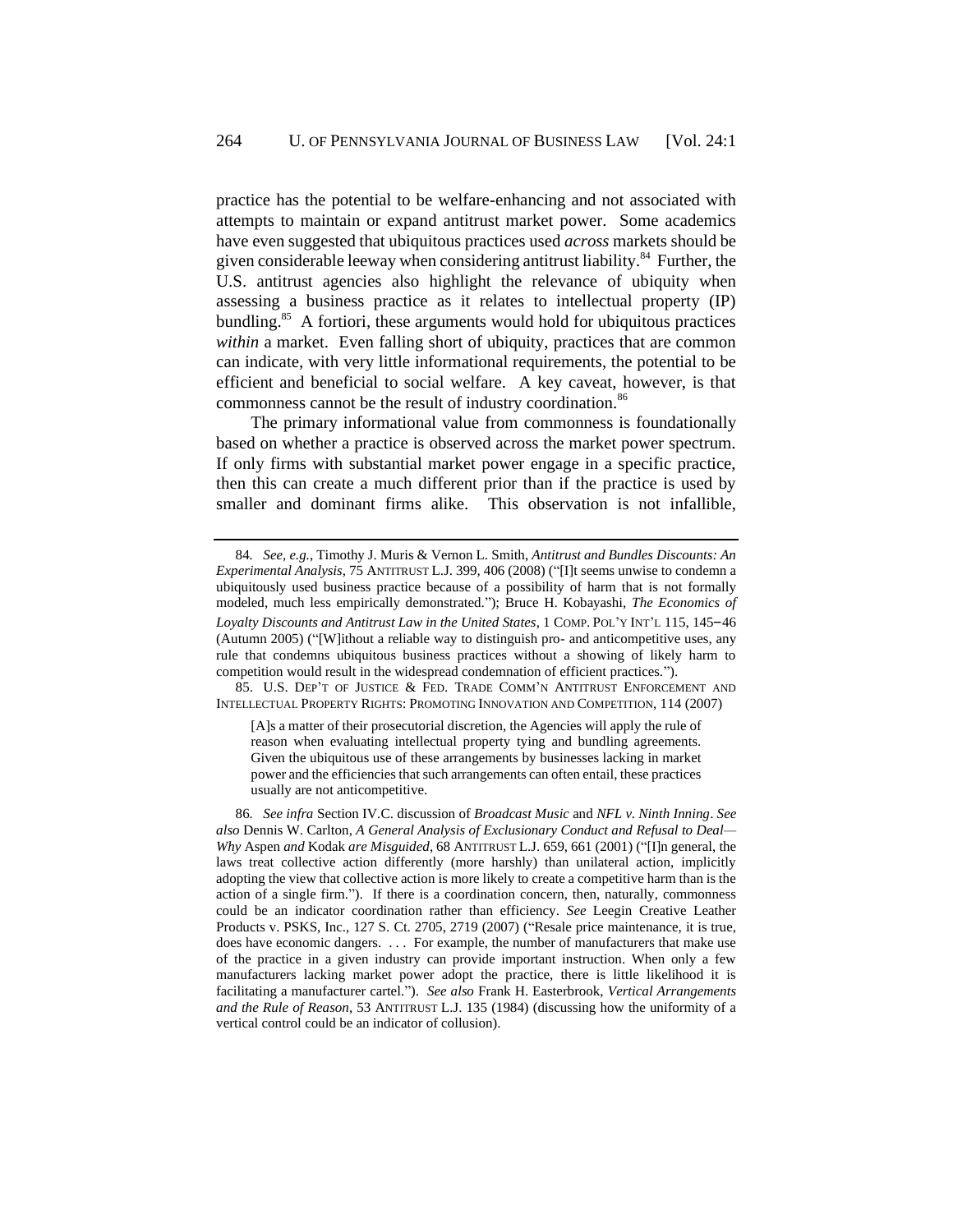practice has the potential to be welfare-enhancing and not associated with attempts to maintain or expand antitrust market power. Some academics have even suggested that ubiquitous practices used *across* markets should be given considerable leeway when considering antitrust liability.[84] Further, the U.S. antitrust agencies also highlight the relevance of ubiquity when assessing a business practice as it relates to intellectual property (IP) bundling.[85] A fortiori, these arguments would hold for ubiquitous practices *within* a market. Even falling short of ubiquity, practices that are common can indicate, with very little informational requirements, the potential to be efficient and beneficial to social welfare. A key caveat, however, is that commonness cannot be the result of industry coordination.[86]

The primary informational value from commonness is foundationally based on whether a practice is observed across the market power spectrum. If only firms with substantial market power engage in a specific practice, then this can create a much different prior than if the practice is used by smaller and dominant firms alike. This observation is not infallible,

---

84. *See, e.g.*, Timothy J. Muris & Vernon L. Smith, *Antitrust and Bundles Discounts: An Experimental Analysis*, 75 ANTITRUST L.J. 399, 406 (2008) ("[I]t seems unwise to condemn a ubiquitously used business practice because of a possibility of harm that is not formally modeled, much less empirically demonstrated."); Bruce H. Kobayashi, *The Economics of Loyalty Discounts and Antitrust Law in the United States*, 1 COMP. POL'Y INT'L 115, 145–46 (Autumn 2005) ("[W]ithout a reliable way to distinguish pro- and anticompetitive uses, any rule that condemns ubiquitous business practices without a showing of likely harm to competition would result in the widespread condemnation of efficient practices.").

85. U.S. DEP'T OF JUSTICE & FED. TRADE COMM'N ANTITRUST ENFORCEMENT AND INTELLECTUAL PROPERTY RIGHTS: PROMOTING INNOVATION AND COMPETITION, 114 (2007)

> [A]s a matter of their prosecutorial discretion, the Agencies will apply the rule of reason when evaluating intellectual property tying and bundling agreements. Given the ubiquitous use of these arrangements by businesses lacking in market power and the efficiencies that such arrangements can often entail, these practices usually are not anticompetitive.

86. *See infra* Section IV.C. discussion of *Broadcast Music* and *NFL v. Ninth Inning*. *See also* Dennis W. Carlton, *A General Analysis of Exclusionary Conduct and Refusal to Deal—Why* Aspen *and* Kodak *are Misguided*, 68 ANTITRUST L.J. 659, 661 (2001) ("[I]n general, the laws treat collective action differently (more harshly) than unilateral action, implicitly adopting the view that collective action is more likely to create a competitive harm than is the action of a single firm."). If there is a coordination concern, then, naturally, commonness could be an indicator coordination rather than efficiency. *See* Leegin Creative Leather Products v. PSKS, Inc., 127 S. Ct. 2705, 2719 (2007) ("Resale price maintenance, it is true, does have economic dangers. . . . For example, the number of manufacturers that make use of the practice in a given industry can provide important instruction. When only a few manufacturers lacking market power adopt the practice, there is little likelihood it is facilitating a manufacturer cartel."). *See also* Frank H. Easterbrook, *Vertical Arrangements and the Rule of Reason*, 53 ANTITRUST L.J. 135 (1984) (discussing how the uniformity of a vertical control could be an indicator of collusion).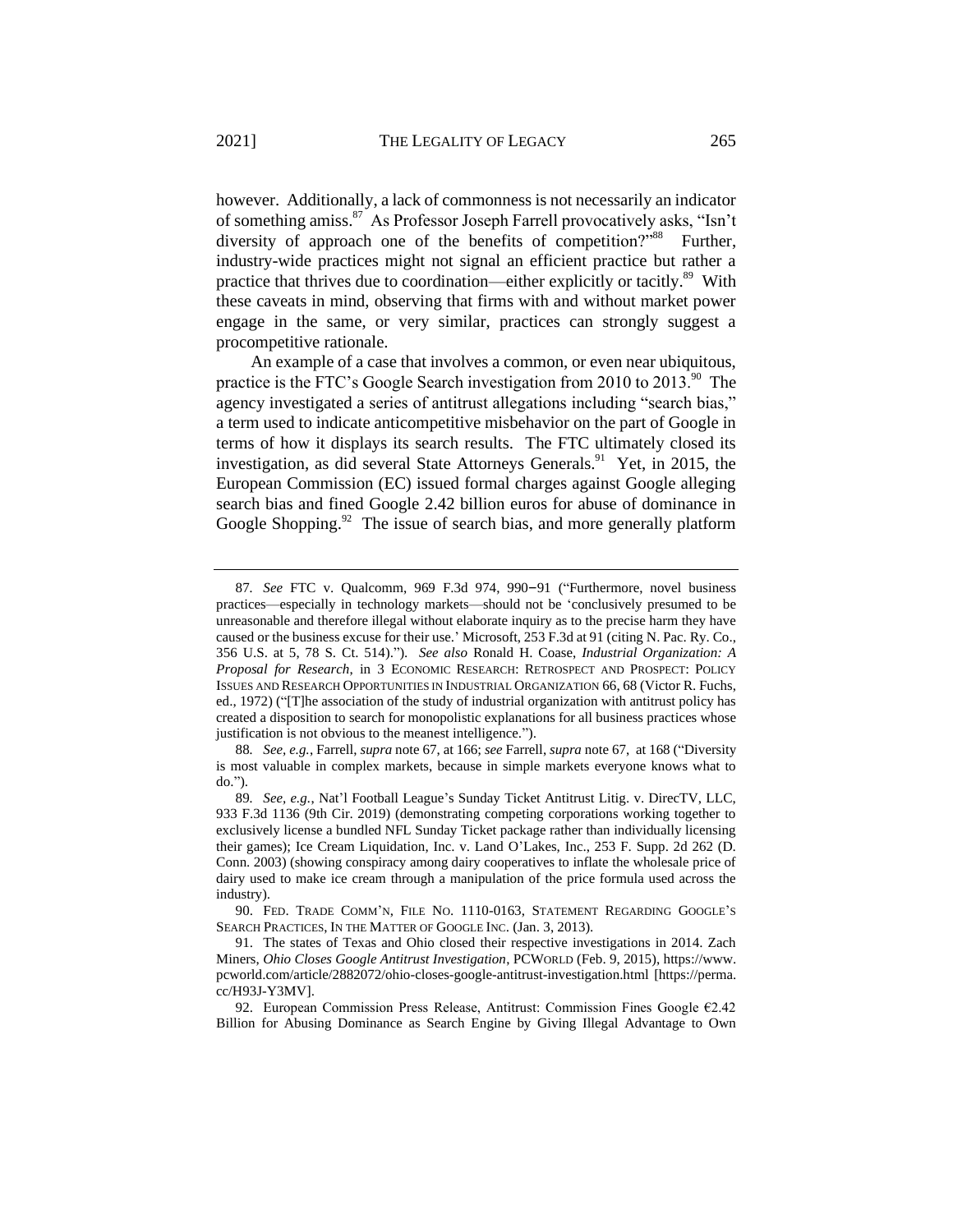however. Additionally, a lack of commonness is not necessarily an indicator of something amiss.[87] As Professor Joseph Farrell provocatively asks, "Isn't diversity of approach one of the benefits of competition?"[88] Further, industry-wide practices might not signal an efficient practice but rather a practice that thrives due to coordination—either explicitly or tacitly.[89] With these caveats in mind, observing that firms with and without market power engage in the same, or very similar, practices can strongly suggest a procompetitive rationale.

An example of a case that involves a common, or even near ubiquitous, practice is the FTC's Google Search investigation from 2010 to 2013.[90] The agency investigated a series of antitrust allegations including "search bias," a term used to indicate anticompetitive misbehavior on the part of Google in terms of how it displays its search results. The FTC ultimately closed its investigation, as did several State Attorneys Generals.[91] Yet, in 2015, the European Commission (EC) issued formal charges against Google alleging search bias and fined Google 2.42 billion euros for abuse of dominance in Google Shopping.[92] The issue of search bias, and more generally platform

---

87. *See* FTC v. Qualcomm, 969 F.3d 974, 990–91 ("Furthermore, novel business practices—especially in technology markets—should not be 'conclusively presumed to be unreasonable and therefore illegal without elaborate inquiry as to the precise harm they have caused or the business excuse for their use.' Microsoft, 253 F.3d at 91 (citing N. Pac. Ry. Co., 356 U.S. at 5, 78 S. Ct. 514)."). *See also* Ronald H. Coase, *Industrial Organization: A Proposal for Research*, in 3 ECONOMIC RESEARCH: RETROSPECT AND PROSPECT: POLICY ISSUES AND RESEARCH OPPORTUNITIES IN INDUSTRIAL ORGANIZATION 66, 68 (Victor R. Fuchs, ed., 1972) ("[T]he association of the study of industrial organization with antitrust policy has created a disposition to search for monopolistic explanations for all business practices whose justification is not obvious to the meanest intelligence.").

88. *See, e.g.*, Farrell, *supra* note 67, at 166; *see* Farrell, *supra* note 67, at 168 ("Diversity is most valuable in complex markets, because in simple markets everyone knows what to do.").

89. *See, e.g.*, Nat'l Football League's Sunday Ticket Antitrust Litig. v. DirecTV, LLC, 933 F.3d 1136 (9th Cir. 2019) (demonstrating competing corporations working together to exclusively license a bundled NFL Sunday Ticket package rather than individually licensing their games); Ice Cream Liquidation, Inc. v. Land O'Lakes, Inc., 253 F. Supp. 2d 262 (D. Conn. 2003) (showing conspiracy among dairy cooperatives to inflate the wholesale price of dairy used to make ice cream through a manipulation of the price formula used across the industry).

90. FED. TRADE COMM'N, FILE NO. 1110-0163, STATEMENT REGARDING GOOGLE'S SEARCH PRACTICES, IN THE MATTER OF GOOGLE INC. (Jan. 3, 2013).

91. The states of Texas and Ohio closed their respective investigations in 2014. Zach Miners, *Ohio Closes Google Antitrust Investigation*, PCWORLD (Feb. 9, 2015), https://www.pcworld.com/article/2882072/ohio-closes-google-antitrust-investigation.html [https://perma.cc/H93J-Y3MV].

92. European Commission Press Release, Antitrust: Commission Fines Google €2.42 Billion for Abusing Dominance as Search Engine by Giving Illegal Advantage to Own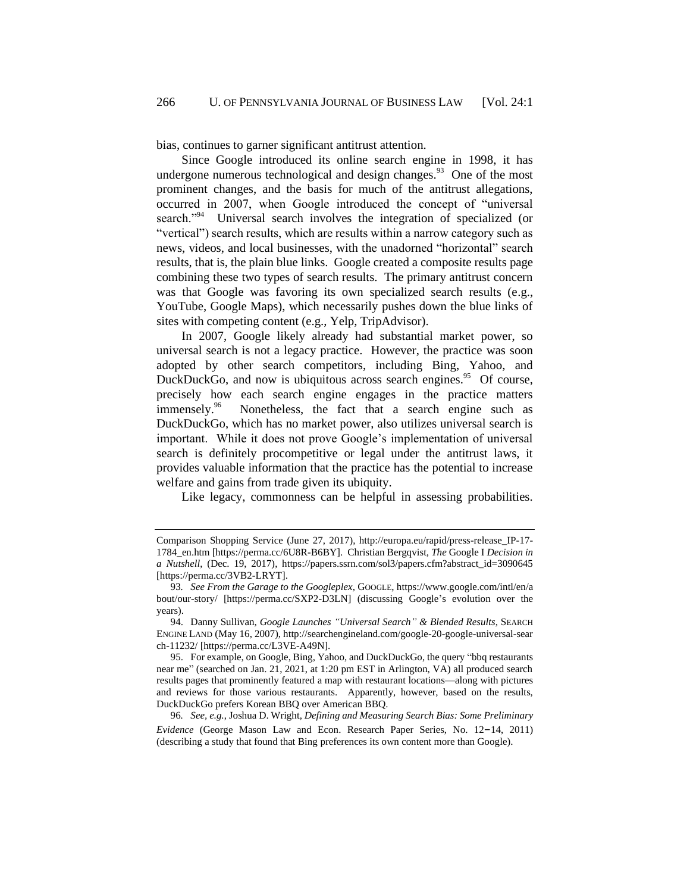bias, continues to garner significant antitrust attention.

Since Google introduced its online search engine in 1998, it has undergone numerous technological and design changes.[93] One of the most prominent changes, and the basis for much of the antitrust allegations, occurred in 2007, when Google introduced the concept of "universal search."[94] Universal search involves the integration of specialized (or "vertical") search results, which are results within a narrow category such as news, videos, and local businesses, with the unadorned "horizontal" search results, that is, the plain blue links. Google created a composite results page combining these two types of search results. The primary antitrust concern was that Google was favoring its own specialized search results (e.g., YouTube, Google Maps), which necessarily pushes down the blue links of sites with competing content (e.g., Yelp, TripAdvisor).

In 2007, Google likely already had substantial market power, so universal search is not a legacy practice. However, the practice was soon adopted by other search competitors, including Bing, Yahoo, and DuckDuckGo, and now is ubiquitous across search engines.[95] Of course, precisely how each search engine engages in the practice matters immensely.[96] Nonetheless, the fact that a search engine such as DuckDuckGo, which has no market power, also utilizes universal search is important. While it does not prove Google's implementation of universal search is definitely procompetitive or legal under the antitrust laws, it provides valuable information that the practice has the potential to increase welfare and gains from trade given its ubiquity.

Like legacy, commonness can be helpful in assessing probabilities.

---

Comparison Shopping Service (June 27, 2017), http://europa.eu/rapid/press-release_IP-17-1784_en.htm [https://perma.cc/6U8R-B6BY]. Christian Bergqvist, *The* Google I *Decision in a Nutshell*, (Dec. 19, 2017), https://papers.ssrn.com/sol3/papers.cfm?abstract_id=3090645 [https://perma.cc/3VB2-LRYT].

93. *See From the Garage to the Googleplex*, GOOGLE, https://www.google.com/intl/en/about/our-story/ [https://perma.cc/SXP2-D3LN] (discussing Google's evolution over the years).

94. Danny Sullivan, *Google Launches "Universal Search" & Blended Results*, SEARCH ENGINE LAND (May 16, 2007), http://searchengineland.com/google-20-google-universal-search-11232/ [https://perma.cc/L3VE-A49N].

95. For example, on Google, Bing, Yahoo, and DuckDuckGo, the query "bbq restaurants near me" (searched on Jan. 21, 2021, at 1:20 pm EST in Arlington, VA) all produced search results pages that prominently featured a map with restaurant locations—along with pictures and reviews for those various restaurants. Apparently, however, based on the results, DuckDuckGo prefers Korean BBQ over American BBQ.

96. *See, e.g.*, Joshua D. Wright, *Defining and Measuring Search Bias: Some Preliminary Evidence* (George Mason Law and Econ. Research Paper Series, No. 12–14, 2011) (describing a study that found that Bing preferences its own content more than Google).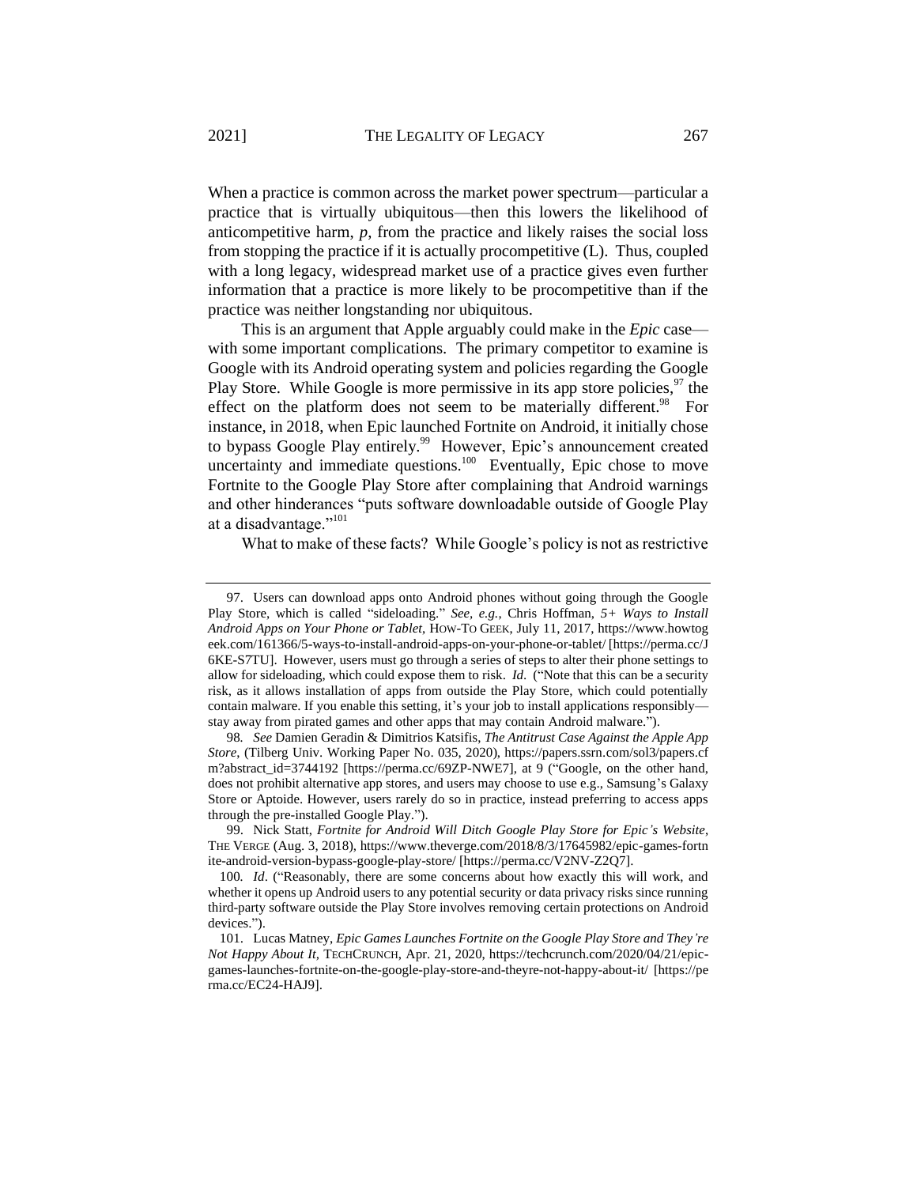When a practice is common across the market power spectrum—particular a practice that is virtually ubiquitous—then this lowers the likelihood of anticompetitive harm, *p*, from the practice and likely raises the social loss from stopping the practice if it is actually procompetitive (L). Thus, coupled with a long legacy, widespread market use of a practice gives even further information that a practice is more likely to be procompetitive than if the practice was neither longstanding nor ubiquitous.

This is an argument that Apple arguably could make in the *Epic* case—with some important complications. The primary competitor to examine is Google with its Android operating system and policies regarding the Google Play Store. While Google is more permissive in its app store policies,[97] the effect on the platform does not seem to be materially different.[98] For instance, in 2018, when Epic launched Fortnite on Android, it initially chose to bypass Google Play entirely.[99] However, Epic's announcement created uncertainty and immediate questions.[100] Eventually, Epic chose to move Fortnite to the Google Play Store after complaining that Android warnings and other hinderances "puts software downloadable outside of Google Play at a disadvantage."[101]

What to make of these facts? While Google's policy is not as restrictive

---

97. Users can download apps onto Android phones without going through the Google Play Store, which is called "sideloading." *See, e.g.*, Chris Hoffman, *5+ Ways to Install Android Apps on Your Phone or Tablet*, HOW-TO GEEK, July 11, 2017, https://www.howtogeek.com/161366/5-ways-to-install-android-apps-on-your-phone-or-tablet/ [https://perma.cc/J6KE-S7TU]. However, users must go through a series of steps to alter their phone settings to allow for sideloading, which could expose them to risk. *Id.* ("Note that this can be a security risk, as it allows installation of apps from outside the Play Store, which could potentially contain malware. If you enable this setting, it's your job to install applications responsibly—stay away from pirated games and other apps that may contain Android malware.").

98. *See* Damien Geradin & Dimitrios Katsifis, *The Antitrust Case Against the Apple App Store*, (Tilberg Univ. Working Paper No. 035, 2020), https://papers.ssrn.com/sol3/papers.cfm?abstract_id=3744192 [https://perma.cc/69ZP-NWE7], at 9 ("Google, on the other hand, does not prohibit alternative app stores, and users may choose to use e.g., Samsung's Galaxy Store or Aptoide. However, users rarely do so in practice, instead preferring to access apps through the pre-installed Google Play.").

99. Nick Statt, *Fortnite for Android Will Ditch Google Play Store for Epic's Website*, THE VERGE (Aug. 3, 2018), https://www.theverge.com/2018/8/3/17645982/epic-games-fortnite-android-version-bypass-google-play-store/ [https://perma.cc/V2NV-Z2Q7].

100. *Id*. ("Reasonably, there are some concerns about how exactly this will work, and whether it opens up Android users to any potential security or data privacy risks since running third-party software outside the Play Store involves removing certain protections on Android devices.").

101. Lucas Matney, *Epic Games Launches Fortnite on the Google Play Store and They're Not Happy About It*, TECHCRUNCH, Apr. 21, 2020, https://techcrunch.com/2020/04/21/epic-games-launches-fortnite-on-the-google-play-store-and-theyre-not-happy-about-it/ [https://perma.cc/EC24-HAJ9].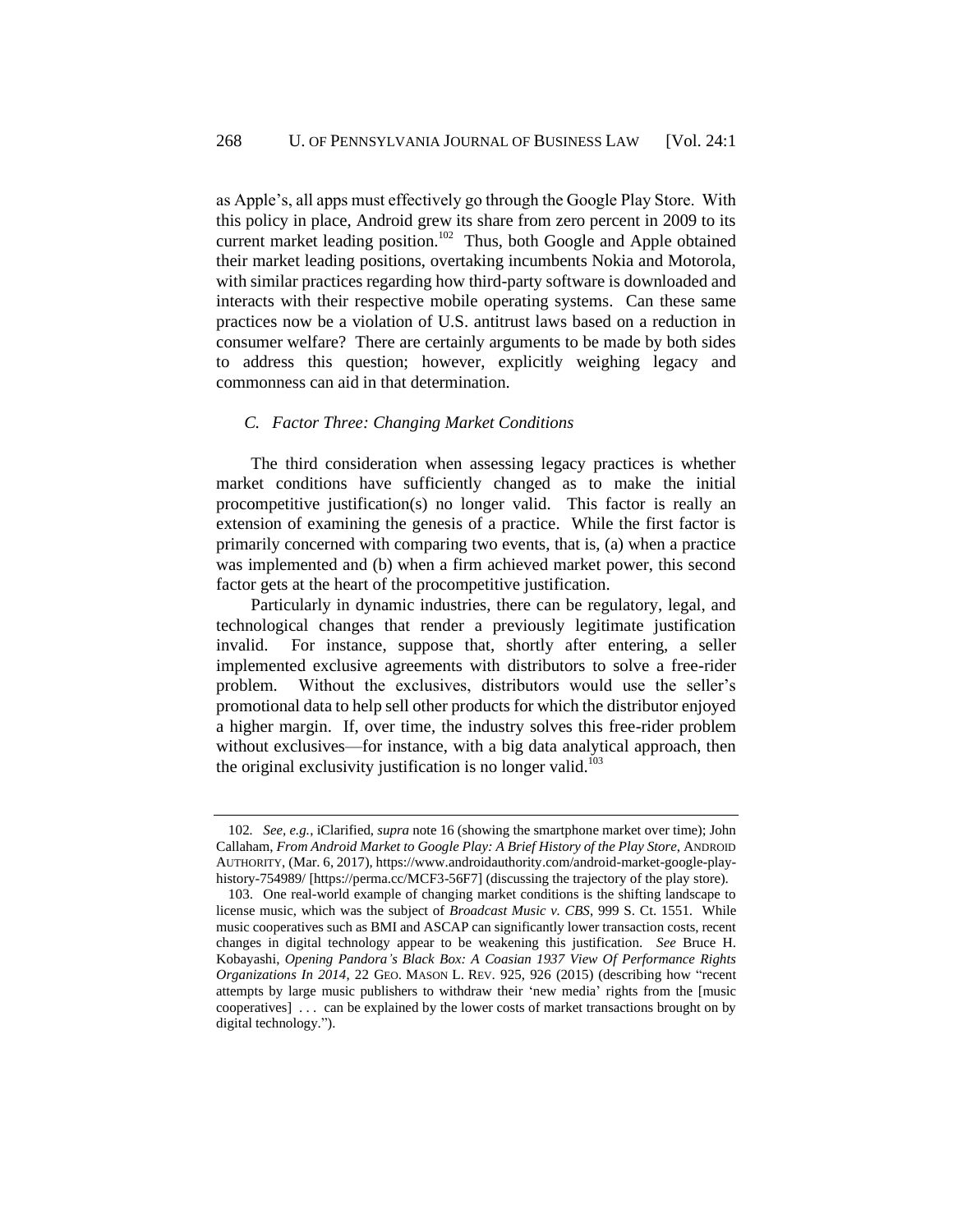as Apple's, all apps must effectively go through the Google Play Store. With this policy in place, Android grew its share from zero percent in 2009 to its current market leading position.[102] Thus, both Google and Apple obtained their market leading positions, overtaking incumbents Nokia and Motorola, with similar practices regarding how third-party software is downloaded and interacts with their respective mobile operating systems. Can these same practices now be a violation of U.S. antitrust laws based on a reduction in consumer welfare? There are certainly arguments to be made by both sides to address this question; however, explicitly weighing legacy and commonness can aid in that determination.

### *C. Factor Three: Changing Market Conditions*

The third consideration when assessing legacy practices is whether market conditions have sufficiently changed as to make the initial procompetitive justification(s) no longer valid. This factor is really an extension of examining the genesis of a practice. While the first factor is primarily concerned with comparing two events, that is, (a) when a practice was implemented and (b) when a firm achieved market power, this second factor gets at the heart of the procompetitive justification.

Particularly in dynamic industries, there can be regulatory, legal, and technological changes that render a previously legitimate justification invalid. For instance, suppose that, shortly after entering, a seller implemented exclusive agreements with distributors to solve a free-rider problem. Without the exclusives, distributors would use the seller's promotional data to help sell other products for which the distributor enjoyed a higher margin. If, over time, the industry solves this free-rider problem without exclusives—for instance, with a big data analytical approach, then the original exclusivity justification is no longer valid.[103]

---

102. *See, e.g.*, iClarified, *supra* note 16 (showing the smartphone market over time); John Callaham, *From Android Market to Google Play: A Brief History of the Play Store*, ANDROID AUTHORITY, (Mar. 6, 2017), https://www.androidauthority.com/android-market-google-play-history-754989/ [https://perma.cc/MCF3-56F7] (discussing the trajectory of the play store).

103. One real-world example of changing market conditions is the shifting landscape to license music, which was the subject of *Broadcast Music v. CBS*, 999 S. Ct. 1551. While music cooperatives such as BMI and ASCAP can significantly lower transaction costs, recent changes in digital technology appear to be weakening this justification. *See* Bruce H. Kobayashi, *Opening Pandora's Black Box: A Coasian 1937 View Of Performance Rights Organizations In 2014*, 22 GEO. MASON L. REV. 925, 926 (2015) (describing how "recent attempts by large music publishers to withdraw their 'new media' rights from the [music cooperatives] . . . can be explained by the lower costs of market transactions brought on by digital technology.").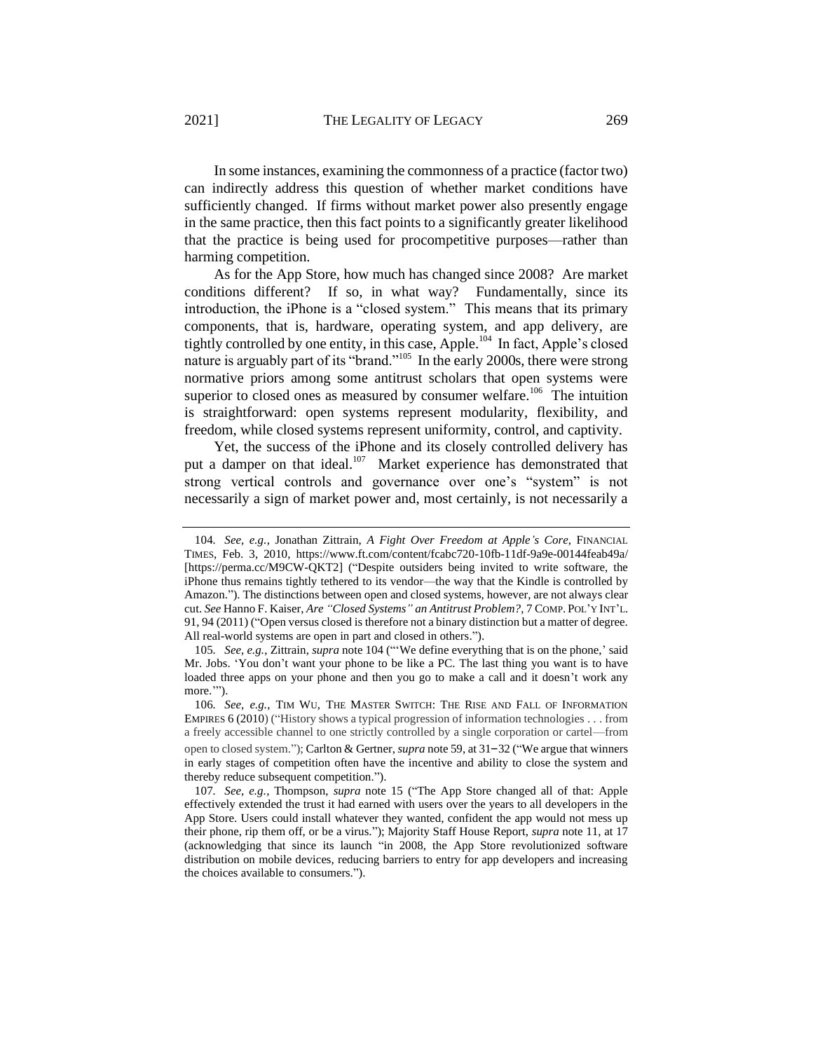In some instances, examining the commonness of a practice (factor two) can indirectly address this question of whether market conditions have sufficiently changed. If firms without market power also presently engage in the same practice, then this fact points to a significantly greater likelihood that the practice is being used for procompetitive purposes—rather than harming competition.

As for the App Store, how much has changed since 2008? Are market conditions different? If so, in what way? Fundamentally, since its introduction, the iPhone is a "closed system." This means that its primary components, that is, hardware, operating system, and app delivery, are tightly controlled by one entity, in this case, Apple.[104] In fact, Apple's closed nature is arguably part of its "brand."[105] In the early 2000s, there were strong normative priors among some antitrust scholars that open systems were superior to closed ones as measured by consumer welfare.[106] The intuition is straightforward: open systems represent modularity, flexibility, and freedom, while closed systems represent uniformity, control, and captivity.

Yet, the success of the iPhone and its closely controlled delivery has put a damper on that ideal.[107] Market experience has demonstrated that strong vertical controls and governance over one's "system" is not necessarily a sign of market power and, most certainly, is not necessarily a

---

104. *See, e.g.*, Jonathan Zittrain, *A Fight Over Freedom at Apple's Core*, FINANCIAL TIMES, Feb. 3, 2010, https://www.ft.com/content/fcabc720-10fb-11df-9a9e-00144feab49a/ [https://perma.cc/M9CW-QKT2] ("Despite outsiders being invited to write software, the iPhone thus remains tightly tethered to its vendor—the way that the Kindle is controlled by Amazon."). The distinctions between open and closed systems, however, are not always clear cut. *See* Hanno F. Kaiser, *Are "Closed Systems" an Antitrust Problem?*, 7 COMP. POL'Y INT'L. 91, 94 (2011) ("Open versus closed is therefore not a binary distinction but a matter of degree. All real-world systems are open in part and closed in others.").

105. *See, e.g.*, Zittrain, *supra* note 104 ("'We define everything that is on the phone,' said Mr. Jobs. 'You don't want your phone to be like a PC. The last thing you want is to have loaded three apps on your phone and then you go to make a call and it doesn't work any more.'").

106. *See, e.g.*, TIM WU, THE MASTER SWITCH: THE RISE AND FALL OF INFORMATION EMPIRES 6 (2010) ("History shows a typical progression of information technologies . . . from a freely accessible channel to one strictly controlled by a single corporation or cartel—from open to closed system."); Carlton & Gertner, *supra* note 59, at 31–32 ("We argue that winners in early stages of competition often have the incentive and ability to close the system and thereby reduce subsequent competition.").

107. *See, e.g.*, Thompson, *supra* note 15 ("The App Store changed all of that: Apple effectively extended the trust it had earned with users over the years to all developers in the App Store. Users could install whatever they wanted, confident the app would not mess up their phone, rip them off, or be a virus."); Majority Staff House Report, *supra* note 11, at 17 (acknowledging that since its launch "in 2008, the App Store revolutionized software distribution on mobile devices, reducing barriers to entry for app developers and increasing the choices available to consumers.").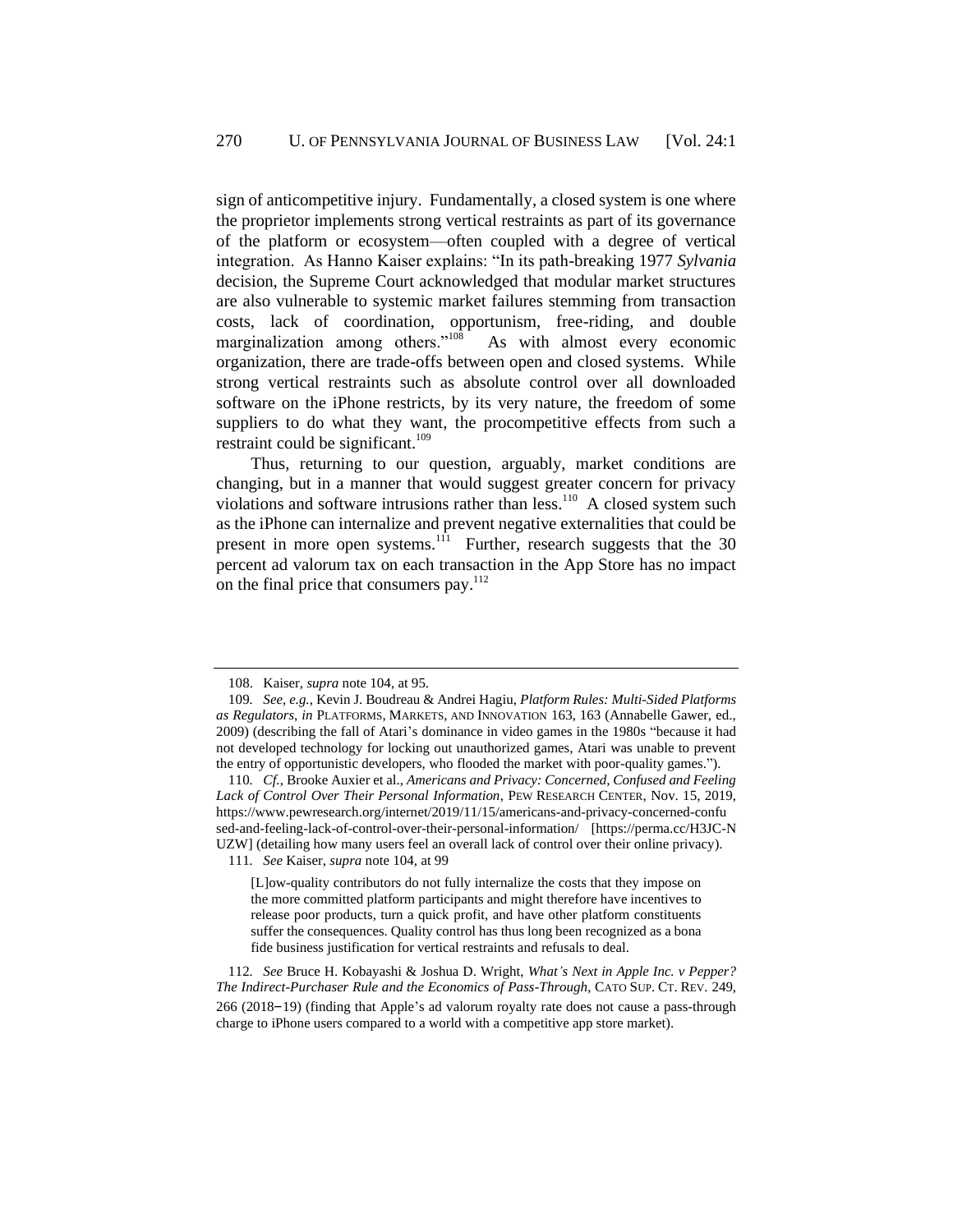sign of anticompetitive injury. Fundamentally, a closed system is one where the proprietor implements strong vertical restraints as part of its governance of the platform or ecosystem—often coupled with a degree of vertical integration. As Hanno Kaiser explains: "In its path-breaking 1977 *Sylvania* decision, the Supreme Court acknowledged that modular market structures are also vulnerable to systemic market failures stemming from transaction costs, lack of coordination, opportunism, free-riding, and double marginalization among others."[108] As with almost every economic organization, there are trade-offs between open and closed systems. While strong vertical restraints such as absolute control over all downloaded software on the iPhone restricts, by its very nature, the freedom of some suppliers to do what they want, the procompetitive effects from such a restraint could be significant.[109]

Thus, returning to our question, arguably, market conditions are changing, but in a manner that would suggest greater concern for privacy violations and software intrusions rather than less.[110] A closed system such as the iPhone can internalize and prevent negative externalities that could be present in more open systems.[111] Further, research suggests that the 30 percent ad valorum tax on each transaction in the App Store has no impact on the final price that consumers pay.[112]

---

108. Kaiser, *supra* note 104, at 95.

109. *See, e.g.*, Kevin J. Boudreau & Andrei Hagiu, *Platform Rules: Multi-Sided Platforms as Regulators*, *in* PLATFORMS, MARKETS, AND INNOVATION 163, 163 (Annabelle Gawer, ed., 2009) (describing the fall of Atari's dominance in video games in the 1980s "because it had not developed technology for locking out unauthorized games, Atari was unable to prevent the entry of opportunistic developers, who flooded the market with poor-quality games.").

110. *Cf.*, Brooke Auxier et al., *Americans and Privacy: Concerned, Confused and Feeling Lack of Control Over Their Personal Information*, PEW RESEARCH CENTER, Nov. 15, 2019, https://www.pewresearch.org/internet/2019/11/15/americans-and-privacy-concerned-confused-and-feeling-lack-of-control-over-their-personal-information/ [https://perma.cc/H3JC-NUZW] (detailing how many users feel an overall lack of control over their online privacy).

111. *See* Kaiser, *supra* note 104, at 99

> [L]ow-quality contributors do not fully internalize the costs that they impose on the more committed platform participants and might therefore have incentives to release poor products, turn a quick profit, and have other platform constituents suffer the consequences. Quality control has thus long been recognized as a bona fide business justification for vertical restraints and refusals to deal.

112. *See* Bruce H. Kobayashi & Joshua D. Wright, *What's Next in Apple Inc. v Pepper? The Indirect-Purchaser Rule and the Economics of Pass-Through*, CATO SUP. CT. REV. 249, 266 (2018–19) (finding that Apple's ad valorum royalty rate does not cause a pass-through charge to iPhone users compared to a world with a competitive app store market).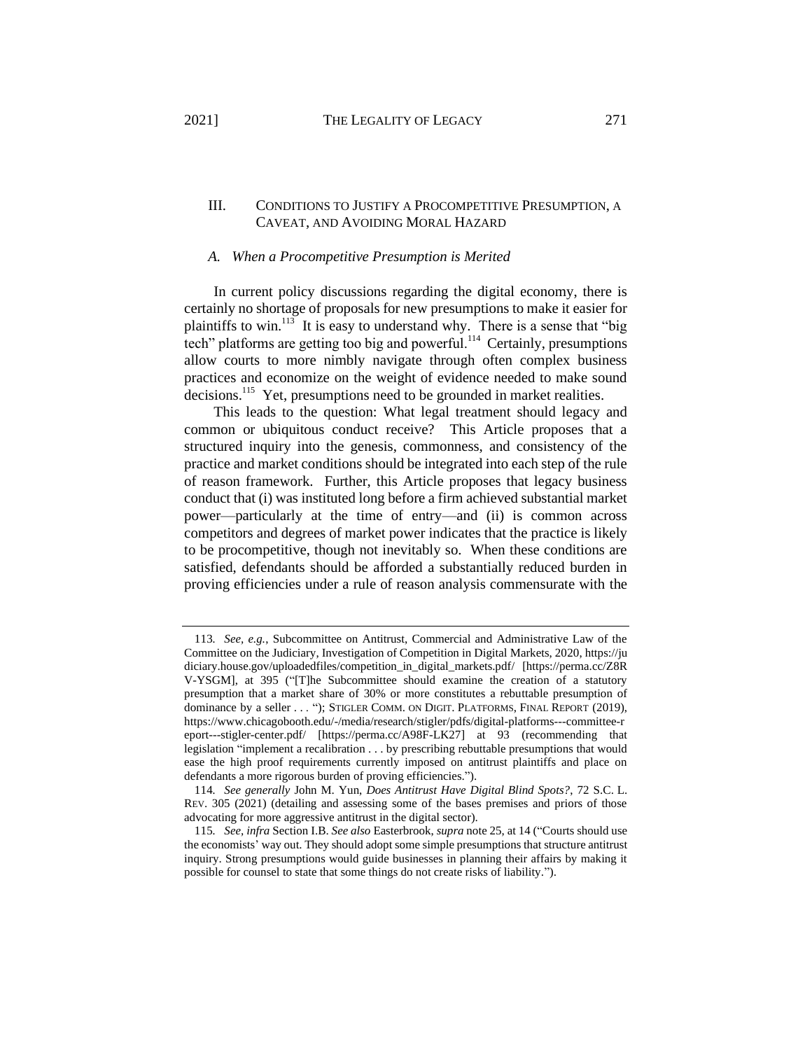## III. CONDITIONS TO JUSTIFY A PROCOMPETITIVE PRESUMPTION, A CAVEAT, AND AVOIDING MORAL HAZARD

### *A. When a Procompetitive Presumption is Merited*

In current policy discussions regarding the digital economy, there is certainly no shortage of proposals for new presumptions to make it easier for plaintiffs to win.[113] It is easy to understand why. There is a sense that "big tech" platforms are getting too big and powerful.[114] Certainly, presumptions allow courts to more nimbly navigate through often complex business practices and economize on the weight of evidence needed to make sound decisions.[115] Yet, presumptions need to be grounded in market realities.

This leads to the question: What legal treatment should legacy and common or ubiquitous conduct receive? This Article proposes that a structured inquiry into the genesis, commonness, and consistency of the practice and market conditions should be integrated into each step of the rule of reason framework. Further, this Article proposes that legacy business conduct that (i) was instituted long before a firm achieved substantial market power—particularly at the time of entry—and (ii) is common across competitors and degrees of market power indicates that the practice is likely to be procompetitive, though not inevitably so. When these conditions are satisfied, defendants should be afforded a substantially reduced burden in proving efficiencies under a rule of reason analysis commensurate with the

---

113. *See, e.g.*, Subcommittee on Antitrust, Commercial and Administrative Law of the Committee on the Judiciary, Investigation of Competition in Digital Markets, 2020, https://judiciary.house.gov/uploadedfiles/competition_in_digital_markets.pdf/ [https://perma.cc/Z8RV-YSGM], at 395 ("[T]he Subcommittee should examine the creation of a statutory presumption that a market share of 30% or more constitutes a rebuttable presumption of dominance by a seller . . . "); STIGLER COMM. ON DIGIT. PLATFORMS, FINAL REPORT (2019), https://www.chicagobooth.edu/-/media/research/stigler/pdfs/digital-platforms---committee-report---stigler-center.pdf/ [https://perma.cc/A98F-LK27] at 93 (recommending that legislation "implement a recalibration . . . by prescribing rebuttable presumptions that would ease the high proof requirements currently imposed on antitrust plaintiffs and place on defendants a more rigorous burden of proving efficiencies.").

114. *See generally* John M. Yun, *Does Antitrust Have Digital Blind Spots?*, 72 S.C. L. REV. 305 (2021) (detailing and assessing some of the bases premises and priors of those advocating for more aggressive antitrust in the digital sector).

115. *See, infra* Section I.B. *See also* Easterbrook, *supra* note 25, at 14 ("Courts should use the economists' way out. They should adopt some simple presumptions that structure antitrust inquiry. Strong presumptions would guide businesses in planning their affairs by making it possible for counsel to state that some things do not create risks of liability.").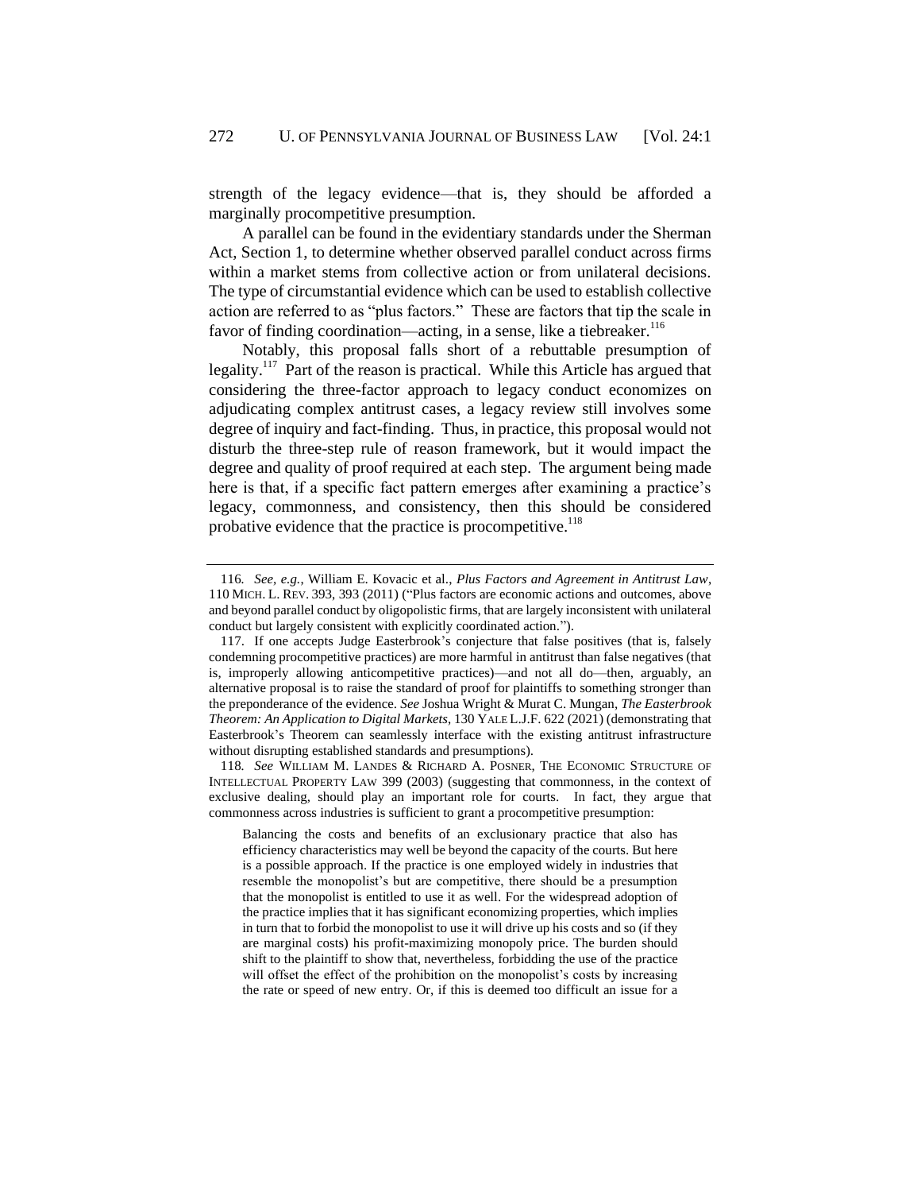strength of the legacy evidence—that is, they should be afforded a marginally procompetitive presumption.

A parallel can be found in the evidentiary standards under the Sherman Act, Section 1, to determine whether observed parallel conduct across firms within a market stems from collective action or from unilateral decisions. The type of circumstantial evidence which can be used to establish collective action are referred to as "plus factors." These are factors that tip the scale in favor of finding coordination—acting, in a sense, like a tiebreaker.[116]

Notably, this proposal falls short of a rebuttable presumption of legality.[117] Part of the reason is practical. While this Article has argued that considering the three-factor approach to legacy conduct economizes on adjudicating complex antitrust cases, a legacy review still involves some degree of inquiry and fact-finding. Thus, in practice, this proposal would not disturb the three-step rule of reason framework, but it would impact the degree and quality of proof required at each step. The argument being made here is that, if a specific fact pattern emerges after examining a practice's legacy, commonness, and consistency, then this should be considered probative evidence that the practice is procompetitive.[118]

---

116. *See, e.g.*, William E. Kovacic et al., *Plus Factors and Agreement in Antitrust Law*, 110 MICH. L. REV. 393, 393 (2011) ("Plus factors are economic actions and outcomes, above and beyond parallel conduct by oligopolistic firms, that are largely inconsistent with unilateral conduct but largely consistent with explicitly coordinated action.").

117. If one accepts Judge Easterbrook's conjecture that false positives (that is, falsely condemning procompetitive practices) are more harmful in antitrust than false negatives (that is, improperly allowing anticompetitive practices)—and not all do—then, arguably, an alternative proposal is to raise the standard of proof for plaintiffs to something stronger than the preponderance of the evidence. *See* Joshua Wright & Murat C. Mungan, *The Easterbrook Theorem: An Application to Digital Markets*, 130 YALE L.J.F. 622 (2021) (demonstrating that Easterbrook's Theorem can seamlessly interface with the existing antitrust infrastructure without disrupting established standards and presumptions).

118. *See* WILLIAM M. LANDES & RICHARD A. POSNER, THE ECONOMIC STRUCTURE OF INTELLECTUAL PROPERTY LAW 399 (2003) (suggesting that commonness, in the context of exclusive dealing, should play an important role for courts. In fact, they argue that commonness across industries is sufficient to grant a procompetitive presumption:

> Balancing the costs and benefits of an exclusionary practice that also has efficiency characteristics may well be beyond the capacity of the courts. But here is a possible approach. If the practice is one employed widely in industries that resemble the monopolist's but are competitive, there should be a presumption that the monopolist is entitled to use it as well. For the widespread adoption of the practice implies that it has significant economizing properties, which implies in turn that to forbid the monopolist to use it will drive up his costs and so (if they are marginal costs) his profit-maximizing monopoly price. The burden should shift to the plaintiff to show that, nevertheless, forbidding the use of the practice will offset the effect of the prohibition on the monopolist's costs by increasing the rate or speed of new entry. Or, if this is deemed too difficult an issue for a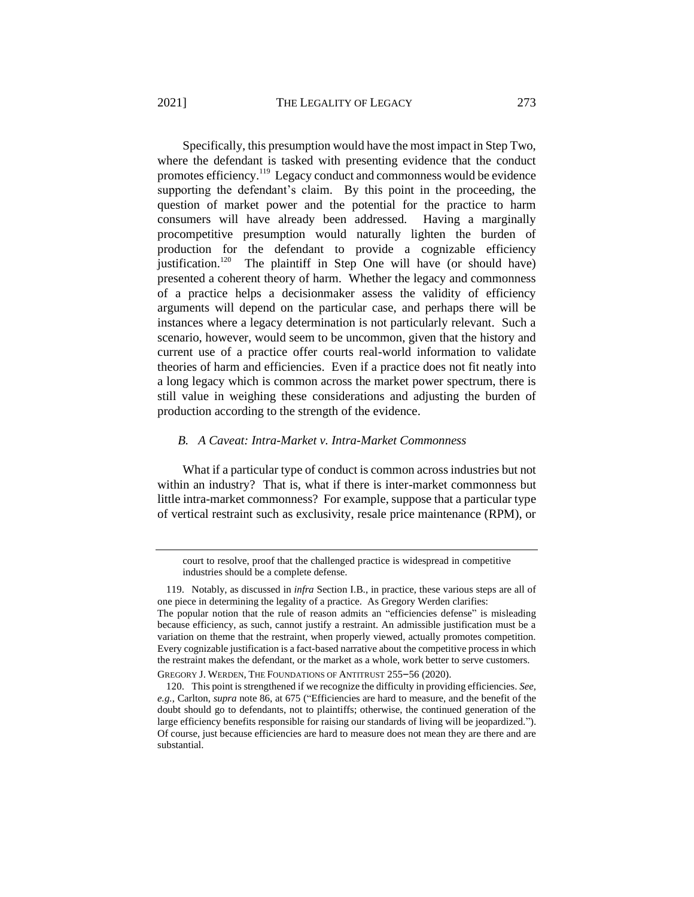Specifically, this presumption would have the most impact in Step Two, where the defendant is tasked with presenting evidence that the conduct promotes efficiency.[119] Legacy conduct and commonness would be evidence supporting the defendant's claim. By this point in the proceeding, the question of market power and the potential for the practice to harm consumers will have already been addressed. Having a marginally procompetitive presumption would naturally lighten the burden of production for the defendant to provide a cognizable efficiency justification.[120] The plaintiff in Step One will have (or should have) presented a coherent theory of harm. Whether the legacy and commonness of a practice helps a decisionmaker assess the validity of efficiency arguments will depend on the particular case, and perhaps there will be instances where a legacy determination is not particularly relevant. Such a scenario, however, would seem to be uncommon, given that the history and current use of a practice offer courts real-world information to validate theories of harm and efficiencies. Even if a practice does not fit neatly into a long legacy which is common across the market power spectrum, there is still value in weighing these considerations and adjusting the burden of production according to the strength of the evidence.

### *B. A Caveat: Intra-Market v. Intra-Market Commonness*

What if a particular type of conduct is common across industries but not within an industry? That is, what if there is inter-market commonness but little intra-market commonness? For example, suppose that a particular type of vertical restraint such as exclusivity, resale price maintenance (RPM), or

---

court to resolve, proof that the challenged practice is widespread in competitive industries should be a complete defense.

119. Notably, as discussed in *infra* Section I.B., in practice, these various steps are all of one piece in determining the legality of a practice. As Gregory Werden clarifies:

The popular notion that the rule of reason admits an "efficiencies defense" is misleading because efficiency, as such, cannot justify a restraint. An admissible justification must be a variation on theme that the restraint, when properly viewed, actually promotes competition. Every cognizable justification is a fact-based narrative about the competitive process in which the restraint makes the defendant, or the market as a whole, work better to serve customers.

GREGORY J. WERDEN, THE FOUNDATIONS OF ANTITRUST 255–56 (2020).

120. This point is strengthened if we recognize the difficulty in providing efficiencies. *See, e.g.*, Carlton, *supra* note 86, at 675 ("Efficiencies are hard to measure, and the benefit of the doubt should go to defendants, not to plaintiffs; otherwise, the continued generation of the large efficiency benefits responsible for raising our standards of living will be jeopardized."). Of course, just because efficiencies are hard to measure does not mean they are there and are substantial.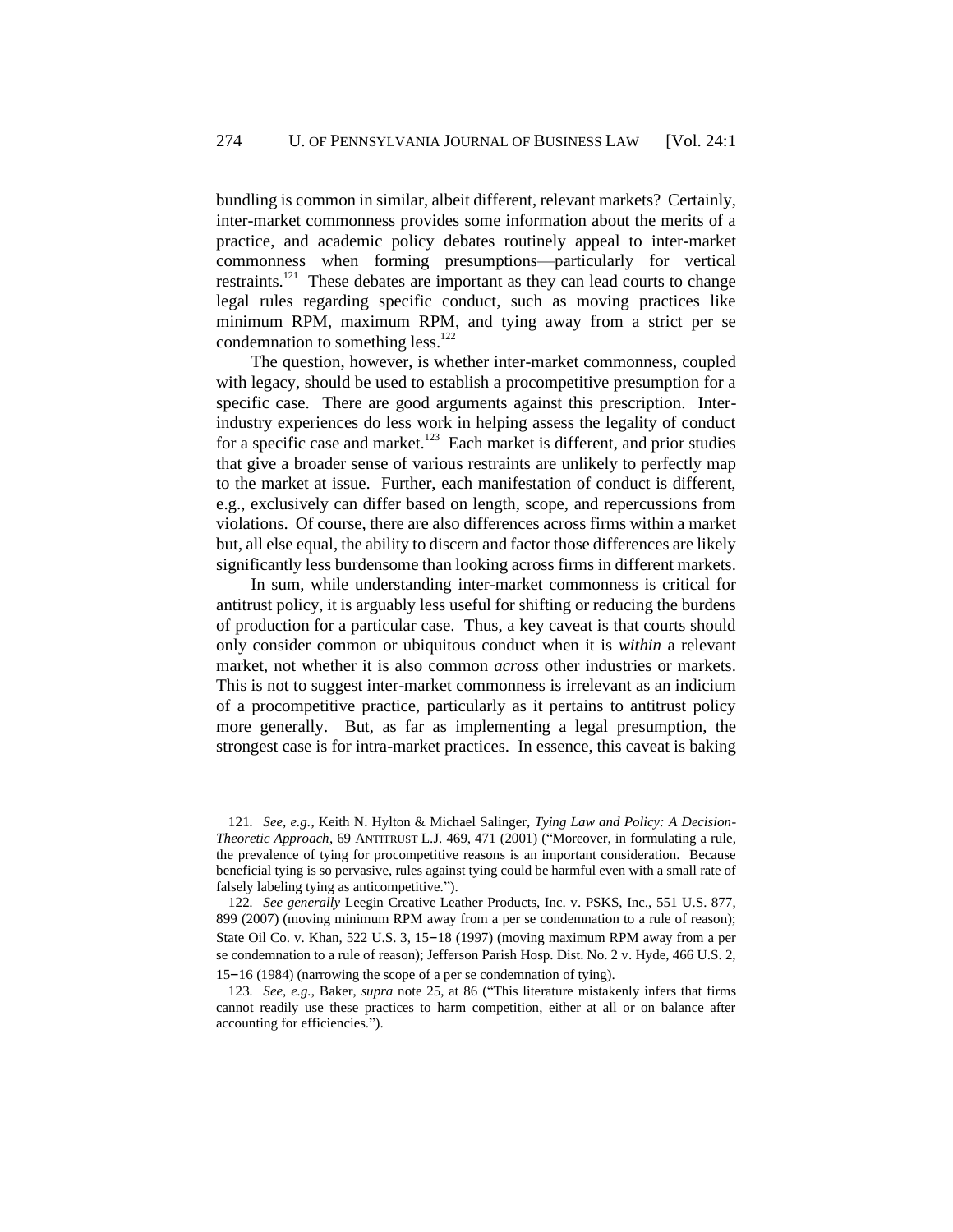bundling is common in similar, albeit different, relevant markets? Certainly, inter-market commonness provides some information about the merits of a practice, and academic policy debates routinely appeal to inter-market commonness when forming presumptions—particularly for vertical restraints.[121] These debates are important as they can lead courts to change legal rules regarding specific conduct, such as moving practices like minimum RPM, maximum RPM, and tying away from a strict per se condemnation to something less.[122]

The question, however, is whether inter-market commonness, coupled with legacy, should be used to establish a procompetitive presumption for a specific case. There are good arguments against this prescription. Inter-industry experiences do less work in helping assess the legality of conduct for a specific case and market.[123] Each market is different, and prior studies that give a broader sense of various restraints are unlikely to perfectly map to the market at issue. Further, each manifestation of conduct is different, e.g., exclusively can differ based on length, scope, and repercussions from violations. Of course, there are also differences across firms within a market but, all else equal, the ability to discern and factor those differences are likely significantly less burdensome than looking across firms in different markets.

In sum, while understanding inter-market commonness is critical for antitrust policy, it is arguably less useful for shifting or reducing the burdens of production for a particular case. Thus, a key caveat is that courts should only consider common or ubiquitous conduct when it is *within* a relevant market, not whether it is also common *across* other industries or markets. This is not to suggest inter-market commonness is irrelevant as an indicium of a procompetitive practice, particularly as it pertains to antitrust policy more generally. But, as far as implementing a legal presumption, the strongest case is for intra-market practices. In essence, this caveat is baking

---

121. *See, e.g.*, Keith N. Hylton & Michael Salinger, *Tying Law and Policy: A Decision-Theoretic Approach*, 69 ANTITRUST L.J. 469, 471 (2001) ("Moreover, in formulating a rule, the prevalence of tying for procompetitive reasons is an important consideration. Because beneficial tying is so pervasive, rules against tying could be harmful even with a small rate of falsely labeling tying as anticompetitive.").

122. *See generally* Leegin Creative Leather Products, Inc. v. PSKS, Inc., 551 U.S. 877, 899 (2007) (moving minimum RPM away from a per se condemnation to a rule of reason); State Oil Co. v. Khan, 522 U.S. 3, 15–18 (1997) (moving maximum RPM away from a per se condemnation to a rule of reason); Jefferson Parish Hosp. Dist. No. 2 v. Hyde, 466 U.S. 2, 15–16 (1984) (narrowing the scope of a per se condemnation of tying).

123. *See, e.g.*, Baker, *supra* note 25, at 86 ("This literature mistakenly infers that firms cannot readily use these practices to harm competition, either at all or on balance after accounting for efficiencies.").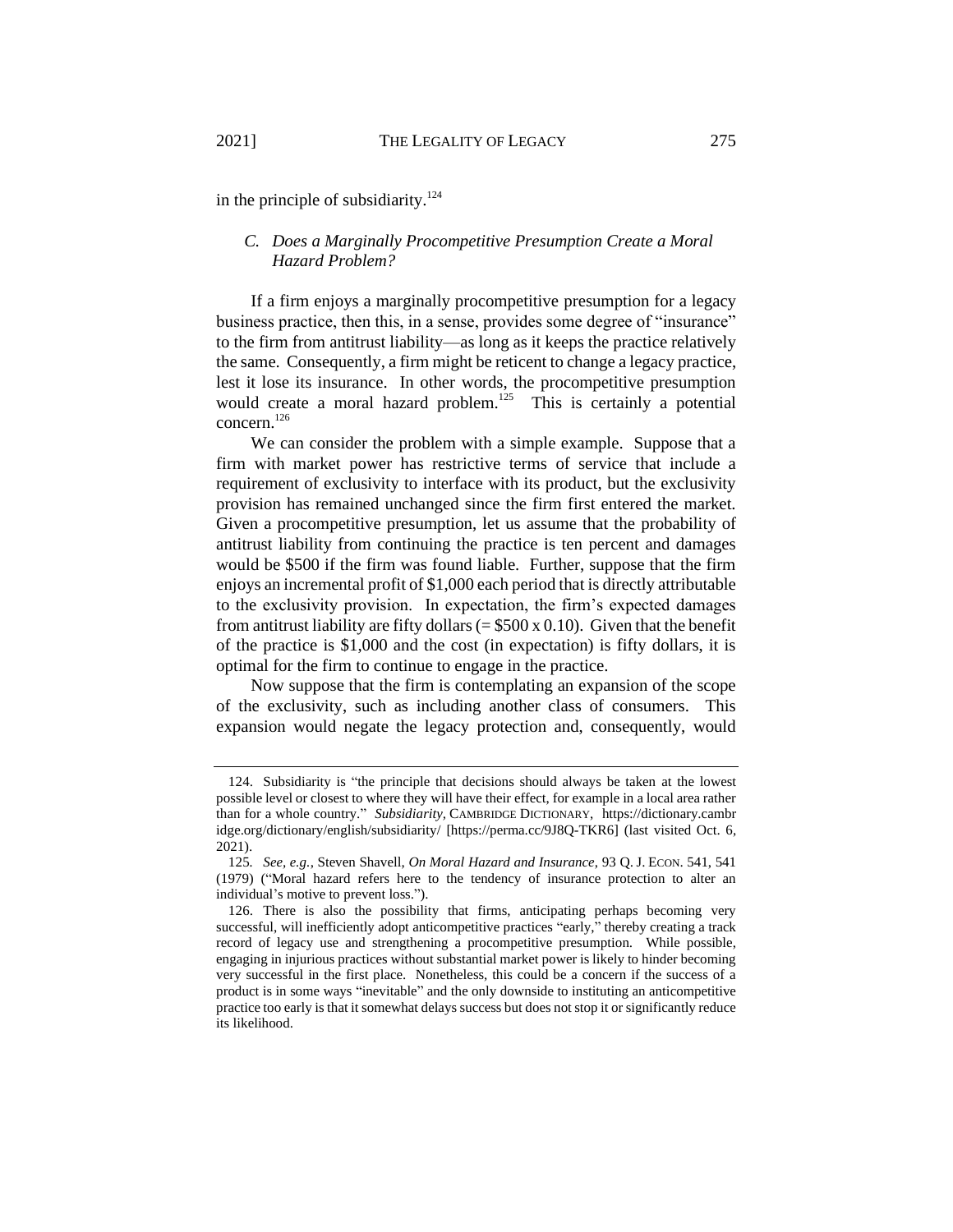in the principle of subsidiarity.[124]

### C. *Does a Marginally Procompetitive Presumption Create a Moral Hazard Problem?*

If a firm enjoys a marginally procompetitive presumption for a legacy business practice, then this, in a sense, provides some degree of "insurance" to the firm from antitrust liability—as long as it keeps the practice relatively the same. Consequently, a firm might be reticent to change a legacy practice, lest it lose its insurance. In other words, the procompetitive presumption would create a moral hazard problem.[125] This is certainly a potential concern.[126]

We can consider the problem with a simple example. Suppose that a firm with market power has restrictive terms of service that include a requirement of exclusivity to interface with its product, but the exclusivity provision has remained unchanged since the firm first entered the market. Given a procompetitive presumption, let us assume that the probability of antitrust liability from continuing the practice is ten percent and damages would be $500 if the firm was found liable. Further, suppose that the firm enjoys an incremental profit of $1,000 each period that is directly attributable to the exclusivity provision. In expectation, the firm's expected damages from antitrust liability are fifty dollars (= $500 x 0.10). Given that the benefit of the practice is $1,000 and the cost (in expectation) is fifty dollars, it is optimal for the firm to continue to engage in the practice.

Now suppose that the firm is contemplating an expansion of the scope of the exclusivity, such as including another class of consumers. This expansion would negate the legacy protection and, consequently, would

---

124. Subsidiarity is "the principle that decisions should always be taken at the lowest possible level or closest to where they will have their effect, for example in a local area rather than for a whole country." *Subsidiarity*, CAMBRIDGE DICTIONARY, https://dictionary.cambridge.org/dictionary/english/subsidiarity/ [https://perma.cc/9J8Q-TKR6] (last visited Oct. 6, 2021).

125. *See, e.g.*, Steven Shavell, *On Moral Hazard and Insurance*, 93 Q. J. ECON. 541, 541 (1979) ("Moral hazard refers here to the tendency of insurance protection to alter an individual's motive to prevent loss.").

126. There is also the possibility that firms, anticipating perhaps becoming very successful, will inefficiently adopt anticompetitive practices "early," thereby creating a track record of legacy use and strengthening a procompetitive presumption. While possible, engaging in injurious practices without substantial market power is likely to hinder becoming very successful in the first place. Nonetheless, this could be a concern if the success of a product is in some ways "inevitable" and the only downside to instituting an anticompetitive practice too early is that it somewhat delays success but does not stop it or significantly reduce its likelihood.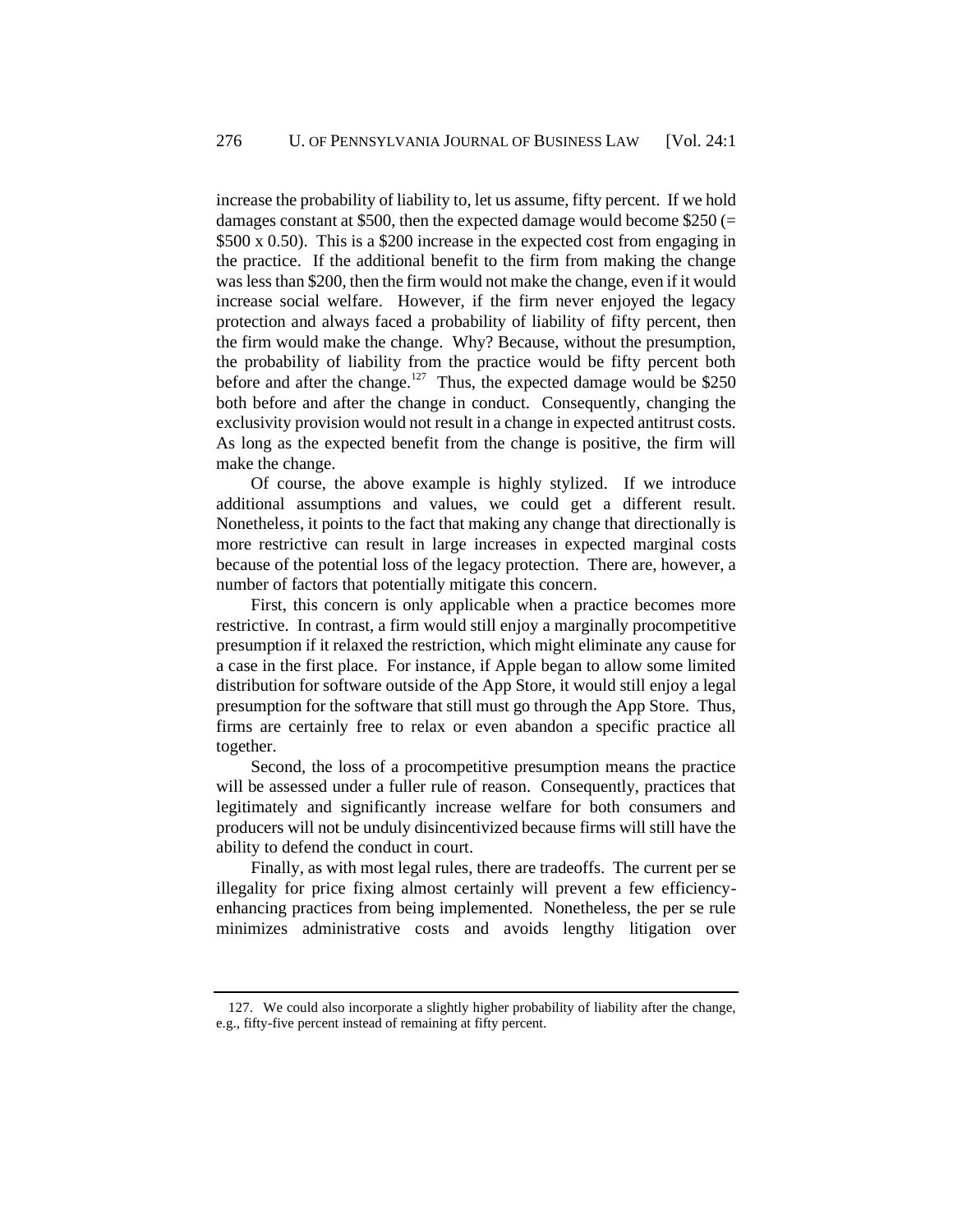increase the probability of liability to, let us assume, fifty percent. If we hold damages constant at $500, then the expected damage would become $250 (= $500 x 0.50). This is a $200 increase in the expected cost from engaging in the practice. If the additional benefit to the firm from making the change was less than $200, then the firm would not make the change, even if it would increase social welfare. However, if the firm never enjoyed the legacy protection and always faced a probability of liability of fifty percent, then the firm would make the change. Why? Because, without the presumption, the probability of liability from the practice would be fifty percent both before and after the change.[127] Thus, the expected damage would be $250 both before and after the change in conduct. Consequently, changing the exclusivity provision would not result in a change in expected antitrust costs. As long as the expected benefit from the change is positive, the firm will make the change.

Of course, the above example is highly stylized. If we introduce additional assumptions and values, we could get a different result. Nonetheless, it points to the fact that making any change that directionally is more restrictive can result in large increases in expected marginal costs because of the potential loss of the legacy protection. There are, however, a number of factors that potentially mitigate this concern.

First, this concern is only applicable when a practice becomes more restrictive. In contrast, a firm would still enjoy a marginally procompetitive presumption if it relaxed the restriction, which might eliminate any cause for a case in the first place. For instance, if Apple began to allow some limited distribution for software outside of the App Store, it would still enjoy a legal presumption for the software that still must go through the App Store. Thus, firms are certainly free to relax or even abandon a specific practice all together.

Second, the loss of a procompetitive presumption means the practice will be assessed under a fuller rule of reason. Consequently, practices that legitimately and significantly increase welfare for both consumers and producers will not be unduly disincentivized because firms will still have the ability to defend the conduct in court.

Finally, as with most legal rules, there are tradeoffs. The current per se illegality for price fixing almost certainly will prevent a few efficiency-enhancing practices from being implemented. Nonetheless, the per se rule minimizes administrative costs and avoids lengthy litigation over

---

127. We could also incorporate a slightly higher probability of liability after the change, e.g., fifty-five percent instead of remaining at fifty percent.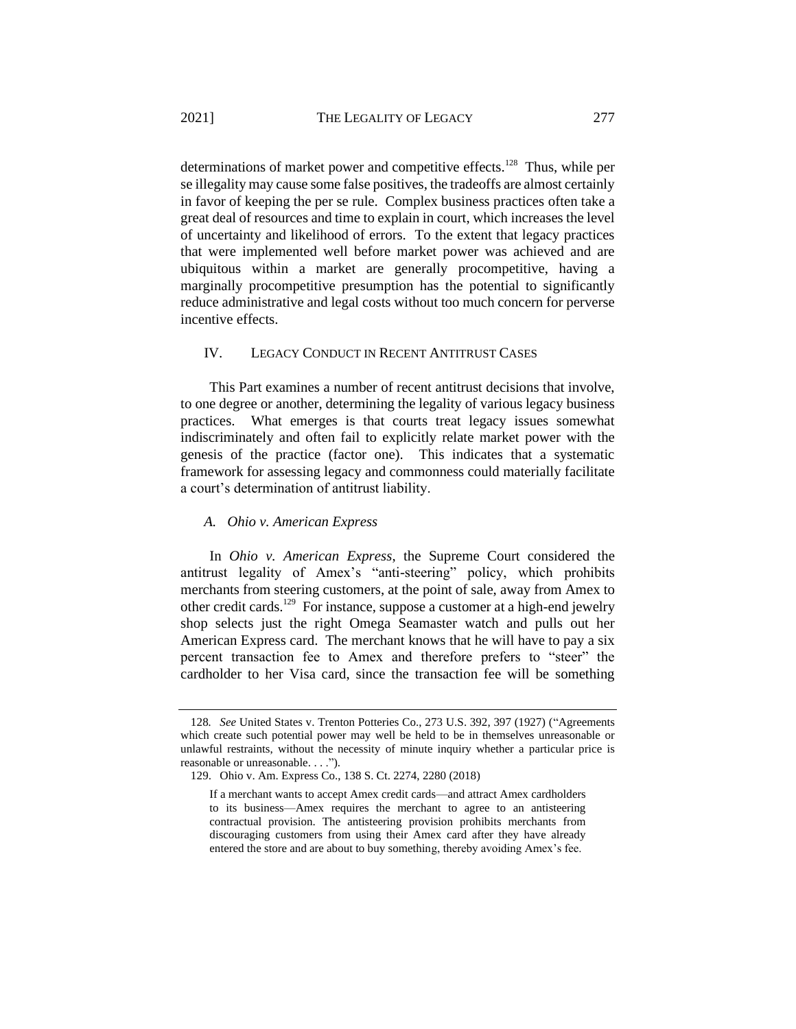determinations of market power and competitive effects.[128] Thus, while per se illegality may cause some false positives, the tradeoffs are almost certainly in favor of keeping the per se rule. Complex business practices often take a great deal of resources and time to explain in court, which increases the level of uncertainty and likelihood of errors. To the extent that legacy practices that were implemented well before market power was achieved and are ubiquitous within a market are generally procompetitive, having a marginally procompetitive presumption has the potential to significantly reduce administrative and legal costs without too much concern for perverse incentive effects.

## IV. LEGACY CONDUCT IN RECENT ANTITRUST CASES

This Part examines a number of recent antitrust decisions that involve, to one degree or another, determining the legality of various legacy business practices. What emerges is that courts treat legacy issues somewhat indiscriminately and often fail to explicitly relate market power with the genesis of the practice (factor one). This indicates that a systematic framework for assessing legacy and commonness could materially facilitate a court's determination of antitrust liability.

### *A. Ohio v. American Express*

In *Ohio v. American Express*, the Supreme Court considered the antitrust legality of Amex's "anti-steering" policy, which prohibits merchants from steering customers, at the point of sale, away from Amex to other credit cards.[129] For instance, suppose a customer at a high-end jewelry shop selects just the right Omega Seamaster watch and pulls out her American Express card. The merchant knows that he will have to pay a six percent transaction fee to Amex and therefore prefers to "steer" the cardholder to her Visa card, since the transaction fee will be something

---

128. *See* United States v. Trenton Potteries Co., 273 U.S. 392, 397 (1927) ("Agreements which create such potential power may well be held to be in themselves unreasonable or unlawful restraints, without the necessity of minute inquiry whether a particular price is reasonable or unreasonable. . . .").

129. Ohio v. Am. Express Co., 138 S. Ct. 2274, 2280 (2018)

> If a merchant wants to accept Amex credit cards—and attract Amex cardholders to its business—Amex requires the merchant to agree to an antisteering contractual provision. The antisteering provision prohibits merchants from discouraging customers from using their Amex card after they have already entered the store and are about to buy something, thereby avoiding Amex's fee.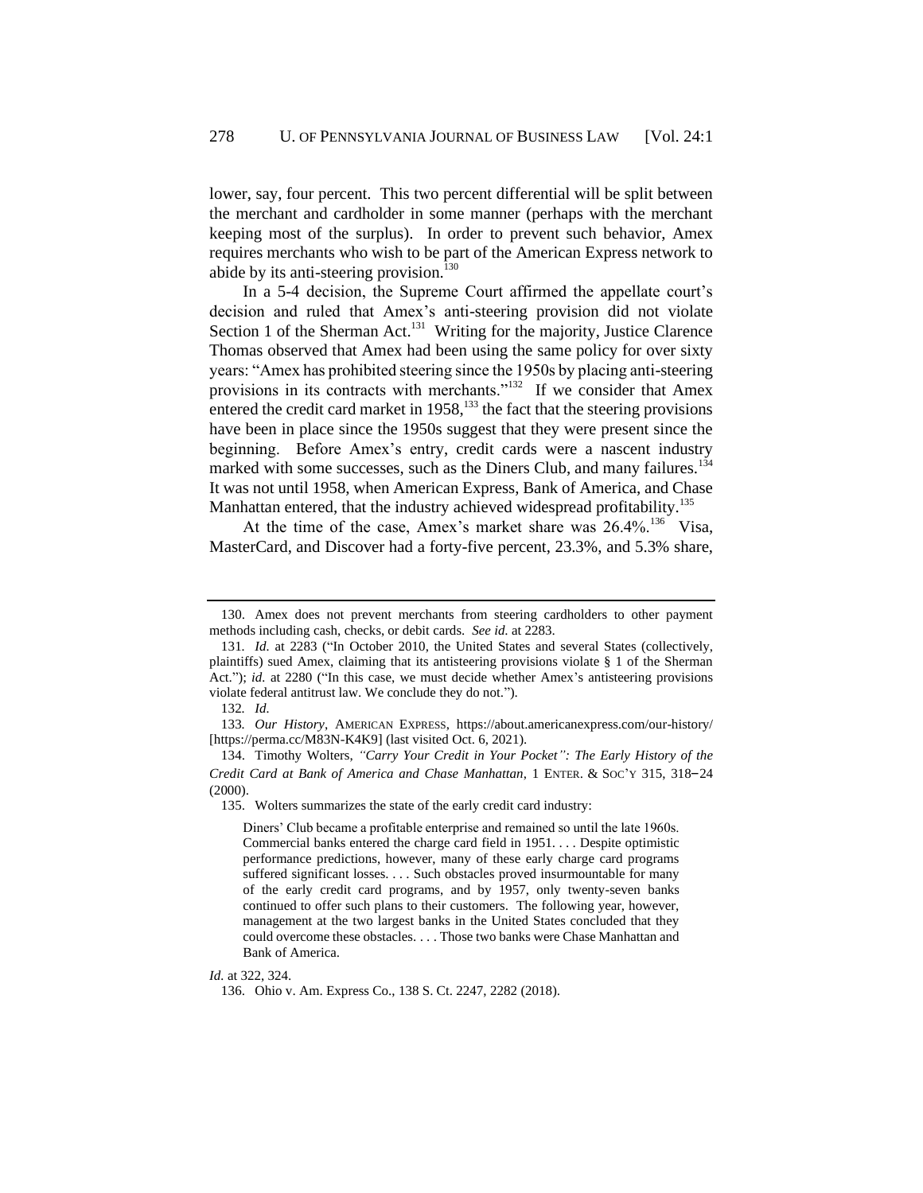lower, say, four percent. This two percent differential will be split between the merchant and cardholder in some manner (perhaps with the merchant keeping most of the surplus). In order to prevent such behavior, Amex requires merchants who wish to be part of the American Express network to abide by its anti-steering provision.[130]

In a 5-4 decision, the Supreme Court affirmed the appellate court's decision and ruled that Amex's anti-steering provision did not violate Section 1 of the Sherman Act.[131] Writing for the majority, Justice Clarence Thomas observed that Amex had been using the same policy for over sixty years: "Amex has prohibited steering since the 1950s by placing anti-steering provisions in its contracts with merchants."[132] If we consider that Amex entered the credit card market in 1958,[133] the fact that the steering provisions have been in place since the 1950s suggest that they were present since the beginning. Before Amex's entry, credit cards were a nascent industry marked with some successes, such as the Diners Club, and many failures.[134] It was not until 1958, when American Express, Bank of America, and Chase Manhattan entered, that the industry achieved widespread profitability.[135]

At the time of the case, Amex's market share was 26.4%.[136] Visa, MasterCard, and Discover had a forty-five percent, 23.3%, and 5.3% share,

---

130. Amex does not prevent merchants from steering cardholders to other payment methods including cash, checks, or debit cards. *See id.* at 2283.

131. *Id.* at 2283 ("In October 2010, the United States and several States (collectively, plaintiffs) sued Amex, claiming that its antisteering provisions violate § 1 of the Sherman Act."); *id.* at 2280 ("In this case, we must decide whether Amex's antisteering provisions violate federal antitrust law. We conclude they do not.").

132. *Id.*

133. *Our History*, AMERICAN EXPRESS, https://about.americanexpress.com/our-history/ [https://perma.cc/M83N-K4K9] (last visited Oct. 6, 2021).

134. Timothy Wolters, *"Carry Your Credit in Your Pocket": The Early History of the Credit Card at Bank of America and Chase Manhattan*, 1 ENTER. & SOC'Y 315, 318–24 (2000).

135. Wolters summarizes the state of the early credit card industry:

> Diners' Club became a profitable enterprise and remained so until the late 1960s. Commercial banks entered the charge card field in 1951. . . . Despite optimistic performance predictions, however, many of these early charge card programs suffered significant losses. . . . Such obstacles proved insurmountable for many of the early credit card programs, and by 1957, only twenty-seven banks continued to offer such plans to their customers. The following year, however, management at the two largest banks in the United States concluded that they could overcome these obstacles. . . . Those two banks were Chase Manhattan and Bank of America.

*Id.* at 322, 324.

136. Ohio v. Am. Express Co., 138 S. Ct. 2247, 2282 (2018).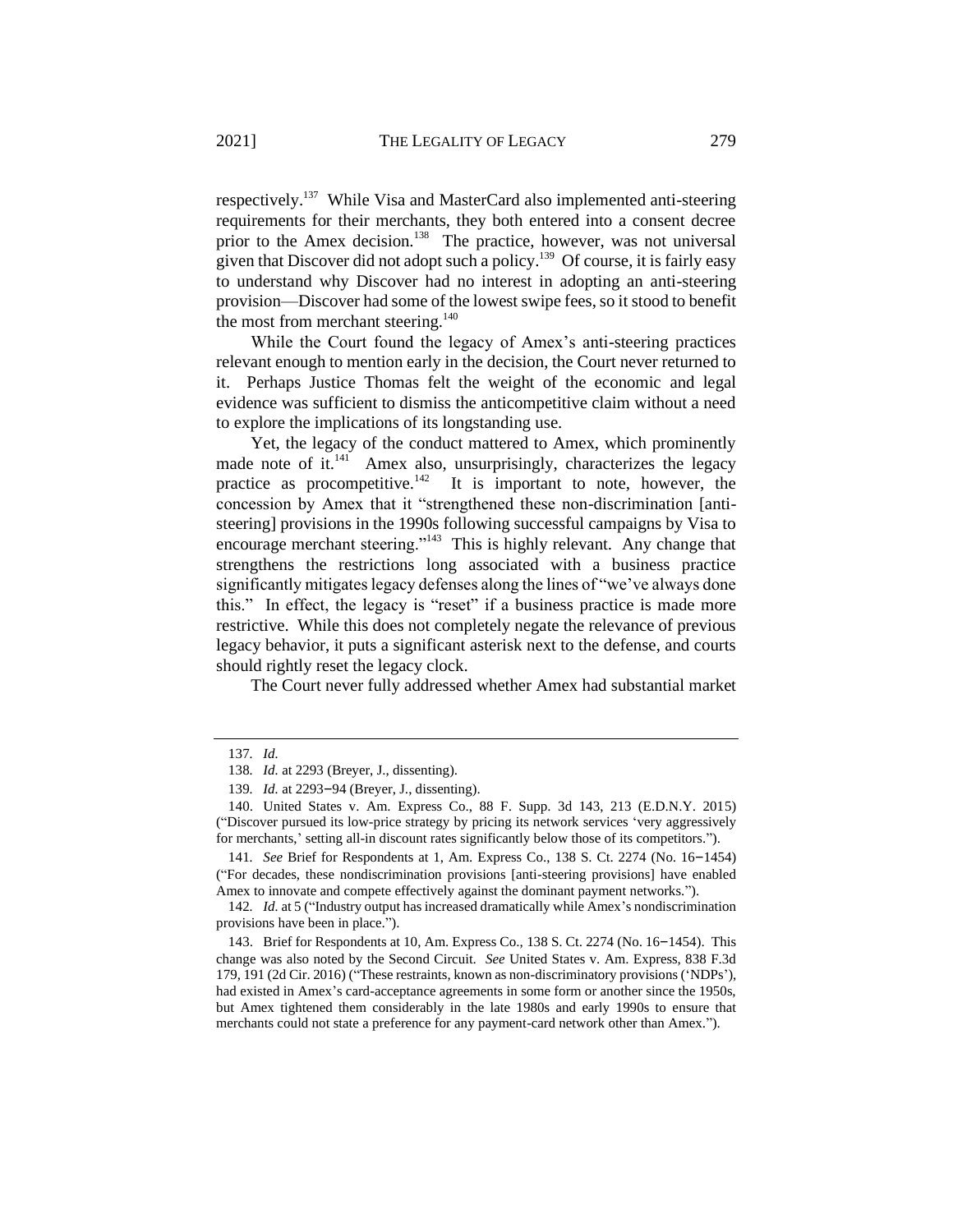respectively.[137] While Visa and MasterCard also implemented anti-steering requirements for their merchants, they both entered into a consent decree prior to the Amex decision.[138] The practice, however, was not universal given that Discover did not adopt such a policy.[139] Of course, it is fairly easy to understand why Discover had no interest in adopting an anti-steering provision—Discover had some of the lowest swipe fees, so it stood to benefit the most from merchant steering.[140]

While the Court found the legacy of Amex's anti-steering practices relevant enough to mention early in the decision, the Court never returned to it. Perhaps Justice Thomas felt the weight of the economic and legal evidence was sufficient to dismiss the anticompetitive claim without a need to explore the implications of its longstanding use.

Yet, the legacy of the conduct mattered to Amex, which prominently made note of it.[141] Amex also, unsurprisingly, characterizes the legacy practice as procompetitive.[142] It is important to note, however, the concession by Amex that it "strengthened these non-discrimination [anti-steering] provisions in the 1990s following successful campaigns by Visa to encourage merchant steering."[143] This is highly relevant. Any change that strengthens the restrictions long associated with a business practice significantly mitigates legacy defenses along the lines of "we've always done this." In effect, the legacy is "reset" if a business practice is made more restrictive. While this does not completely negate the relevance of previous legacy behavior, it puts a significant asterisk next to the defense, and courts should rightly reset the legacy clock.

The Court never fully addressed whether Amex had substantial market

---

137. *Id.*

138. *Id.* at 2293 (Breyer, J., dissenting).

139. *Id.* at 2293–94 (Breyer, J., dissenting).

140. United States v. Am. Express Co., 88 F. Supp. 3d 143, 213 (E.D.N.Y. 2015) ("Discover pursued its low-price strategy by pricing its network services 'very aggressively for merchants,' setting all-in discount rates significantly below those of its competitors.").

141. *See* Brief for Respondents at 1, Am. Express Co., 138 S. Ct. 2274 (No. 16–1454) ("For decades, these nondiscrimination provisions [anti-steering provisions] have enabled Amex to innovate and compete effectively against the dominant payment networks.").

142. *Id.* at 5 ("Industry output has increased dramatically while Amex's nondiscrimination provisions have been in place.").

143. Brief for Respondents at 10, Am. Express Co., 138 S. Ct. 2274 (No. 16–1454). This change was also noted by the Second Circuit. *See* United States v. Am. Express, 838 F.3d 179, 191 (2d Cir. 2016) ("These restraints, known as non-discriminatory provisions ('NDPs'), had existed in Amex's card-acceptance agreements in some form or another since the 1950s, but Amex tightened them considerably in the late 1980s and early 1990s to ensure that merchants could not state a preference for any payment-card network other than Amex.").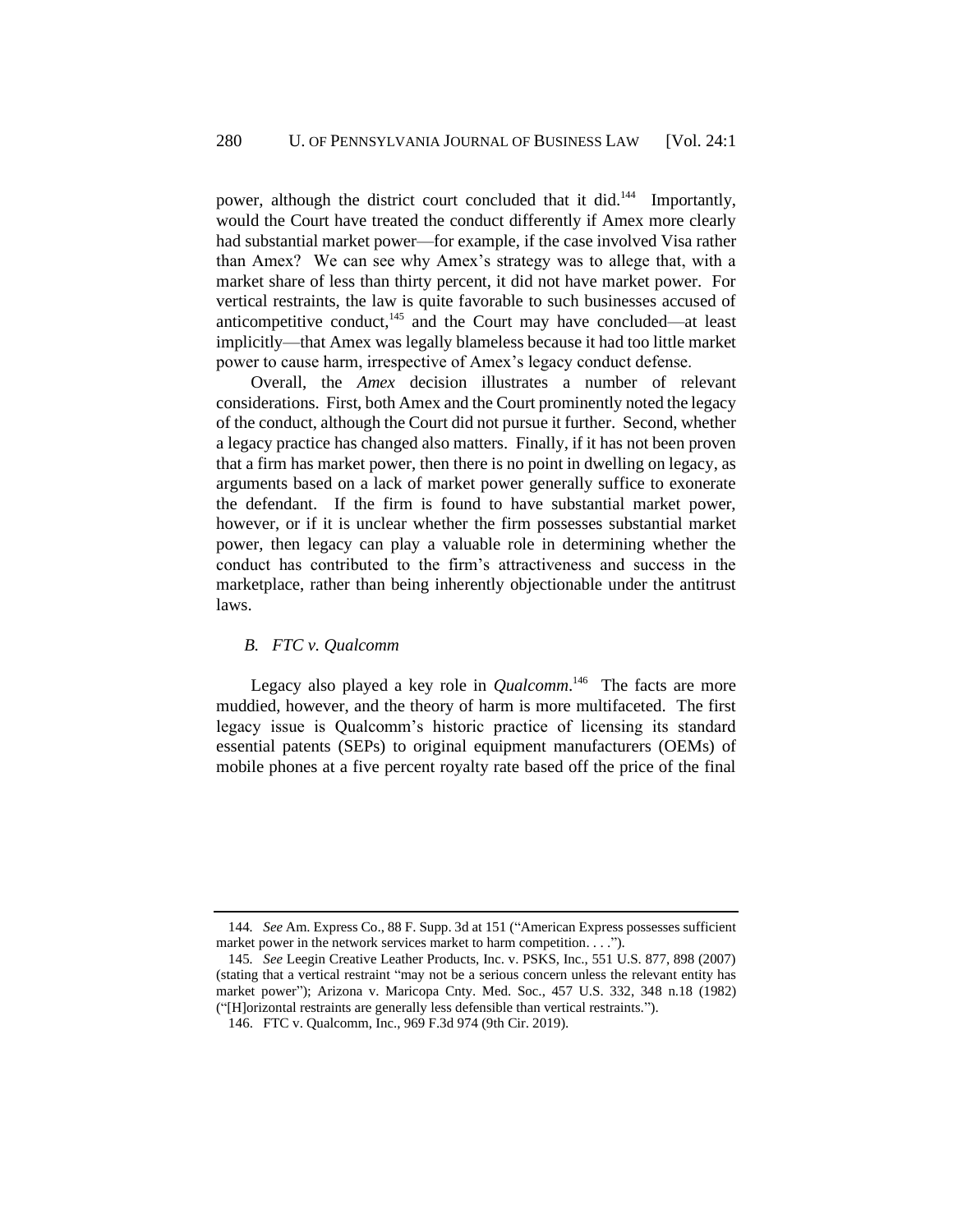power, although the district court concluded that it did.[144] Importantly, would the Court have treated the conduct differently if Amex more clearly had substantial market power—for example, if the case involved Visa rather than Amex? We can see why Amex's strategy was to allege that, with a market share of less than thirty percent, it did not have market power. For vertical restraints, the law is quite favorable to such businesses accused of anticompetitive conduct,[145] and the Court may have concluded—at least implicitly—that Amex was legally blameless because it had too little market power to cause harm, irrespective of Amex's legacy conduct defense.

Overall, the *Amex* decision illustrates a number of relevant considerations. First, both Amex and the Court prominently noted the legacy of the conduct, although the Court did not pursue it further. Second, whether a legacy practice has changed also matters. Finally, if it has not been proven that a firm has market power, then there is no point in dwelling on legacy, as arguments based on a lack of market power generally suffice to exonerate the defendant. If the firm is found to have substantial market power, however, or if it is unclear whether the firm possesses substantial market power, then legacy can play a valuable role in determining whether the conduct has contributed to the firm's attractiveness and success in the marketplace, rather than being inherently objectionable under the antitrust laws.

### *B. FTC v. Qualcomm*

Legacy also played a key role in *Qualcomm*.[146] The facts are more muddied, however, and the theory of harm is more multifaceted. The first legacy issue is Qualcomm's historic practice of licensing its standard essential patents (SEPs) to original equipment manufacturers (OEMs) of mobile phones at a five percent royalty rate based off the price of the final

---

144. *See* Am. Express Co., 88 F. Supp. 3d at 151 ("American Express possesses sufficient market power in the network services market to harm competition. . . .").

145. *See* Leegin Creative Leather Products, Inc. v. PSKS, Inc., 551 U.S. 877, 898 (2007) (stating that a vertical restraint "may not be a serious concern unless the relevant entity has market power"); Arizona v. Maricopa Cnty. Med. Soc., 457 U.S. 332, 348 n.18 (1982) ("[H]orizontal restraints are generally less defensible than vertical restraints.").

146. FTC v. Qualcomm, Inc., 969 F.3d 974 (9th Cir. 2019).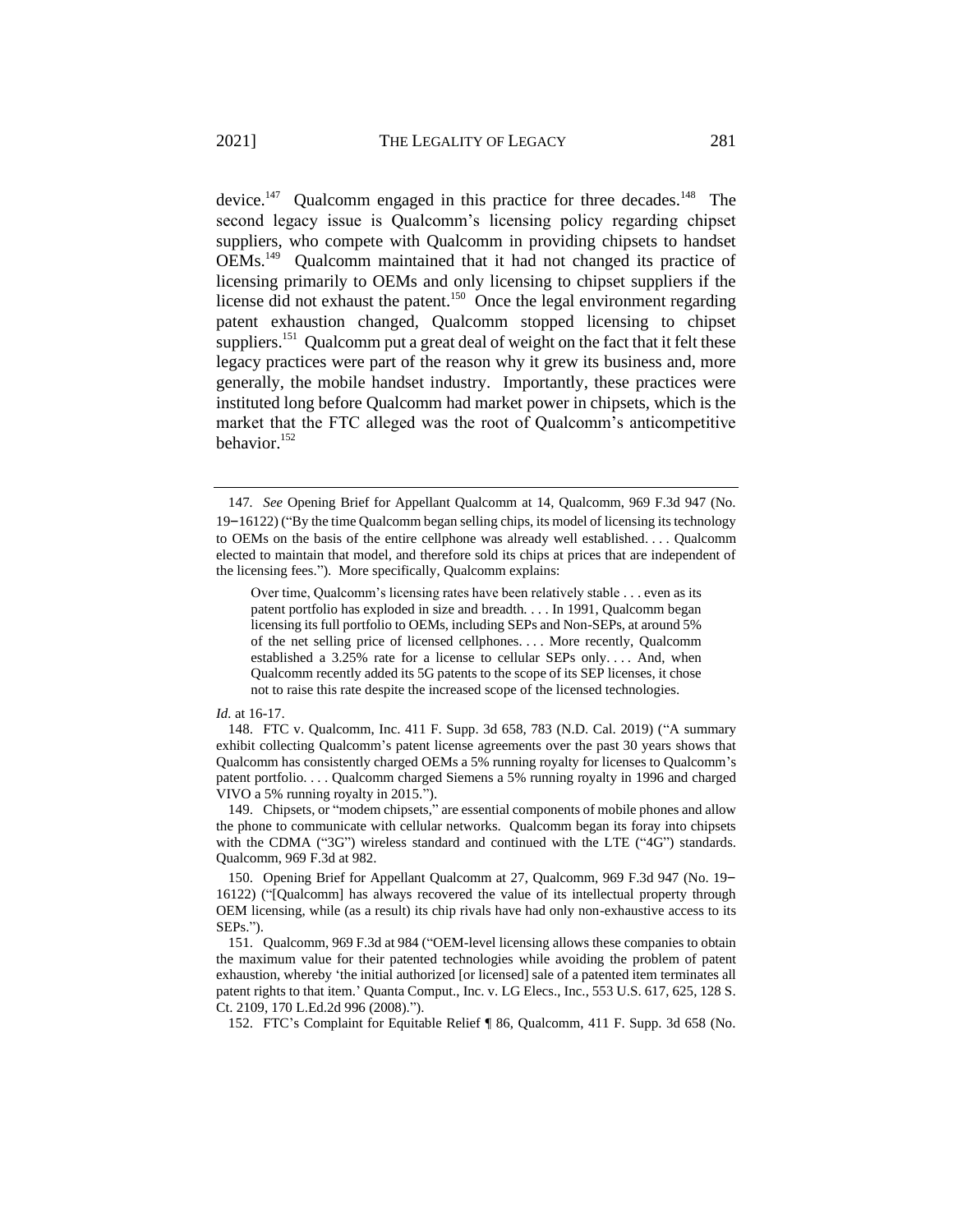device.[147] Qualcomm engaged in this practice for three decades.[148] The second legacy issue is Qualcomm's licensing policy regarding chipset suppliers, who compete with Qualcomm in providing chipsets to handset OEMs.[149] Qualcomm maintained that it had not changed its practice of licensing primarily to OEMs and only licensing to chipset suppliers if the license did not exhaust the patent.[150] Once the legal environment regarding patent exhaustion changed, Qualcomm stopped licensing to chipset suppliers.[151] Qualcomm put a great deal of weight on the fact that it felt these legacy practices were part of the reason why it grew its business and, more generally, the mobile handset industry. Importantly, these practices were instituted long before Qualcomm had market power in chipsets, which is the market that the FTC alleged was the root of Qualcomm's anticompetitive behavior.[152]

---

147. *See* Opening Brief for Appellant Qualcomm at 14, Qualcomm, 969 F.3d 947 (No. 19–16122) ("By the time Qualcomm began selling chips, its model of licensing its technology to OEMs on the basis of the entire cellphone was already well established. . . . Qualcomm elected to maintain that model, and therefore sold its chips at prices that are independent of the licensing fees."). More specifically, Qualcomm explains:

> Over time, Qualcomm's licensing rates have been relatively stable . . . even as its patent portfolio has exploded in size and breadth. . . . In 1991, Qualcomm began licensing its full portfolio to OEMs, including SEPs and Non-SEPs, at around 5% of the net selling price of licensed cellphones. . . . More recently, Qualcomm established a 3.25% rate for a license to cellular SEPs only. . . . And, when Qualcomm recently added its 5G patents to the scope of its SEP licenses, it chose not to raise this rate despite the increased scope of the licensed technologies.

*Id.* at 16-17.

148. FTC v. Qualcomm, Inc. 411 F. Supp. 3d 658, 783 (N.D. Cal. 2019) ("A summary exhibit collecting Qualcomm's patent license agreements over the past 30 years shows that Qualcomm has consistently charged OEMs a 5% running royalty for licenses to Qualcomm's patent portfolio. . . . Qualcomm charged Siemens a 5% running royalty in 1996 and charged VIVO a 5% running royalty in 2015.").

149. Chipsets, or "modem chipsets," are essential components of mobile phones and allow the phone to communicate with cellular networks. Qualcomm began its foray into chipsets with the CDMA ("3G") wireless standard and continued with the LTE ("4G") standards. Qualcomm, 969 F.3d at 982.

150. Opening Brief for Appellant Qualcomm at 27, Qualcomm, 969 F.3d 947 (No. 19–16122) ("[Qualcomm] has always recovered the value of its intellectual property through OEM licensing, while (as a result) its chip rivals have had only non-exhaustive access to its SEPs.").

151. Qualcomm, 969 F.3d at 984 ("OEM-level licensing allows these companies to obtain the maximum value for their patented technologies while avoiding the problem of patent exhaustion, whereby 'the initial authorized [or licensed] sale of a patented item terminates all patent rights to that item.' Quanta Comput., Inc. v. LG Elecs., Inc., 553 U.S. 617, 625, 128 S. Ct. 2109, 170 L.Ed.2d 996 (2008).").

152. FTC's Complaint for Equitable Relief ¶ 86, Qualcomm, 411 F. Supp. 3d 658 (No.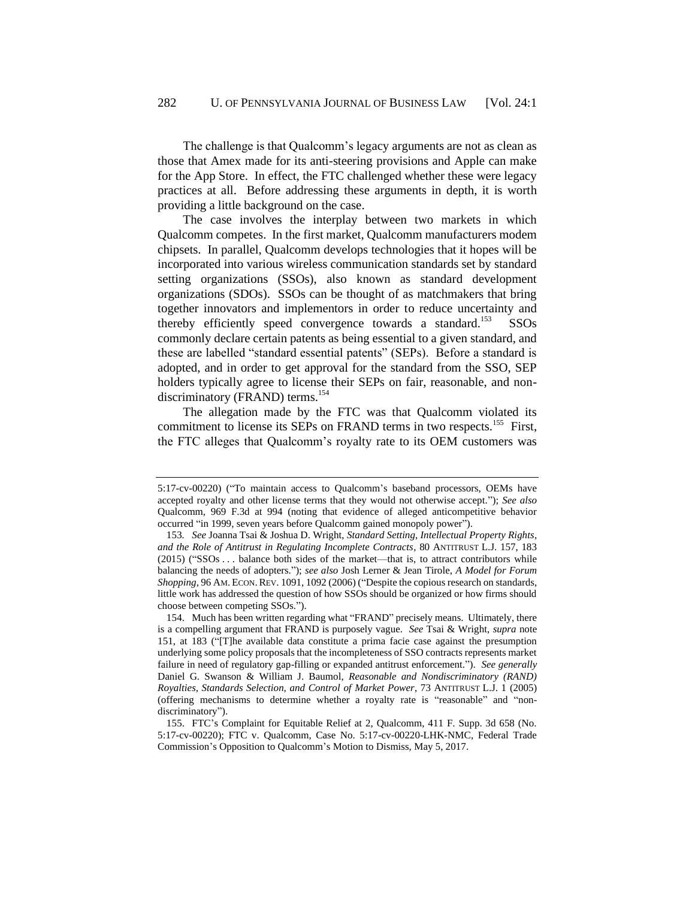The challenge is that Qualcomm's legacy arguments are not as clean as those that Amex made for its anti-steering provisions and Apple can make for the App Store. In effect, the FTC challenged whether these were legacy practices at all. Before addressing these arguments in depth, it is worth providing a little background on the case.

The case involves the interplay between two markets in which Qualcomm competes. In the first market, Qualcomm manufacturers modem chipsets. In parallel, Qualcomm develops technologies that it hopes will be incorporated into various wireless communication standards set by standard setting organizations (SSOs), also known as standard development organizations (SDOs). SSOs can be thought of as matchmakers that bring together innovators and implementors in order to reduce uncertainty and thereby efficiently speed convergence towards a standard.[153] SSOs commonly declare certain patents as being essential to a given standard, and these are labelled "standard essential patents" (SEPs). Before a standard is adopted, and in order to get approval for the standard from the SSO, SEP holders typically agree to license their SEPs on fair, reasonable, and non-discriminatory (FRAND) terms.[154]

The allegation made by the FTC was that Qualcomm violated its commitment to license its SEPs on FRAND terms in two respects.[155] First, the FTC alleges that Qualcomm's royalty rate to its OEM customers was

---

5:17-cv-00220) ("To maintain access to Qualcomm's baseband processors, OEMs have accepted royalty and other license terms that they would not otherwise accept."); *See also* Qualcomm, 969 F.3d at 994 (noting that evidence of alleged anticompetitive behavior occurred "in 1999, seven years before Qualcomm gained monopoly power").

153. *See* Joanna Tsai & Joshua D. Wright, *Standard Setting, Intellectual Property Rights, and the Role of Antitrust in Regulating Incomplete Contracts*, 80 ANTITRUST L.J. 157, 183 (2015) ("SSOs . . . balance both sides of the market—that is, to attract contributors while balancing the needs of adopters."); *see also* Josh Lerner & Jean Tirole, *A Model for Forum Shopping*, 96 AM. ECON. REV. 1091, 1092 (2006) ("Despite the copious research on standards, little work has addressed the question of how SSOs should be organized or how firms should choose between competing SSOs.").

154. Much has been written regarding what "FRAND" precisely means. Ultimately, there is a compelling argument that FRAND is purposely vague. *See* Tsai & Wright, *supra* note 151, at 183 ("[T]he available data constitute a prima facie case against the presumption underlying some policy proposals that the incompleteness of SSO contracts represents market failure in need of regulatory gap-filling or expanded antitrust enforcement."). *See generally* Daniel G. Swanson & William J. Baumol, *Reasonable and Nondiscriminatory (RAND) Royalties, Standards Selection, and Control of Market Power*, 73 ANTITRUST L.J. 1 (2005) (offering mechanisms to determine whether a royalty rate is "reasonable" and "non-discriminatory").

155. FTC's Complaint for Equitable Relief at 2, Qualcomm, 411 F. Supp. 3d 658 (No. 5:17-cv-00220); FTC v. Qualcomm, Case No. 5:17-cv-00220-LHK-NMC, Federal Trade Commission's Opposition to Qualcomm's Motion to Dismiss, May 5, 2017.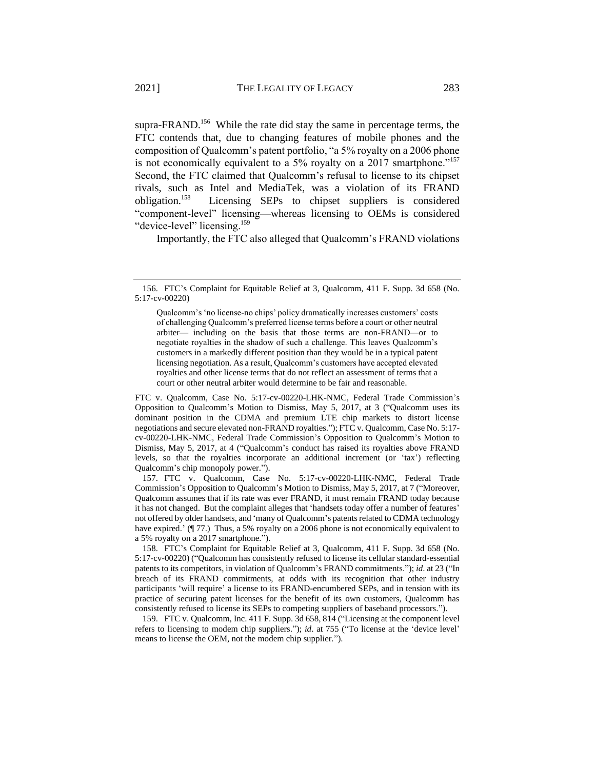supra-FRAND.[156] While the rate did stay the same in percentage terms, the FTC contends that, due to changing features of mobile phones and the composition of Qualcomm's patent portfolio, "a 5% royalty on a 2006 phone is not economically equivalent to a 5% royalty on a 2017 smartphone."[157] Second, the FTC claimed that Qualcomm's refusal to license to its chipset rivals, such as Intel and MediaTek, was a violation of its FRAND obligation.[158] Licensing SEPs to chipset suppliers is considered "component-level" licensing—whereas licensing to OEMs is considered "device-level" licensing.[159]

Importantly, the FTC also alleged that Qualcomm's FRAND violations

---

156. FTC's Complaint for Equitable Relief at 3, Qualcomm, 411 F. Supp. 3d 658 (No. 5:17-cv-00220)

> Qualcomm's 'no license-no chips' policy dramatically increases customers' costs of challenging Qualcomm's preferred license terms before a court or other neutral arbiter— including on the basis that those terms are non-FRAND—or to negotiate royalties in the shadow of such a challenge. This leaves Qualcomm's customers in a markedly different position than they would be in a typical patent licensing negotiation. As a result, Qualcomm's customers have accepted elevated royalties and other license terms that do not reflect an assessment of terms that a court or other neutral arbiter would determine to be fair and reasonable.

FTC v. Qualcomm, Case No. 5:17-cv-00220-LHK-NMC, Federal Trade Commission's Opposition to Qualcomm's Motion to Dismiss, May 5, 2017, at 3 ("Qualcomm uses its dominant position in the CDMA and premium LTE chip markets to distort license negotiations and secure elevated non-FRAND royalties."); FTC v. Qualcomm, Case No. 5:17-cv-00220-LHK-NMC, Federal Trade Commission's Opposition to Qualcomm's Motion to Dismiss, May 5, 2017, at 4 ("Qualcomm's conduct has raised its royalties above FRAND levels, so that the royalties incorporate an additional increment (or 'tax') reflecting Qualcomm's chip monopoly power.").

157. FTC v. Qualcomm, Case No. 5:17-cv-00220-LHK-NMC, Federal Trade Commission's Opposition to Qualcomm's Motion to Dismiss, May 5, 2017, at 7 ("Moreover, Qualcomm assumes that if its rate was ever FRAND, it must remain FRAND today because it has not changed. But the complaint alleges that 'handsets today offer a number of features' not offered by older handsets, and 'many of Qualcomm's patents related to CDMA technology have expired.' (¶ 77.) Thus, a 5% royalty on a 2006 phone is not economically equivalent to a 5% royalty on a 2017 smartphone.").

158. FTC's Complaint for Equitable Relief at 3, Qualcomm, 411 F. Supp. 3d 658 (No. 5:17-cv-00220) ("Qualcomm has consistently refused to license its cellular standard-essential patents to its competitors, in violation of Qualcomm's FRAND commitments."); *id*. at 23 ("In breach of its FRAND commitments, at odds with its recognition that other industry participants 'will require' a license to its FRAND-encumbered SEPs, and in tension with its practice of securing patent licenses for the benefit of its own customers, Qualcomm has consistently refused to license its SEPs to competing suppliers of baseband processors.").

159. FTC v. Qualcomm, Inc. 411 F. Supp. 3d 658, 814 ("Licensing at the component level refers to licensing to modem chip suppliers."); *id*. at 755 ("To license at the 'device level' means to license the OEM, not the modem chip supplier.").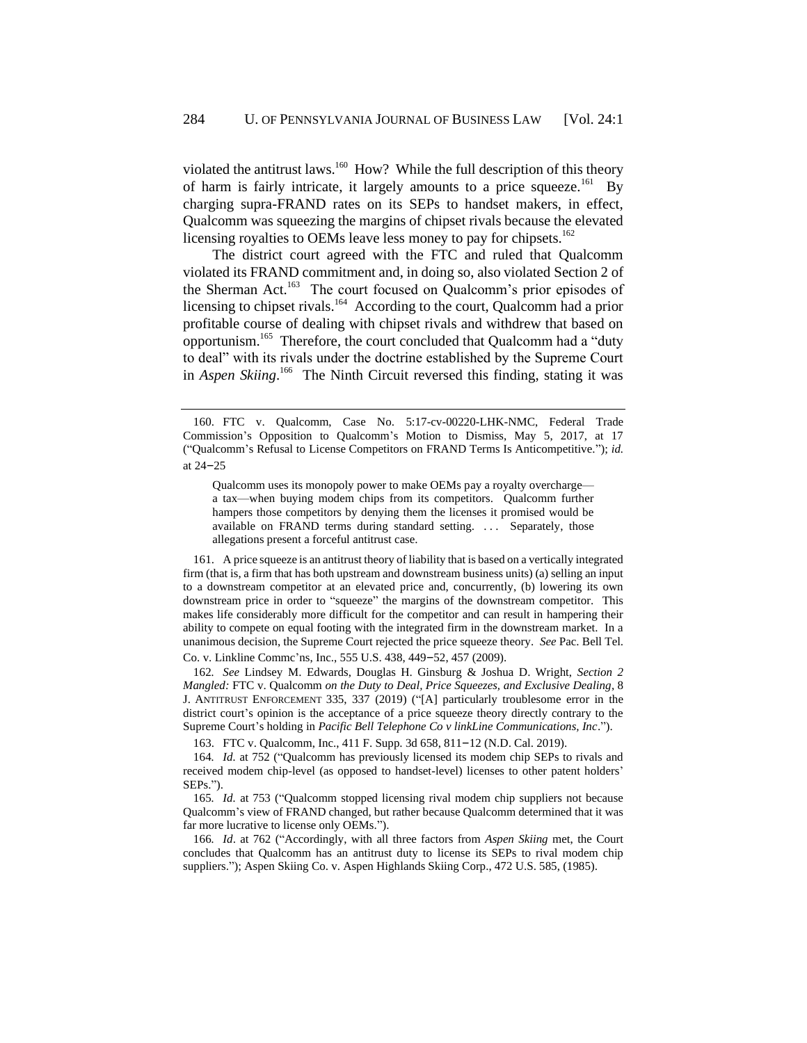violated the antitrust laws.[160] How? While the full description of this theory of harm is fairly intricate, it largely amounts to a price squeeze.[161] By charging supra-FRAND rates on its SEPs to handset makers, in effect, Qualcomm was squeezing the margins of chipset rivals because the elevated licensing royalties to OEMs leave less money to pay for chipsets.[162]

The district court agreed with the FTC and ruled that Qualcomm violated its FRAND commitment and, in doing so, also violated Section 2 of the Sherman Act.[163] The court focused on Qualcomm's prior episodes of licensing to chipset rivals.[164] According to the court, Qualcomm had a prior profitable course of dealing with chipset rivals and withdrew that based on opportunism.[165] Therefore, the court concluded that Qualcomm had a "duty to deal" with its rivals under the doctrine established by the Supreme Court in *Aspen Skiing*.[166] The Ninth Circuit reversed this finding, stating it was

---

160. FTC v. Qualcomm, Case No. 5:17-cv-00220-LHK-NMC, Federal Trade Commission's Opposition to Qualcomm's Motion to Dismiss, May 5, 2017, at 17 ("Qualcomm's Refusal to License Competitors on FRAND Terms Is Anticompetitive."); *id.* at 24–25

> Qualcomm uses its monopoly power to make OEMs pay a royalty overcharge—a tax—when buying modem chips from its competitors. Qualcomm further hampers those competitors by denying them the licenses it promised would be available on FRAND terms during standard setting. . . . Separately, those allegations present a forceful antitrust case.

161. A price squeeze is an antitrust theory of liability that is based on a vertically integrated firm (that is, a firm that has both upstream and downstream business units) (a) selling an input to a downstream competitor at an elevated price and, concurrently, (b) lowering its own downstream price in order to "squeeze" the margins of the downstream competitor. This makes life considerably more difficult for the competitor and can result in hampering their ability to compete on equal footing with the integrated firm in the downstream market. In a unanimous decision, the Supreme Court rejected the price squeeze theory. *See* Pac. Bell Tel. Co. v. Linkline Commc'ns, Inc., 555 U.S. 438, 449–52, 457 (2009).

162. *See* Lindsey M. Edwards, Douglas H. Ginsburg & Joshua D. Wright, *Section 2 Mangled:* FTC v. Qualcomm *on the Duty to Deal, Price Squeezes, and Exclusive Dealing*, 8 J. ANTITRUST ENFORCEMENT 335, 337 (2019) ("[A] particularly troublesome error in the district court's opinion is the acceptance of a price squeeze theory directly contrary to the Supreme Court's holding in *Pacific Bell Telephone Co v linkLine Communications, Inc*.").

163. FTC v. Qualcomm, Inc., 411 F. Supp. 3d 658, 811–12 (N.D. Cal. 2019).

164. *Id.* at 752 ("Qualcomm has previously licensed its modem chip SEPs to rivals and received modem chip-level (as opposed to handset-level) licenses to other patent holders' SEPs.").

165. *Id.* at 753 ("Qualcomm stopped licensing rival modem chip suppliers not because Qualcomm's view of FRAND changed, but rather because Qualcomm determined that it was far more lucrative to license only OEMs.").

166. *Id*. at 762 ("Accordingly, with all three factors from *Aspen Skiing* met, the Court concludes that Qualcomm has an antitrust duty to license its SEPs to rival modem chip suppliers."); Aspen Skiing Co. v. Aspen Highlands Skiing Corp., 472 U.S. 585, (1985).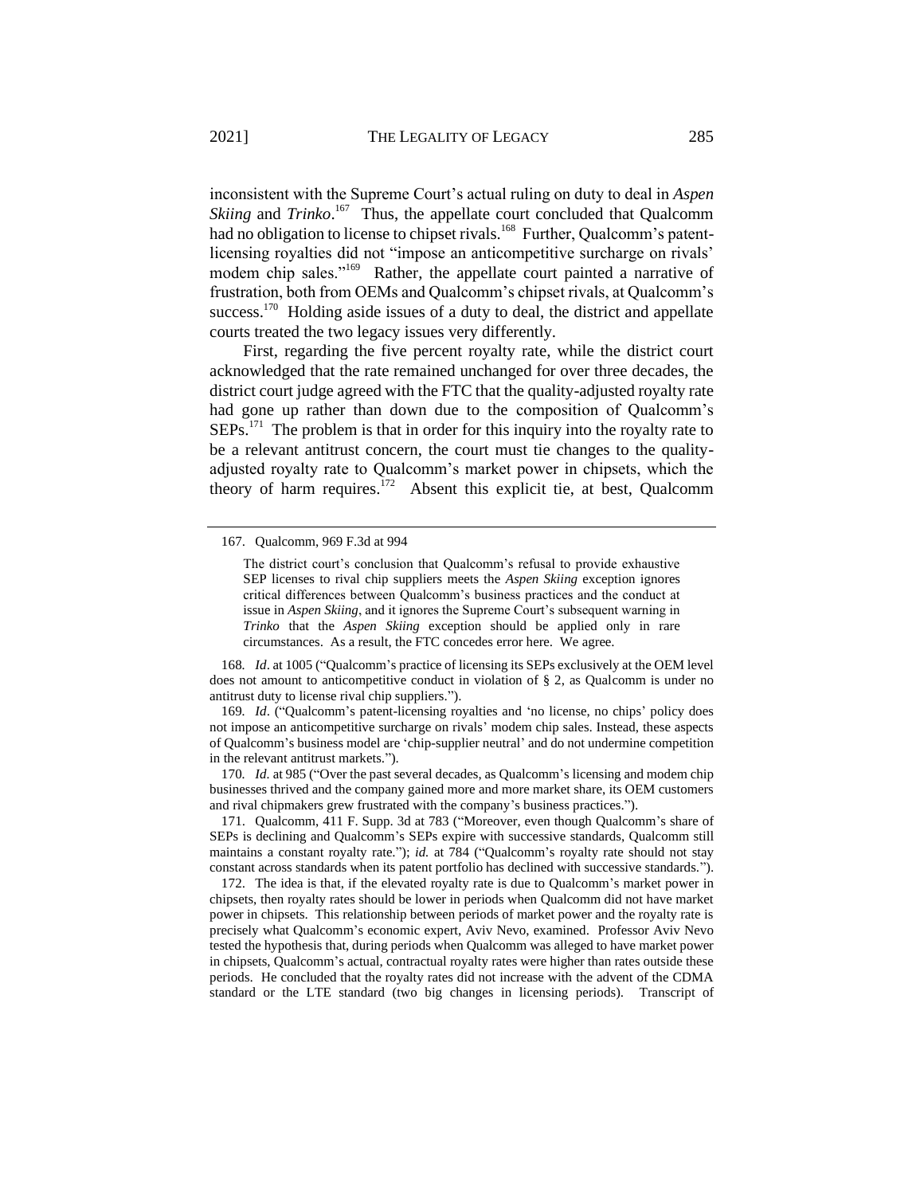inconsistent with the Supreme Court's actual ruling on duty to deal in *Aspen Skiing* and *Trinko*.[167] Thus, the appellate court concluded that Qualcomm had no obligation to license to chipset rivals.[168] Further, Qualcomm's patent-licensing royalties did not "impose an anticompetitive surcharge on rivals' modem chip sales."[169] Rather, the appellate court painted a narrative of frustration, both from OEMs and Qualcomm's chipset rivals, at Qualcomm's success.[170] Holding aside issues of a duty to deal, the district and appellate courts treated the two legacy issues very differently.

First, regarding the five percent royalty rate, while the district court acknowledged that the rate remained unchanged for over three decades, the district court judge agreed with the FTC that the quality-adjusted royalty rate had gone up rather than down due to the composition of Qualcomm's SEPs.[171] The problem is that in order for this inquiry into the royalty rate to be a relevant antitrust concern, the court must tie changes to the quality-adjusted royalty rate to Qualcomm's market power in chipsets, which the theory of harm requires.[172] Absent this explicit tie, at best, Qualcomm

---

167. Qualcomm, 969 F.3d at 994

> The district court's conclusion that Qualcomm's refusal to provide exhaustive SEP licenses to rival chip suppliers meets the *Aspen Skiing* exception ignores critical differences between Qualcomm's business practices and the conduct at issue in *Aspen Skiing*, and it ignores the Supreme Court's subsequent warning in *Trinko* that the *Aspen Skiing* exception should be applied only in rare circumstances. As a result, the FTC concedes error here. We agree.

168. *Id*. at 1005 ("Qualcomm's practice of licensing its SEPs exclusively at the OEM level does not amount to anticompetitive conduct in violation of § 2, as Qualcomm is under no antitrust duty to license rival chip suppliers.").

169. *Id*. ("Qualcomm's patent-licensing royalties and 'no license, no chips' policy does not impose an anticompetitive surcharge on rivals' modem chip sales. Instead, these aspects of Qualcomm's business model are 'chip-supplier neutral' and do not undermine competition in the relevant antitrust markets.").

170. *Id*. at 985 ("Over the past several decades, as Qualcomm's licensing and modem chip businesses thrived and the company gained more and more market share, its OEM customers and rival chipmakers grew frustrated with the company's business practices.").

171. Qualcomm, 411 F. Supp. 3d at 783 ("Moreover, even though Qualcomm's share of SEPs is declining and Qualcomm's SEPs expire with successive standards, Qualcomm still maintains a constant royalty rate."); *id.* at 784 ("Qualcomm's royalty rate should not stay constant across standards when its patent portfolio has declined with successive standards.").

172. The idea is that, if the elevated royalty rate is due to Qualcomm's market power in chipsets, then royalty rates should be lower in periods when Qualcomm did not have market power in chipsets. This relationship between periods of market power and the royalty rate is precisely what Qualcomm's economic expert, Aviv Nevo, examined. Professor Aviv Nevo tested the hypothesis that, during periods when Qualcomm was alleged to have market power in chipsets, Qualcomm's actual, contractual royalty rates were higher than rates outside these periods. He concluded that the royalty rates did not increase with the advent of the CDMA standard or the LTE standard (two big changes in licensing periods). Transcript of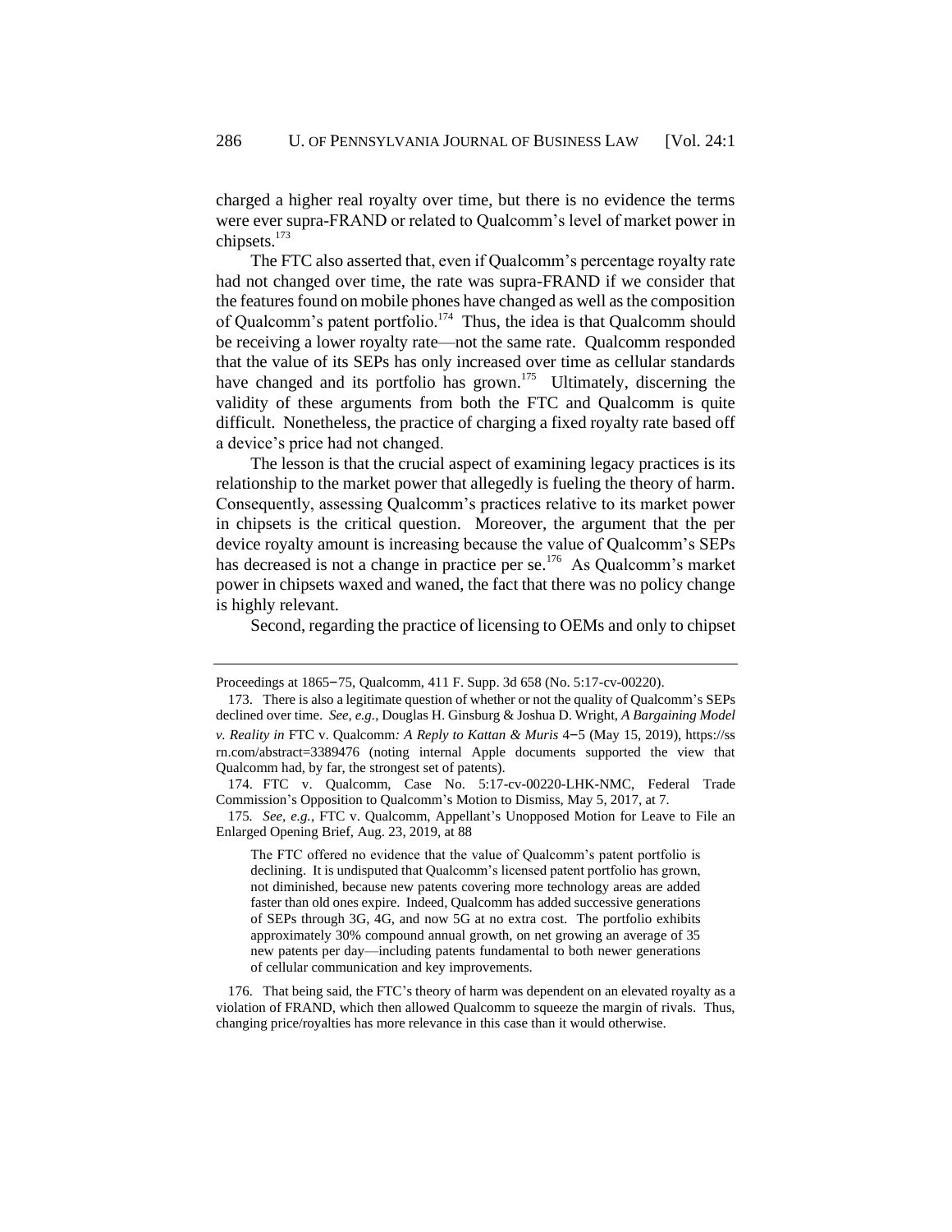charged a higher real royalty over time, but there is no evidence the terms were ever supra-FRAND or related to Qualcomm's level of market power in chipsets.[173]

The FTC also asserted that, even if Qualcomm's percentage royalty rate had not changed over time, the rate was supra-FRAND if we consider that the features found on mobile phones have changed as well as the composition of Qualcomm's patent portfolio.[174] Thus, the idea is that Qualcomm should be receiving a lower royalty rate—not the same rate. Qualcomm responded that the value of its SEPs has only increased over time as cellular standards have changed and its portfolio has grown.[175] Ultimately, discerning the validity of these arguments from both the FTC and Qualcomm is quite difficult. Nonetheless, the practice of charging a fixed royalty rate based off a device's price had not changed.

The lesson is that the crucial aspect of examining legacy practices is its relationship to the market power that allegedly is fueling the theory of harm. Consequently, assessing Qualcomm's practices relative to its market power in chipsets is the critical question. Moreover, the argument that the per device royalty amount is increasing because the value of Qualcomm's SEPs has decreased is not a change in practice per se.[176] As Qualcomm's market power in chipsets waxed and waned, the fact that there was no policy change is highly relevant.

Second, regarding the practice of licensing to OEMs and only to chipset

---

Proceedings at 1865–75, Qualcomm, 411 F. Supp. 3d 658 (No. 5:17-cv-00220).

173. There is also a legitimate question of whether or not the quality of Qualcomm's SEPs declined over time. *See, e.g.*, Douglas H. Ginsburg & Joshua D. Wright, *A Bargaining Model v. Reality in* FTC v. Qualcomm*: A Reply to Kattan & Muris* 4–5 (May 15, 2019), https://ssrn.com/abstract=3389476 (noting internal Apple documents supported the view that Qualcomm had, by far, the strongest set of patents).

174. FTC v. Qualcomm, Case No. 5:17-cv-00220-LHK-NMC, Federal Trade Commission's Opposition to Qualcomm's Motion to Dismiss, May 5, 2017, at 7.

175. *See, e.g.*, FTC v. Qualcomm, Appellant's Unopposed Motion for Leave to File an Enlarged Opening Brief, Aug. 23, 2019, at 88

> The FTC offered no evidence that the value of Qualcomm's patent portfolio is declining. It is undisputed that Qualcomm's licensed patent portfolio has grown, not diminished, because new patents covering more technology areas are added faster than old ones expire. Indeed, Qualcomm has added successive generations of SEPs through 3G, 4G, and now 5G at no extra cost. The portfolio exhibits approximately 30% compound annual growth, on net growing an average of 35 new patents per day—including patents fundamental to both newer generations of cellular communication and key improvements.

176. That being said, the FTC's theory of harm was dependent on an elevated royalty as a violation of FRAND, which then allowed Qualcomm to squeeze the margin of rivals. Thus, changing price/royalties has more relevance in this case than it would otherwise.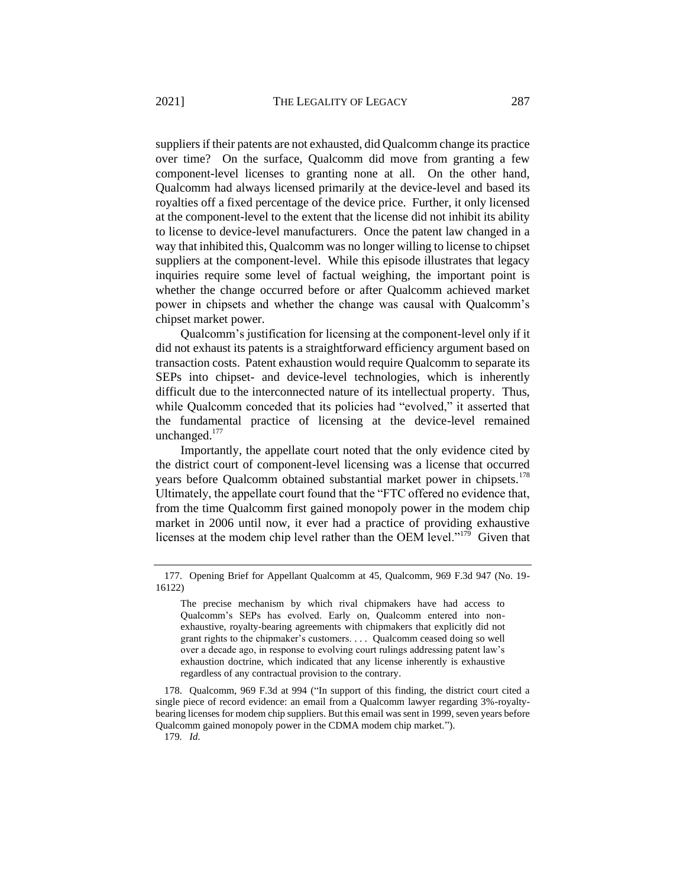suppliers if their patents are not exhausted, did Qualcomm change its practice over time? On the surface, Qualcomm did move from granting a few component-level licenses to granting none at all. On the other hand, Qualcomm had always licensed primarily at the device-level and based its royalties off a fixed percentage of the device price. Further, it only licensed at the component-level to the extent that the license did not inhibit its ability to license to device-level manufacturers. Once the patent law changed in a way that inhibited this, Qualcomm was no longer willing to license to chipset suppliers at the component-level. While this episode illustrates that legacy inquiries require some level of factual weighing, the important point is whether the change occurred before or after Qualcomm achieved market power in chipsets and whether the change was causal with Qualcomm's chipset market power.

Qualcomm's justification for licensing at the component-level only if it did not exhaust its patents is a straightforward efficiency argument based on transaction costs. Patent exhaustion would require Qualcomm to separate its SEPs into chipset- and device-level technologies, which is inherently difficult due to the interconnected nature of its intellectual property. Thus, while Qualcomm conceded that its policies had "evolved," it asserted that the fundamental practice of licensing at the device-level remained unchanged.[177]

Importantly, the appellate court noted that the only evidence cited by the district court of component-level licensing was a license that occurred years before Qualcomm obtained substantial market power in chipsets.[178] Ultimately, the appellate court found that the "FTC offered no evidence that, from the time Qualcomm first gained monopoly power in the modem chip market in 2006 until now, it ever had a practice of providing exhaustive licenses at the modem chip level rather than the OEM level."[179] Given that

---

177. Opening Brief for Appellant Qualcomm at 45, Qualcomm, 969 F.3d 947 (No. 19-16122)

> The precise mechanism by which rival chipmakers have had access to Qualcomm's SEPs has evolved. Early on, Qualcomm entered into non-exhaustive, royalty-bearing agreements with chipmakers that explicitly did not grant rights to the chipmaker's customers. . . . Qualcomm ceased doing so well over a decade ago, in response to evolving court rulings addressing patent law's exhaustion doctrine, which indicated that any license inherently is exhaustive regardless of any contractual provision to the contrary.

178. Qualcomm, 969 F.3d at 994 ("In support of this finding, the district court cited a single piece of record evidence: an email from a Qualcomm lawyer regarding 3%-royalty-bearing licenses for modem chip suppliers. But this email was sent in 1999, seven years before Qualcomm gained monopoly power in the CDMA modem chip market.").

179. *Id.*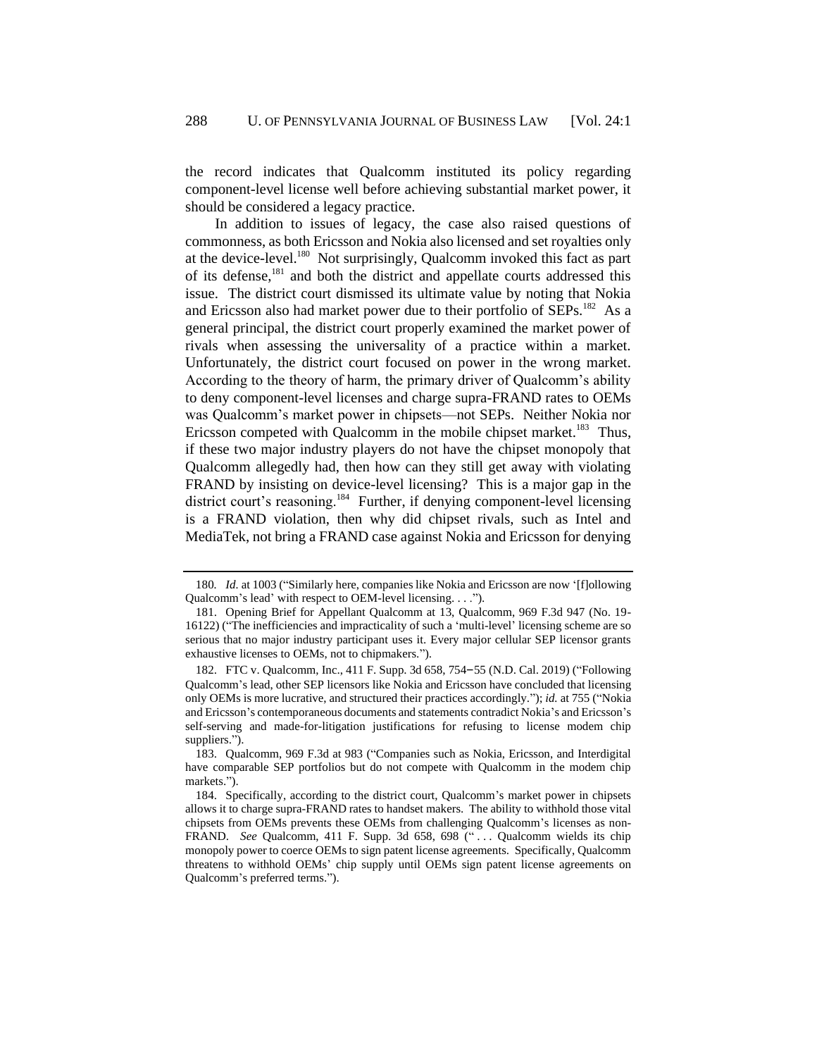the record indicates that Qualcomm instituted its policy regarding component-level license well before achieving substantial market power, it should be considered a legacy practice.

In addition to issues of legacy, the case also raised questions of commonness, as both Ericsson and Nokia also licensed and set royalties only at the device-level.[180] Not surprisingly, Qualcomm invoked this fact as part of its defense,[181] and both the district and appellate courts addressed this issue. The district court dismissed its ultimate value by noting that Nokia and Ericsson also had market power due to their portfolio of SEPs.[182] As a general principal, the district court properly examined the market power of rivals when assessing the universality of a practice within a market. Unfortunately, the district court focused on power in the wrong market. According to the theory of harm, the primary driver of Qualcomm's ability to deny component-level licenses and charge supra-FRAND rates to OEMs was Qualcomm's market power in chipsets—not SEPs. Neither Nokia nor Ericsson competed with Qualcomm in the mobile chipset market.[183] Thus, if these two major industry players do not have the chipset monopoly that Qualcomm allegedly had, then how can they still get away with violating FRAND by insisting on device-level licensing? This is a major gap in the district court's reasoning.[184] Further, if denying component-level licensing is a FRAND violation, then why did chipset rivals, such as Intel and MediaTek, not bring a FRAND case against Nokia and Ericsson for denying

---

180. *Id.* at 1003 ("Similarly here, companies like Nokia and Ericsson are now '[f]ollowing Qualcomm's lead' with respect to OEM-level licensing. . . .").

181. Opening Brief for Appellant Qualcomm at 13, Qualcomm, 969 F.3d 947 (No. 19-16122) ("The inefficiencies and impracticality of such a 'multi-level' licensing scheme are so serious that no major industry participant uses it. Every major cellular SEP licensor grants exhaustive licenses to OEMs, not to chipmakers.").

182. FTC v. Qualcomm, Inc., 411 F. Supp. 3d 658, 754–55 (N.D. Cal. 2019) ("Following Qualcomm's lead, other SEP licensors like Nokia and Ericsson have concluded that licensing only OEMs is more lucrative, and structured their practices accordingly."); *id.* at 755 ("Nokia and Ericsson's contemporaneous documents and statements contradict Nokia's and Ericsson's self-serving and made-for-litigation justifications for refusing to license modem chip suppliers.").

183. Qualcomm, 969 F.3d at 983 ("Companies such as Nokia, Ericsson, and Interdigital have comparable SEP portfolios but do not compete with Qualcomm in the modem chip markets.").

184. Specifically, according to the district court, Qualcomm's market power in chipsets allows it to charge supra-FRAND rates to handset makers. The ability to withhold those vital chipsets from OEMs prevents these OEMs from challenging Qualcomm's licenses as non-FRAND. *See* Qualcomm, 411 F. Supp. 3d 658, 698 (" . . . Qualcomm wields its chip monopoly power to coerce OEMs to sign patent license agreements. Specifically, Qualcomm threatens to withhold OEMs' chip supply until OEMs sign patent license agreements on Qualcomm's preferred terms.").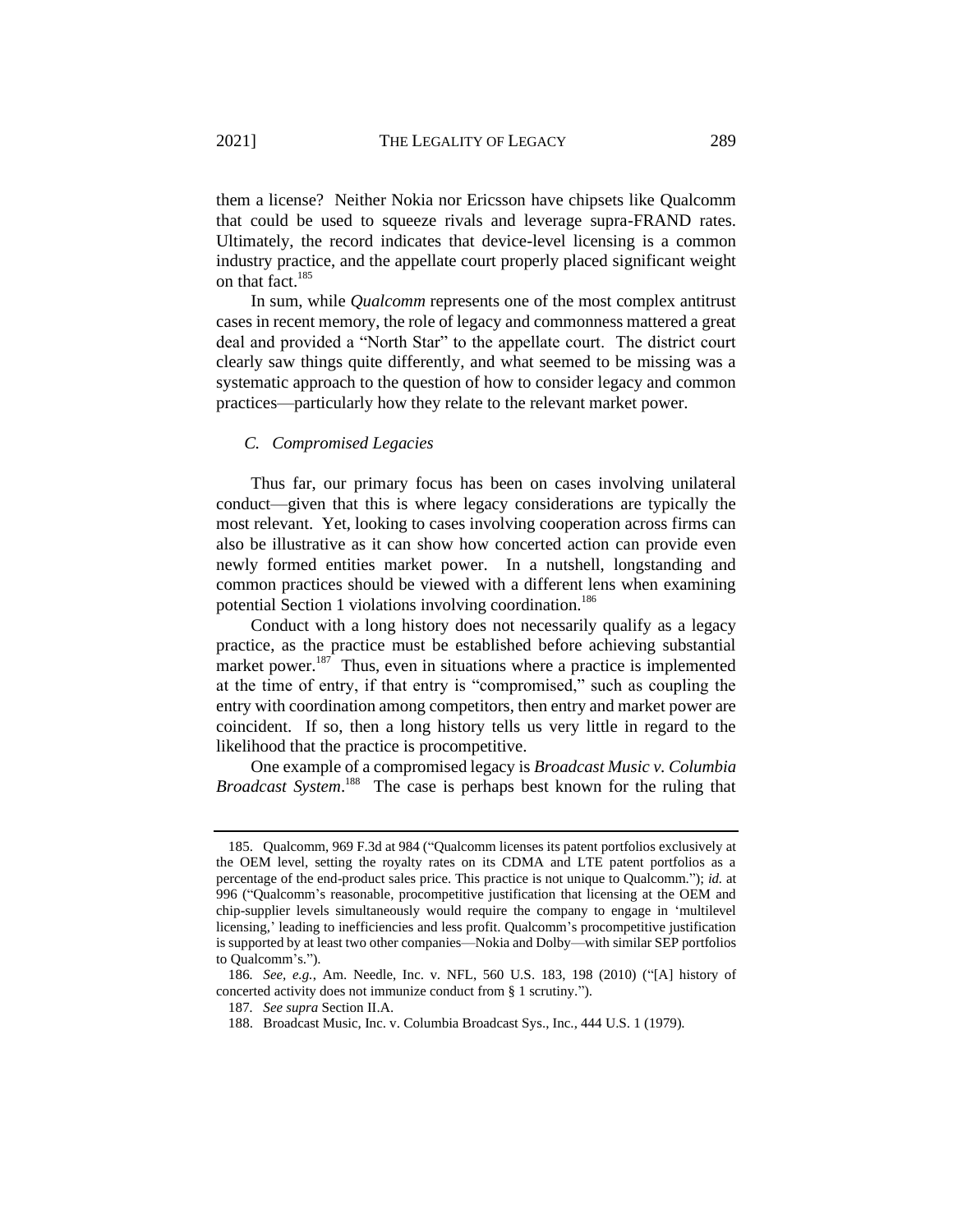them a license? Neither Nokia nor Ericsson have chipsets like Qualcomm that could be used to squeeze rivals and leverage supra-FRAND rates. Ultimately, the record indicates that device-level licensing is a common industry practice, and the appellate court properly placed significant weight on that fact.[185]

In sum, while *Qualcomm* represents one of the most complex antitrust cases in recent memory, the role of legacy and commonness mattered a great deal and provided a "North Star" to the appellate court. The district court clearly saw things quite differently, and what seemed to be missing was a systematic approach to the question of how to consider legacy and common practices—particularly how they relate to the relevant market power.

### *C. Compromised Legacies*

Thus far, our primary focus has been on cases involving unilateral conduct—given that this is where legacy considerations are typically the most relevant. Yet, looking to cases involving cooperation across firms can also be illustrative as it can show how concerted action can provide even newly formed entities market power. In a nutshell, longstanding and common practices should be viewed with a different lens when examining potential Section 1 violations involving coordination.[186]

Conduct with a long history does not necessarily qualify as a legacy practice, as the practice must be established before achieving substantial market power.[187] Thus, even in situations where a practice is implemented at the time of entry, if that entry is "compromised," such as coupling the entry with coordination among competitors, then entry and market power are coincident. If so, then a long history tells us very little in regard to the likelihood that the practice is procompetitive.

One example of a compromised legacy is *Broadcast Music v. Columbia Broadcast System*.[188] The case is perhaps best known for the ruling that

---

185. Qualcomm, 969 F.3d at 984 ("Qualcomm licenses its patent portfolios exclusively at the OEM level, setting the royalty rates on its CDMA and LTE patent portfolios as a percentage of the end-product sales price. This practice is not unique to Qualcomm."); *id.* at 996 ("Qualcomm's reasonable, procompetitive justification that licensing at the OEM and chip-supplier levels simultaneously would require the company to engage in 'multilevel licensing,' leading to inefficiencies and less profit. Qualcomm's procompetitive justification is supported by at least two other companies—Nokia and Dolby—with similar SEP portfolios to Qualcomm's.").

186. *See, e.g.*, Am. Needle, Inc. v. NFL, 560 U.S. 183, 198 (2010) ("[A] history of concerted activity does not immunize conduct from § 1 scrutiny.").

187. *See supra* Section II.A.

188. Broadcast Music, Inc. v. Columbia Broadcast Sys., Inc., 444 U.S. 1 (1979).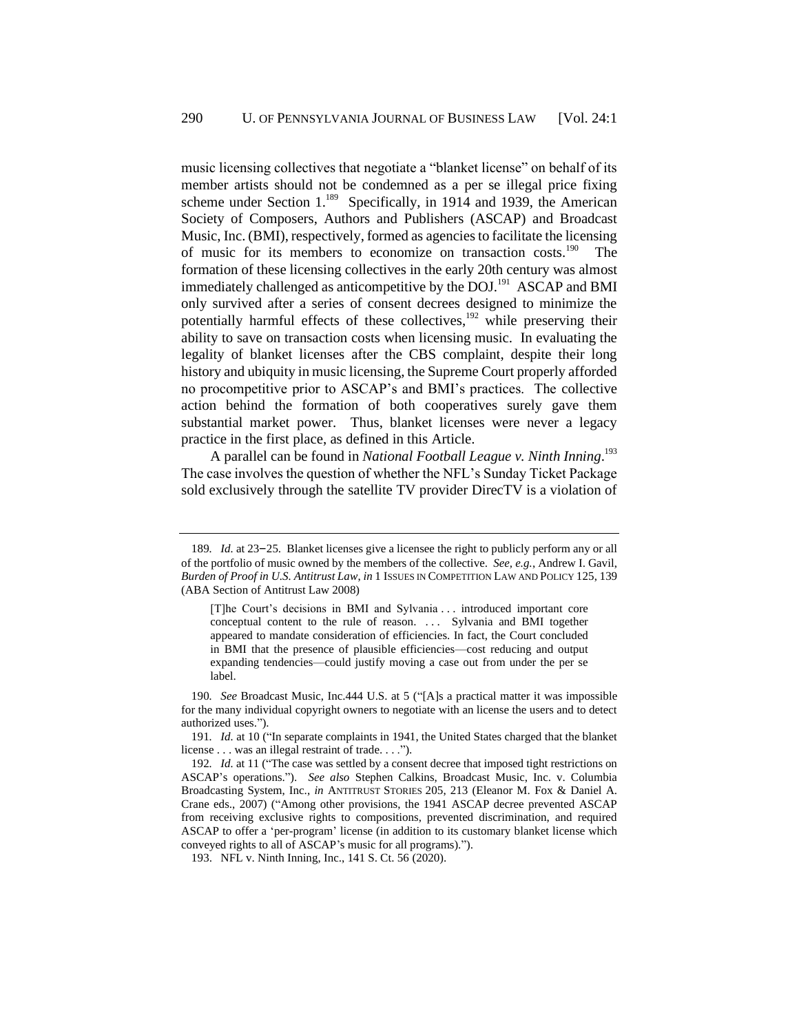music licensing collectives that negotiate a "blanket license" on behalf of its member artists should not be condemned as a per se illegal price fixing scheme under Section 1.[189] Specifically, in 1914 and 1939, the American Society of Composers, Authors and Publishers (ASCAP) and Broadcast Music, Inc. (BMI), respectively, formed as agencies to facilitate the licensing of music for its members to economize on transaction costs.[190] The formation of these licensing collectives in the early 20th century was almost immediately challenged as anticompetitive by the DOJ.[191] ASCAP and BMI only survived after a series of consent decrees designed to minimize the potentially harmful effects of these collectives,[192] while preserving their ability to save on transaction costs when licensing music. In evaluating the legality of blanket licenses after the CBS complaint, despite their long history and ubiquity in music licensing, the Supreme Court properly afforded no procompetitive prior to ASCAP's and BMI's practices. The collective action behind the formation of both cooperatives surely gave them substantial market power. Thus, blanket licenses were never a legacy practice in the first place, as defined in this Article.

A parallel can be found in *National Football League v. Ninth Inning*.[193] The case involves the question of whether the NFL's Sunday Ticket Package sold exclusively through the satellite TV provider DirecTV is a violation of

---

189. *Id.* at 23–25. Blanket licenses give a licensee the right to publicly perform any or all of the portfolio of music owned by the members of the collective. *See, e.g.*, Andrew I. Gavil, *Burden of Proof in U.S. Antitrust Law*, *in* 1 ISSUES IN COMPETITION LAW AND POLICY 125, 139 (ABA Section of Antitrust Law 2008)

> [T]he Court's decisions in BMI and Sylvania . . . introduced important core conceptual content to the rule of reason. . . . Sylvania and BMI together appeared to mandate consideration of efficiencies. In fact, the Court concluded in BMI that the presence of plausible efficiencies—cost reducing and output expanding tendencies—could justify moving a case out from under the per se label.

190. *See* Broadcast Music, Inc.444 U.S. at 5 ("[A]s a practical matter it was impossible for the many individual copyright owners to negotiate with an license the users and to detect authorized uses.").

191. *Id.* at 10 ("In separate complaints in 1941, the United States charged that the blanket license . . . was an illegal restraint of trade. . . .").

192. *Id.* at 11 ("The case was settled by a consent decree that imposed tight restrictions on ASCAP's operations."). *See also* Stephen Calkins, Broadcast Music, Inc. v. Columbia Broadcasting System, Inc., *in* ANTITRUST STORIES 205, 213 (Eleanor M. Fox & Daniel A. Crane eds., 2007) ("Among other provisions, the 1941 ASCAP decree prevented ASCAP from receiving exclusive rights to compositions, prevented discrimination, and required ASCAP to offer a 'per-program' license (in addition to its customary blanket license which conveyed rights to all of ASCAP's music for all programs).").

193. NFL v. Ninth Inning, Inc., 141 S. Ct. 56 (2020).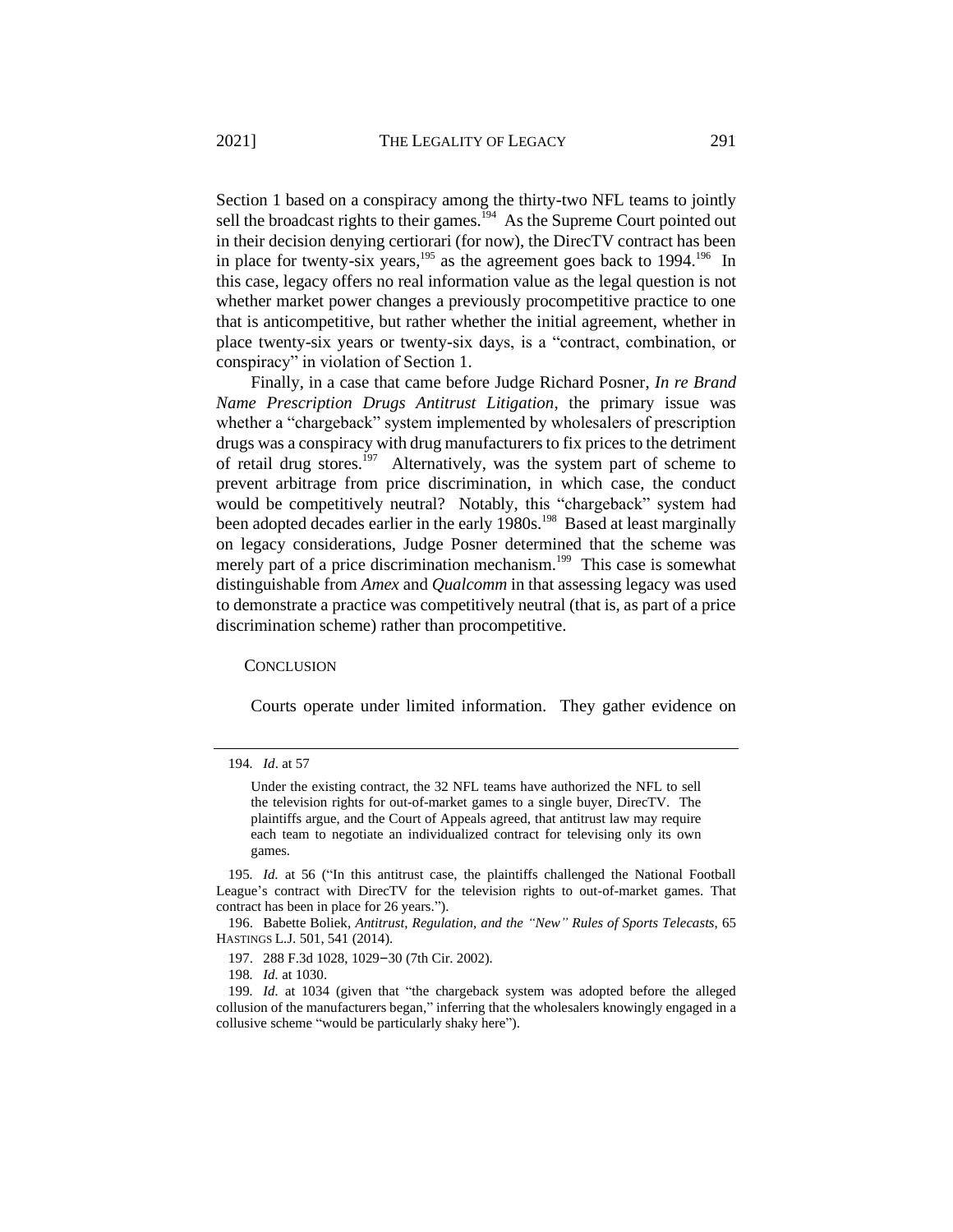Section 1 based on a conspiracy among the thirty-two NFL teams to jointly sell the broadcast rights to their games.[194] As the Supreme Court pointed out in their decision denying certiorari (for now), the DirecTV contract has been in place for twenty-six years,[195] as the agreement goes back to 1994.[196] In this case, legacy offers no real information value as the legal question is not whether market power changes a previously procompetitive practice to one that is anticompetitive, but rather whether the initial agreement, whether in place twenty-six years or twenty-six days, is a "contract, combination, or conspiracy" in violation of Section 1.

Finally, in a case that came before Judge Richard Posner, *In re Brand Name Prescription Drugs Antitrust Litigation*, the primary issue was whether a "chargeback" system implemented by wholesalers of prescription drugs was a conspiracy with drug manufacturers to fix prices to the detriment of retail drug stores.[197] Alternatively, was the system part of scheme to prevent arbitrage from price discrimination, in which case, the conduct would be competitively neutral? Notably, this "chargeback" system had been adopted decades earlier in the early 1980s.[198] Based at least marginally on legacy considerations, Judge Posner determined that the scheme was merely part of a price discrimination mechanism.[199] This case is somewhat distinguishable from *Amex* and *Qualcomm* in that assessing legacy was used to demonstrate a practice was competitively neutral (that is, as part of a price discrimination scheme) rather than procompetitive.

## CONCLUSION

Courts operate under limited information. They gather evidence on

---

194. *Id*. at 57

> Under the existing contract, the 32 NFL teams have authorized the NFL to sell the television rights for out-of-market games to a single buyer, DirecTV. The plaintiffs argue, and the Court of Appeals agreed, that antitrust law may require each team to negotiate an individualized contract for televising only its own games.

195. *Id.* at 56 ("In this antitrust case, the plaintiffs challenged the National Football League's contract with DirecTV for the television rights to out-of-market games. That contract has been in place for 26 years.").

196. Babette Boliek, *Antitrust, Regulation, and the "New" Rules of Sports Telecasts*, 65 HASTINGS L.J. 501, 541 (2014).

197. 288 F.3d 1028, 1029–30 (7th Cir. 2002).

198. *Id.* at 1030.

199. *Id.* at 1034 (given that "the chargeback system was adopted before the alleged collusion of the manufacturers began," inferring that the wholesalers knowingly engaged in a collusive scheme "would be particularly shaky here").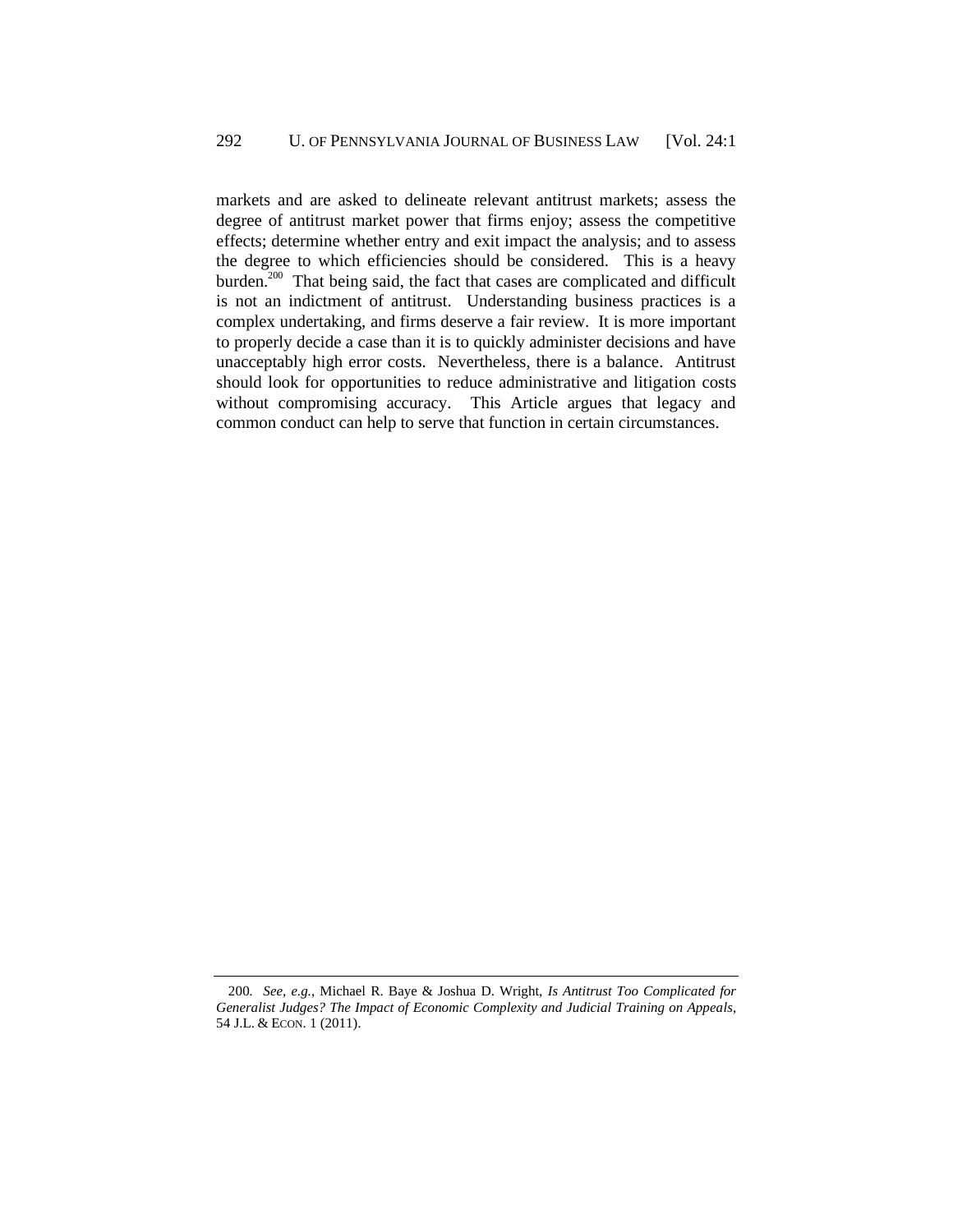markets and are asked to delineate relevant antitrust markets; assess the degree of antitrust market power that firms enjoy; assess the competitive effects; determine whether entry and exit impact the analysis; and to assess the degree to which efficiencies should be considered. This is a heavy burden.[200] That being said, the fact that cases are complicated and difficult is not an indictment of antitrust. Understanding business practices is a complex undertaking, and firms deserve a fair review. It is more important to properly decide a case than it is to quickly administer decisions and have unacceptably high error costs. Nevertheless, there is a balance. Antitrust should look for opportunities to reduce administrative and litigation costs without compromising accuracy. This Article argues that legacy and common conduct can help to serve that function in certain circumstances.

---

200. *See, e.g.*, Michael R. Baye & Joshua D. Wright, *Is Antitrust Too Complicated for Generalist Judges? The Impact of Economic Complexity and Judicial Training on Appeals*, 54 J.L. & ECON. 1 (2011).